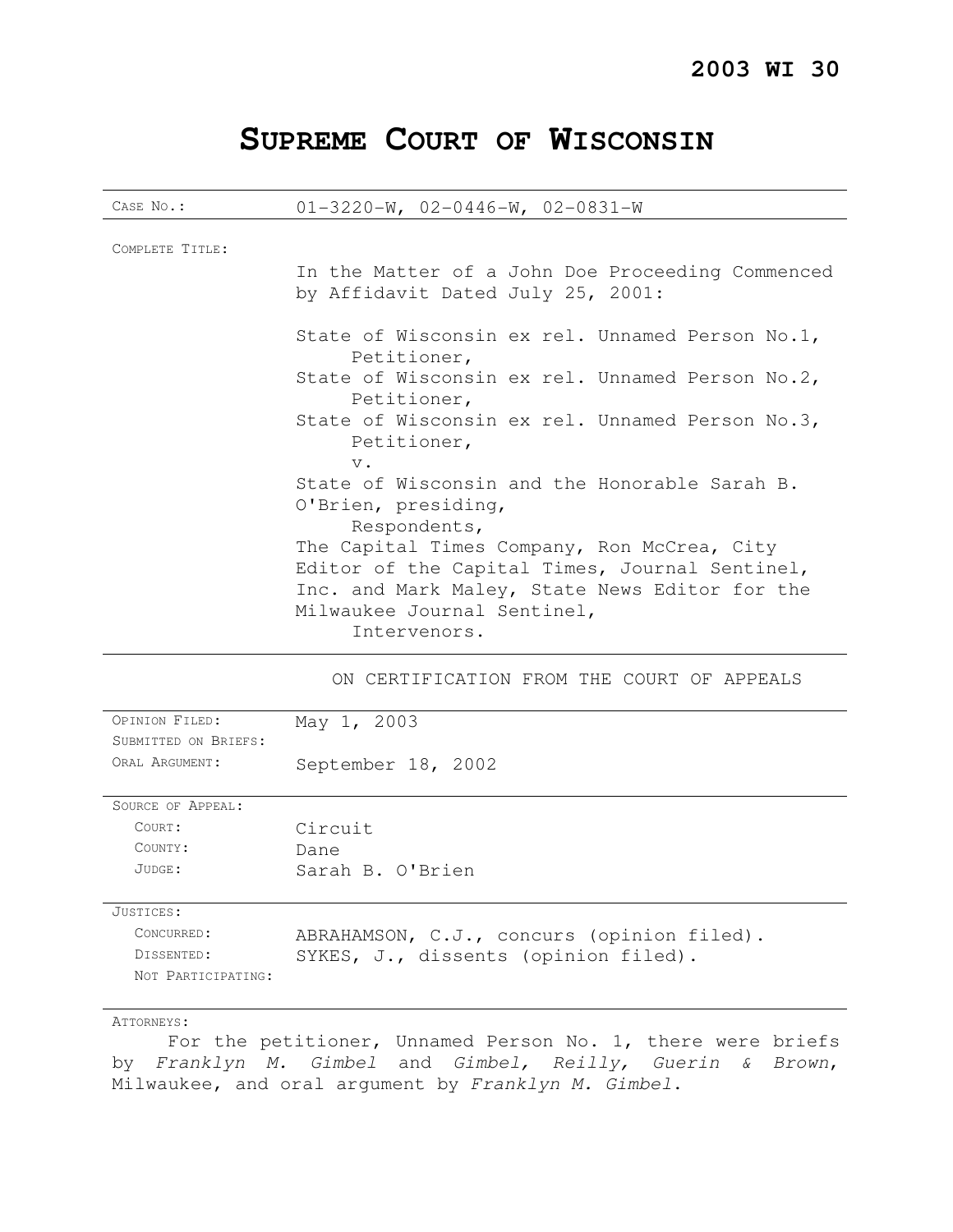**2003 WI 30**

# SUPREME COURT OF WISCONSIN

| | |
|---|---|
| CASE NO.: | 01-3220-W, 02-0446-W, 02-0831-W |
| COMPLETE TITLE: | In the Matter of a John Doe Proceeding Commenced by Affidavit Dated July 25, 2001:<br><br>State of Wisconsin ex rel. Unnamed Person No.1, Petitioner,<br>State of Wisconsin ex rel. Unnamed Person No.2, Petitioner,<br>State of Wisconsin ex rel. Unnamed Person No.3, Petitioner,<br>v.<br>State of Wisconsin and the Honorable Sarah B. O'Brien, presiding, Respondents,<br>The Capital Times Company, Ron McCrea, City Editor of the Capital Times, Journal Sentinel, Inc. and Mark Maley, State News Editor for the Milwaukee Journal Sentinel, Intervenors. |
| | ON CERTIFICATION FROM THE COURT OF APPEALS |
| OPINION FILED: | May 1, 2003 |
| SUBMITTED ON BRIEFS: | |
| ORAL ARGUMENT: | September 18, 2002 |
| SOURCE OF APPEAL: | |
| COURT: | Circuit |
| COUNTY: | Dane |
| JUDGE: | Sarah B. O'Brien |
| JUSTICES: | |
| CONCURRED: | ABRAHAMSON, C.J., concurs (opinion filed). |
| DISSENTED: | SYKES, J., dissents (opinion filed). |
| NOT PARTICIPATING: | |

ATTORNEYS:

For the petitioner, Unnamed Person No. 1, there were briefs by *Franklyn M. Gimbel* and *Gimbel, Reilly, Guerin & Brown*, Milwaukee, and oral argument by *Franklyn M. Gimbel*.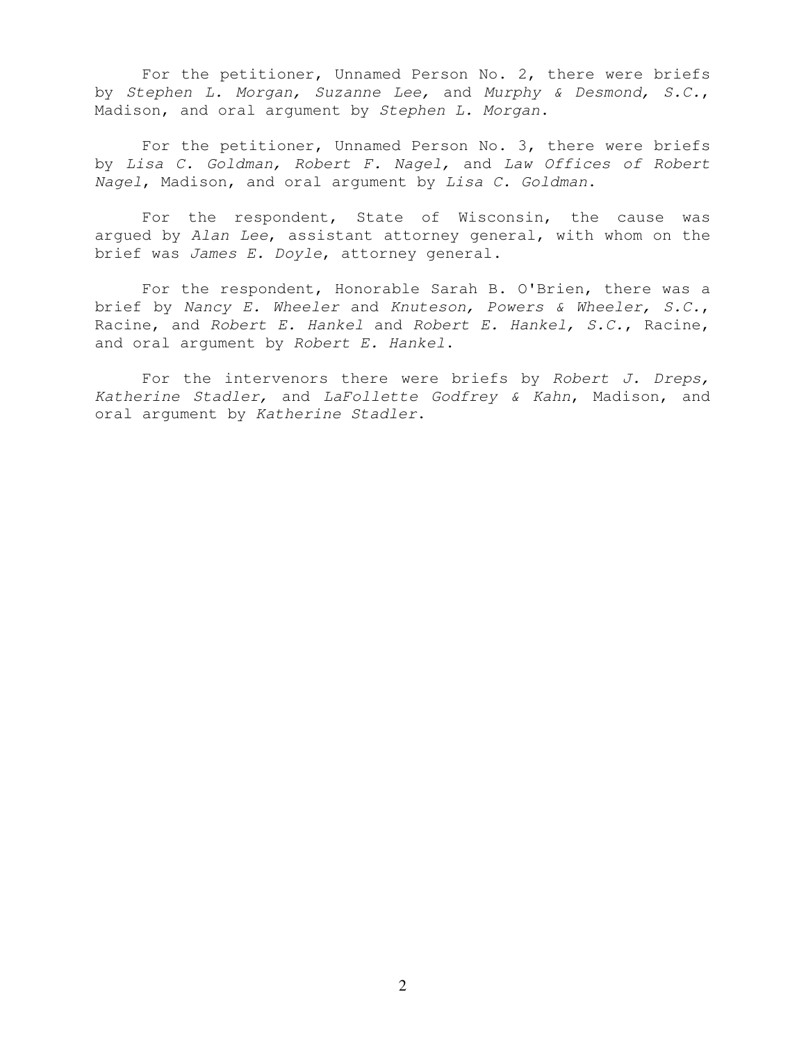For the petitioner, Unnamed Person No. 2, there were briefs by *Stephen L. Morgan, Suzanne Lee,* and *Murphy & Desmond, S.C.*, Madison, and oral argument by *Stephen L. Morgan*.

For the petitioner, Unnamed Person No. 3, there were briefs by *Lisa C. Goldman, Robert F. Nagel,* and *Law Offices of Robert Nagel*, Madison, and oral argument by *Lisa C. Goldman*.

For the respondent, State of Wisconsin, the cause was argued by *Alan Lee*, assistant attorney general, with whom on the brief was *James E. Doyle*, attorney general.

For the respondent, Honorable Sarah B. O'Brien, there was a brief by *Nancy E. Wheeler* and *Knuteson, Powers & Wheeler, S.C.*, Racine, and *Robert E. Hankel* and *Robert E. Hankel, S.C.*, Racine, and oral argument by *Robert E. Hankel*.

For the intervenors there were briefs by *Robert J. Dreps, Katherine Stadler,* and *LaFollette Godfrey & Kahn*, Madison, and oral argument by *Katherine Stadler*.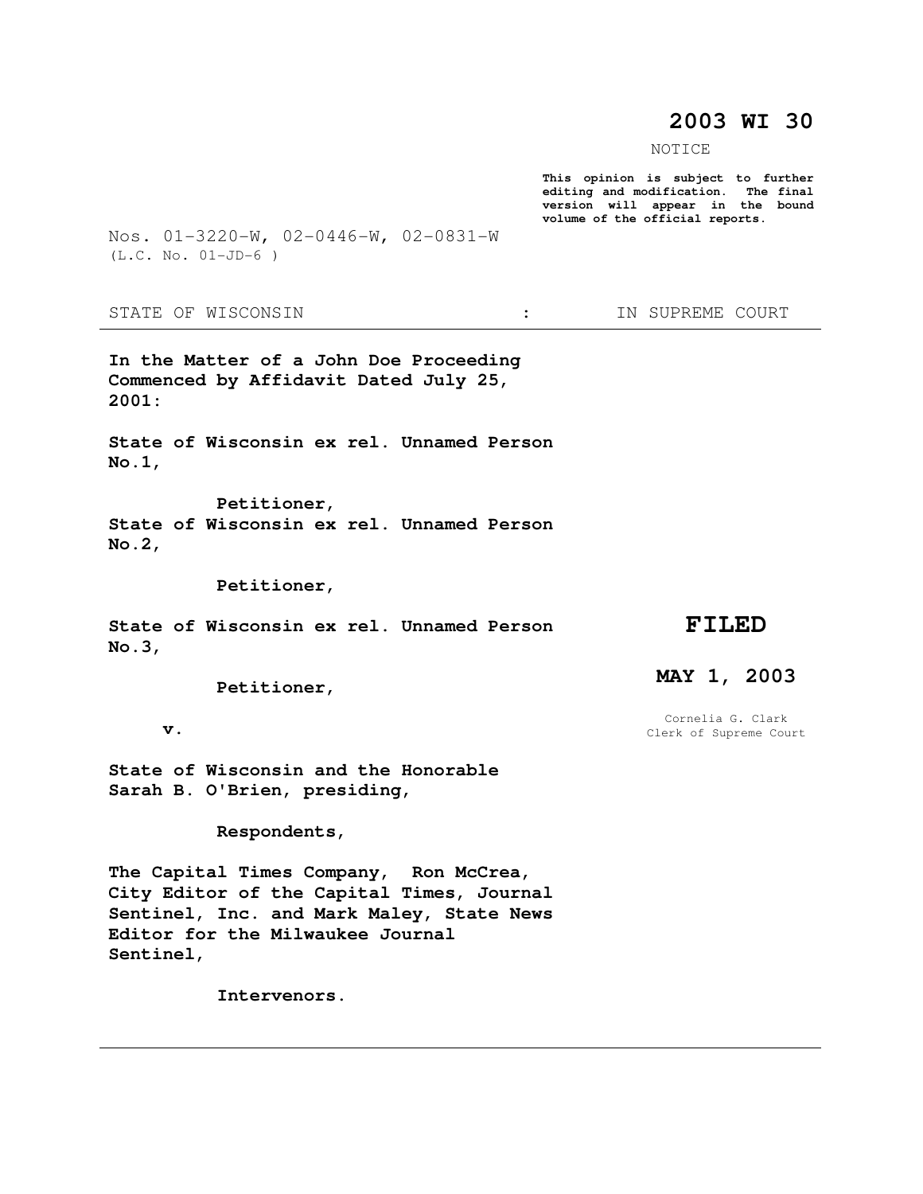# 2003 WI 30

NOTICE

**This opinion is subject to further editing and modification. The final version will appear in the bound volume of the official reports.**

Nos. 01-3220-W, 02-0446-W, 02-0831-W
(L.C. No. 01-JD-6 )

STATE OF WISCONSIN : IN SUPREME COURT

**In the Matter of a John Doe Proceeding Commenced by Affidavit Dated July 25, 2001:**

**State of Wisconsin ex rel. Unnamed Person No.1,**

**Petitioner,**

**State of Wisconsin ex rel. Unnamed Person No.2,**

**Petitioner,**

**State of Wisconsin ex rel. Unnamed Person No.3,**

**Petitioner,**

**v.**

**State of Wisconsin and the Honorable Sarah B. O'Brien, presiding,**

**Respondents,**

**The Capital Times Company, Ron McCrea, City Editor of the Capital Times, Journal Sentinel, Inc. and Mark Maley, State News Editor for the Milwaukee Journal Sentinel,**

**Intervenors.**

**FILED**

**MAY 1, 2003**

Cornelia G. Clark
Clerk of Supreme Court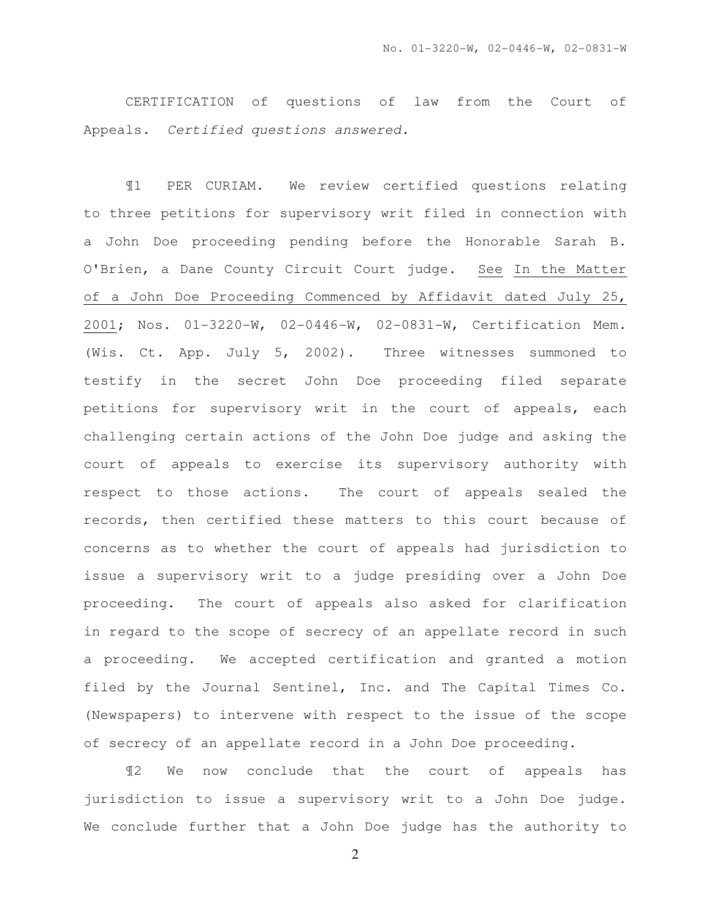CERTIFICATION of questions of law from the Court of Appeals. *Certified questions answered.*

¶1 PER CURIAM. We review certified questions relating to three petitions for supervisory writ filed in connection with a John Doe proceeding pending before the Honorable Sarah B. O'Brien, a Dane County Circuit Court judge. See In the Matter of a John Doe Proceeding Commenced by Affidavit dated July 25, 2001; Nos. 01-3220-W, 02-0446-W, 02-0831-W, Certification Mem. (Wis. Ct. App. July 5, 2002). Three witnesses summoned to testify in the secret John Doe proceeding filed separate petitions for supervisory writ in the court of appeals, each challenging certain actions of the John Doe judge and asking the court of appeals to exercise its supervisory authority with respect to those actions. The court of appeals sealed the records, then certified these matters to this court because of concerns as to whether the court of appeals had jurisdiction to issue a supervisory writ to a judge presiding over a John Doe proceeding. The court of appeals also asked for clarification in regard to the scope of secrecy of an appellate record in such a proceeding. We accepted certification and granted a motion filed by the Journal Sentinel, Inc. and The Capital Times Co. (Newspapers) to intervene with respect to the issue of the scope of secrecy of an appellate record in a John Doe proceeding.

¶2 We now conclude that the court of appeals has jurisdiction to issue a supervisory writ to a John Doe judge. We conclude further that a John Doe judge has the authority to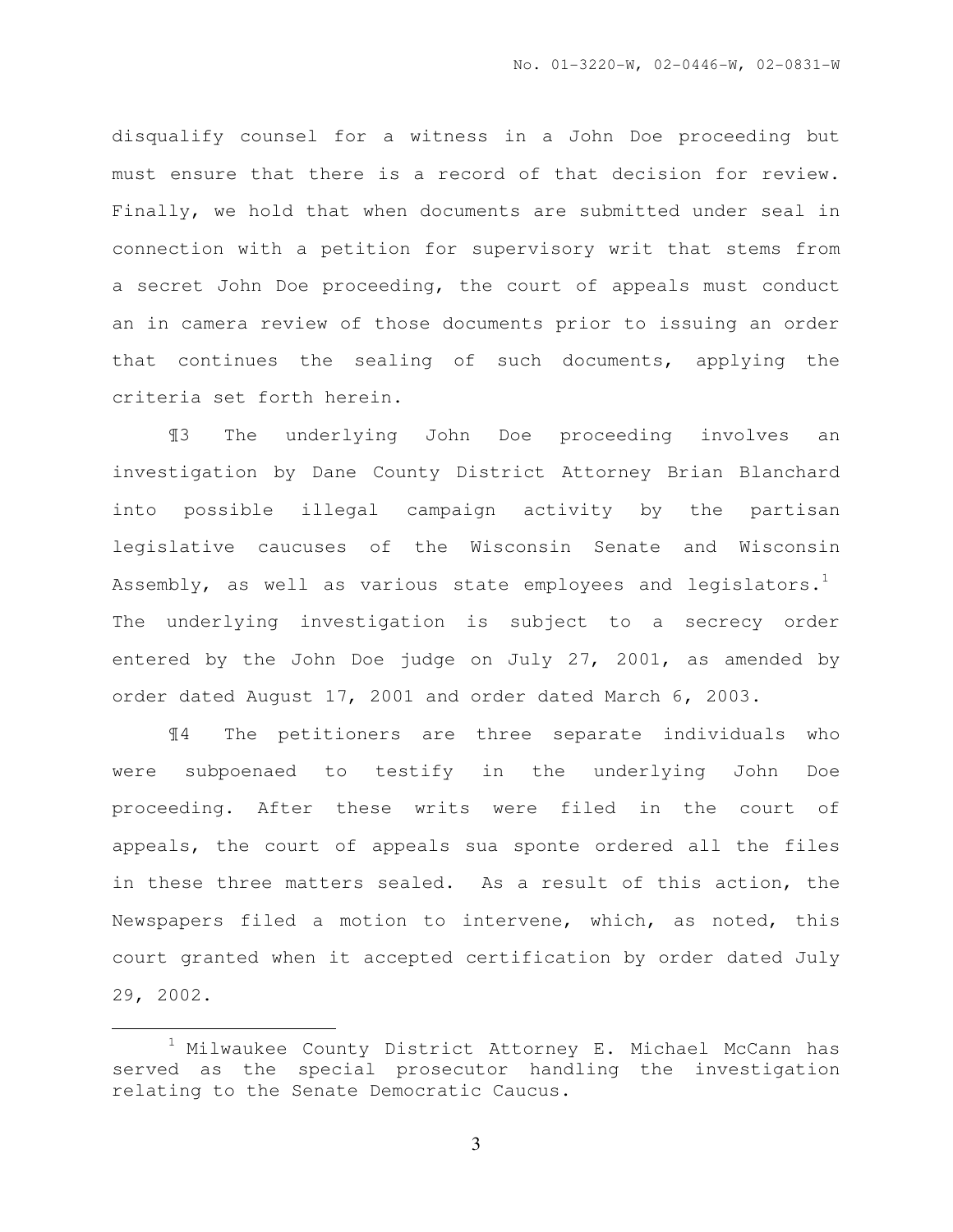disqualify counsel for a witness in a John Doe proceeding but must ensure that there is a record of that decision for review. Finally, we hold that when documents are submitted under seal in connection with a petition for supervisory writ that stems from a secret John Doe proceeding, the court of appeals must conduct an in camera review of those documents prior to issuing an order that continues the sealing of such documents, applying the criteria set forth herein.

¶3 The underlying John Doe proceeding involves an investigation by Dane County District Attorney Brian Blanchard into possible illegal campaign activity by the partisan legislative caucuses of the Wisconsin Senate and Wisconsin Assembly, as well as various state employees and legislators.[1] The underlying investigation is subject to a secrecy order entered by the John Doe judge on July 27, 2001, as amended by order dated August 17, 2001 and order dated March 6, 2003.

¶4 The petitioners are three separate individuals who were subpoenaed to testify in the underlying John Doe proceeding. After these writs were filed in the court of appeals, the court of appeals sua sponte ordered all the files in these three matters sealed. As a result of this action, the Newspapers filed a motion to intervene, which, as noted, this court granted when it accepted certification by order dated July 29, 2002.

---

[1] Milwaukee County District Attorney E. Michael McCann has served as the special prosecutor handling the investigation relating to the Senate Democratic Caucus.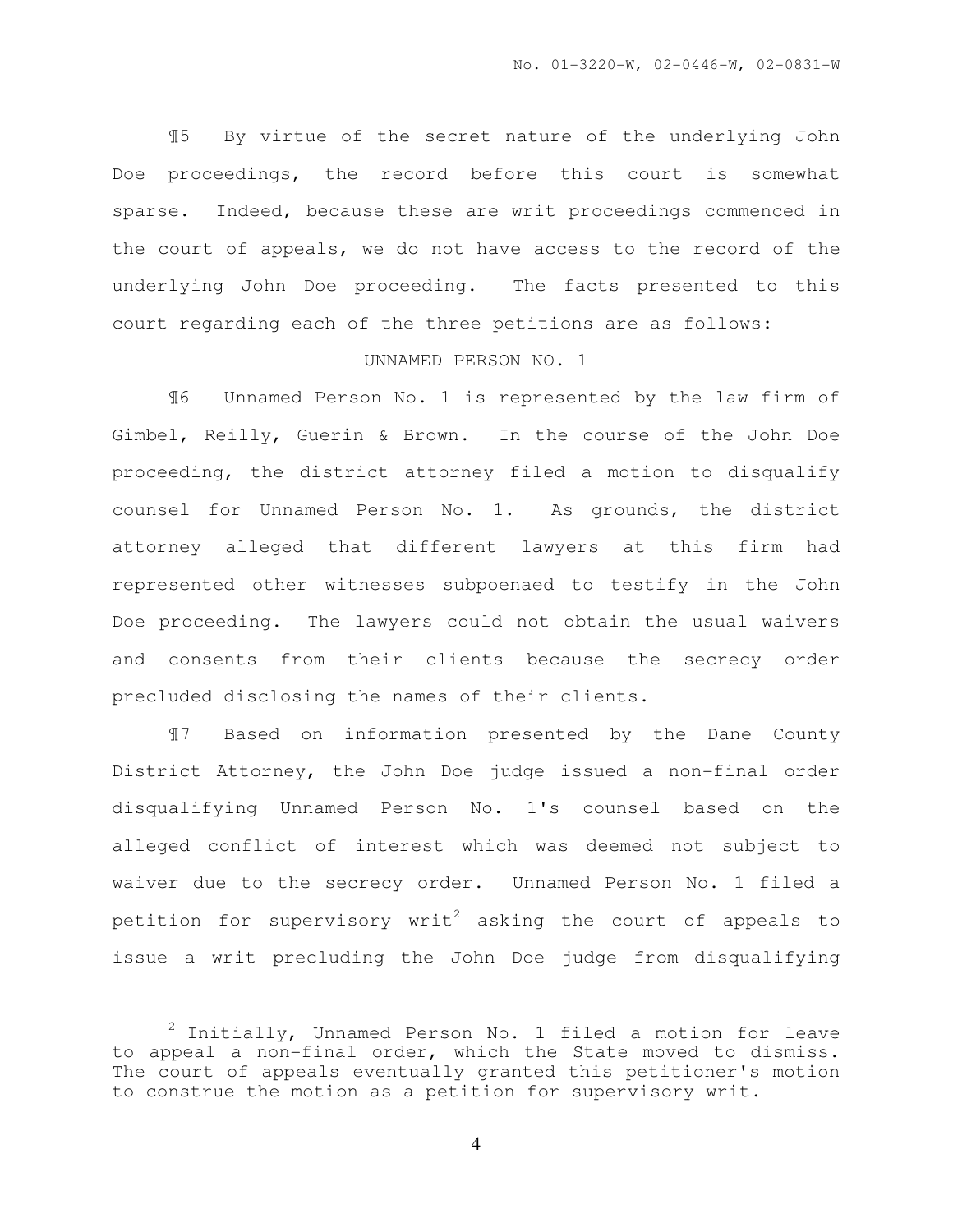¶5 By virtue of the secret nature of the underlying John Doe proceedings, the record before this court is somewhat sparse. Indeed, because these are writ proceedings commenced in the court of appeals, we do not have access to the record of the underlying John Doe proceeding. The facts presented to this court regarding each of the three petitions are as follows:

## UNNAMED PERSON NO. 1

¶6 Unnamed Person No. 1 is represented by the law firm of Gimbel, Reilly, Guerin & Brown. In the course of the John Doe proceeding, the district attorney filed a motion to disqualify counsel for Unnamed Person No. 1. As grounds, the district attorney alleged that different lawyers at this firm had represented other witnesses subpoenaed to testify in the John Doe proceeding. The lawyers could not obtain the usual waivers and consents from their clients because the secrecy order precluded disclosing the names of their clients.

¶7 Based on information presented by the Dane County District Attorney, the John Doe judge issued a non-final order disqualifying Unnamed Person No. 1's counsel based on the alleged conflict of interest which was deemed not subject to waiver due to the secrecy order. Unnamed Person No. 1 filed a petition for supervisory writ[2] asking the court of appeals to issue a writ precluding the John Doe judge from disqualifying

---

[2] Initially, Unnamed Person No. 1 filed a motion for leave to appeal a non-final order, which the State moved to dismiss. The court of appeals eventually granted this petitioner's motion to construe the motion as a petition for supervisory writ.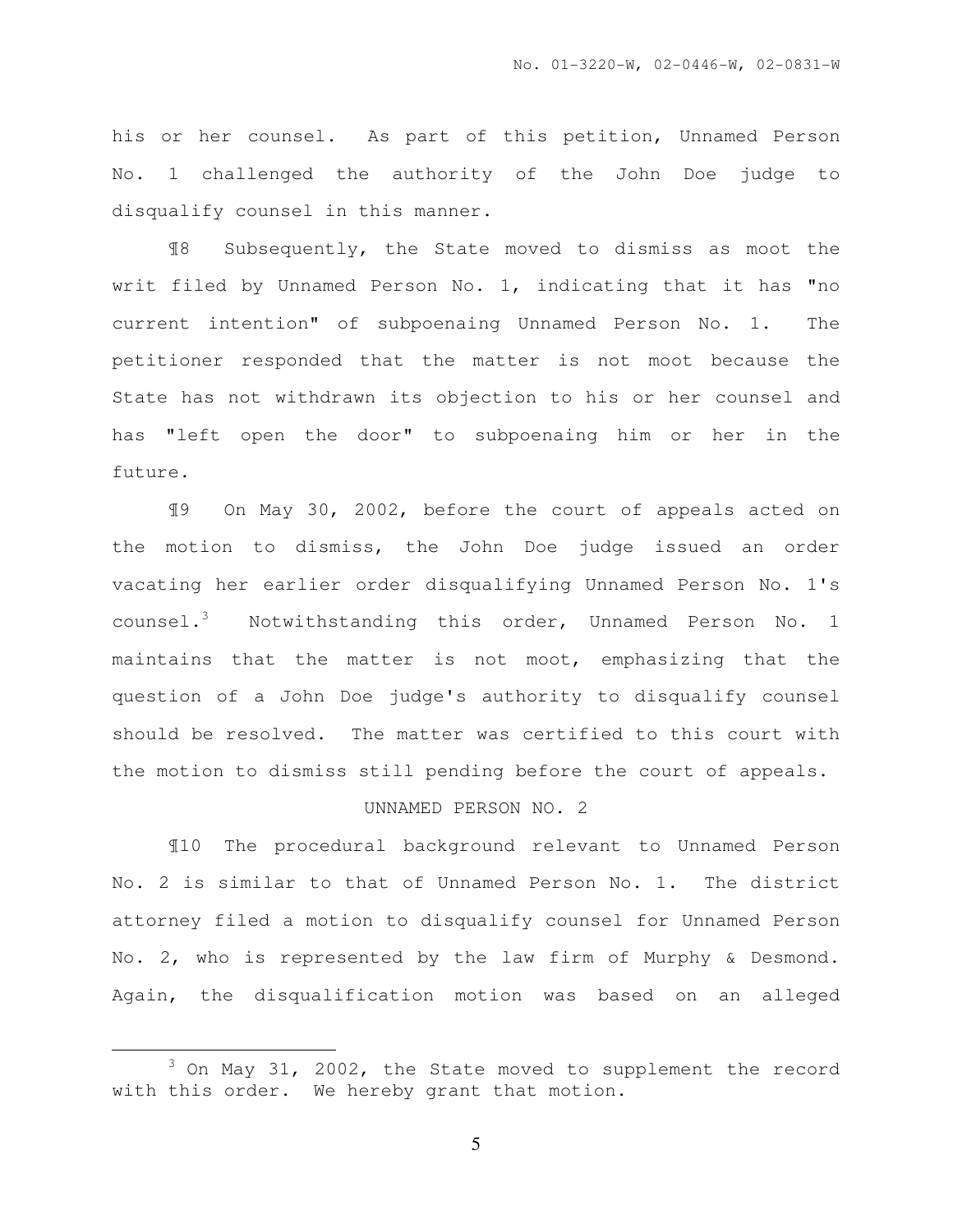his or her counsel. As part of this petition, Unnamed Person No. 1 challenged the authority of the John Doe judge to disqualify counsel in this manner.

¶8 Subsequently, the State moved to dismiss as moot the writ filed by Unnamed Person No. 1, indicating that it has "no current intention" of subpoenaing Unnamed Person No. 1. The petitioner responded that the matter is not moot because the State has not withdrawn its objection to his or her counsel and has "left open the door" to subpoenaing him or her in the future.

¶9 On May 30, 2002, before the court of appeals acted on the motion to dismiss, the John Doe judge issued an order vacating her earlier order disqualifying Unnamed Person No. 1's counsel.[3] Notwithstanding this order, Unnamed Person No. 1 maintains that the matter is not moot, emphasizing that the question of a John Doe judge's authority to disqualify counsel should be resolved. The matter was certified to this court with the motion to dismiss still pending before the court of appeals.

## UNNAMED PERSON NO. 2

¶10 The procedural background relevant to Unnamed Person No. 2 is similar to that of Unnamed Person No. 1. The district attorney filed a motion to disqualify counsel for Unnamed Person No. 2, who is represented by the law firm of Murphy & Desmond. Again, the disqualification motion was based on an alleged

---

[3] On May 31, 2002, the State moved to supplement the record with this order. We hereby grant that motion.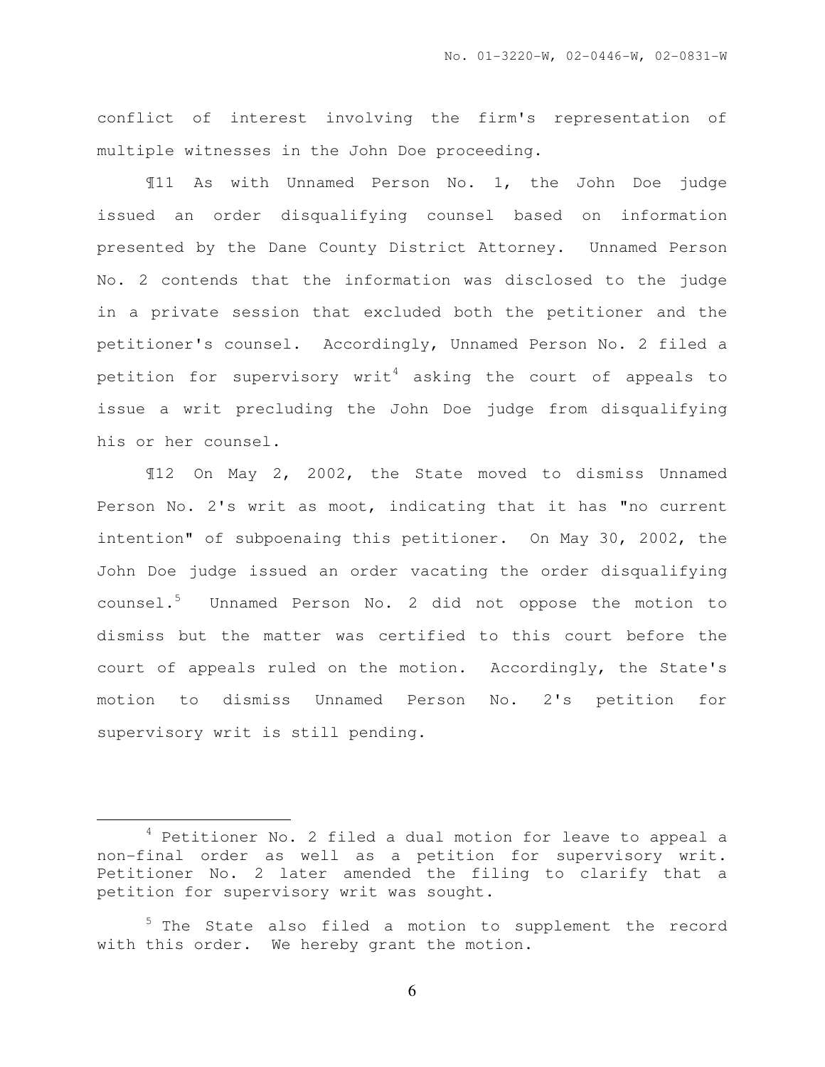conflict of interest involving the firm's representation of multiple witnesses in the John Doe proceeding.

¶11 As with Unnamed Person No. 1, the John Doe judge issued an order disqualifying counsel based on information presented by the Dane County District Attorney. Unnamed Person No. 2 contends that the information was disclosed to the judge in a private session that excluded both the petitioner and the petitioner's counsel. Accordingly, Unnamed Person No. 2 filed a petition for supervisory writ[4] asking the court of appeals to issue a writ precluding the John Doe judge from disqualifying his or her counsel.

¶12 On May 2, 2002, the State moved to dismiss Unnamed Person No. 2's writ as moot, indicating that it has "no current intention" of subpoenaing this petitioner. On May 30, 2002, the John Doe judge issued an order vacating the order disqualifying counsel.[5] Unnamed Person No. 2 did not oppose the motion to dismiss but the matter was certified to this court before the court of appeals ruled on the motion. Accordingly, the State's motion to dismiss Unnamed Person No. 2's petition for supervisory writ is still pending.

---

[4] Petitioner No. 2 filed a dual motion for leave to appeal a non-final order as well as a petition for supervisory writ. Petitioner No. 2 later amended the filing to clarify that a petition for supervisory writ was sought.

[5] The State also filed a motion to supplement the record with this order. We hereby grant the motion.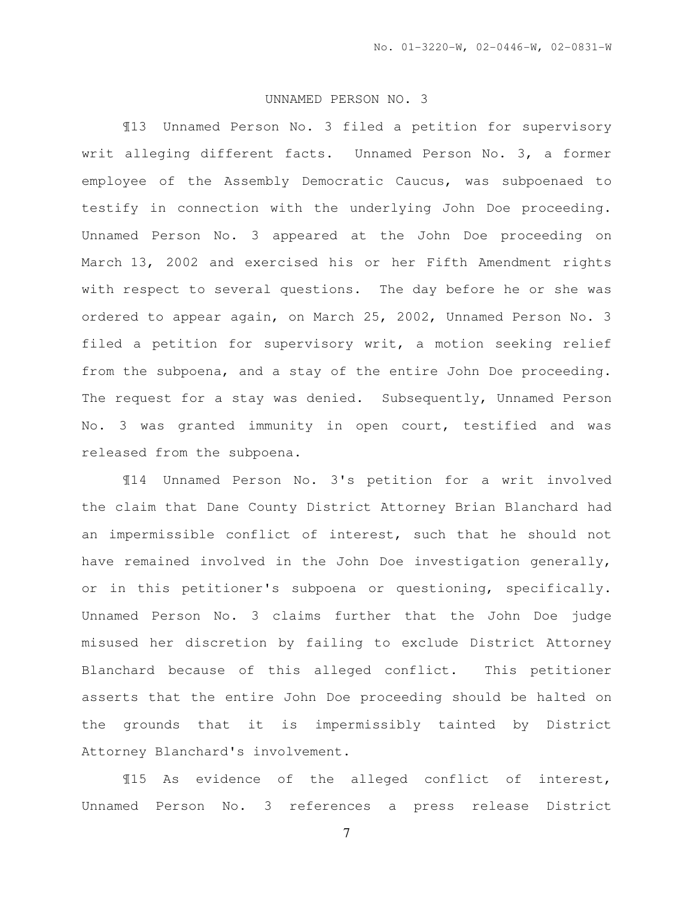## UNNAMED PERSON NO. 3

¶13 Unnamed Person No. 3 filed a petition for supervisory writ alleging different facts. Unnamed Person No. 3, a former employee of the Assembly Democratic Caucus, was subpoenaed to testify in connection with the underlying John Doe proceeding. Unnamed Person No. 3 appeared at the John Doe proceeding on March 13, 2002 and exercised his or her Fifth Amendment rights with respect to several questions. The day before he or she was ordered to appear again, on March 25, 2002, Unnamed Person No. 3 filed a petition for supervisory writ, a motion seeking relief from the subpoena, and a stay of the entire John Doe proceeding. The request for a stay was denied. Subsequently, Unnamed Person No. 3 was granted immunity in open court, testified and was released from the subpoena.

¶14 Unnamed Person No. 3's petition for a writ involved the claim that Dane County District Attorney Brian Blanchard had an impermissible conflict of interest, such that he should not have remained involved in the John Doe investigation generally, or in this petitioner's subpoena or questioning, specifically. Unnamed Person No. 3 claims further that the John Doe judge misused her discretion by failing to exclude District Attorney Blanchard because of this alleged conflict. This petitioner asserts that the entire John Doe proceeding should be halted on the grounds that it is impermissibly tainted by District Attorney Blanchard's involvement.

¶15 As evidence of the alleged conflict of interest, Unnamed Person No. 3 references a press release District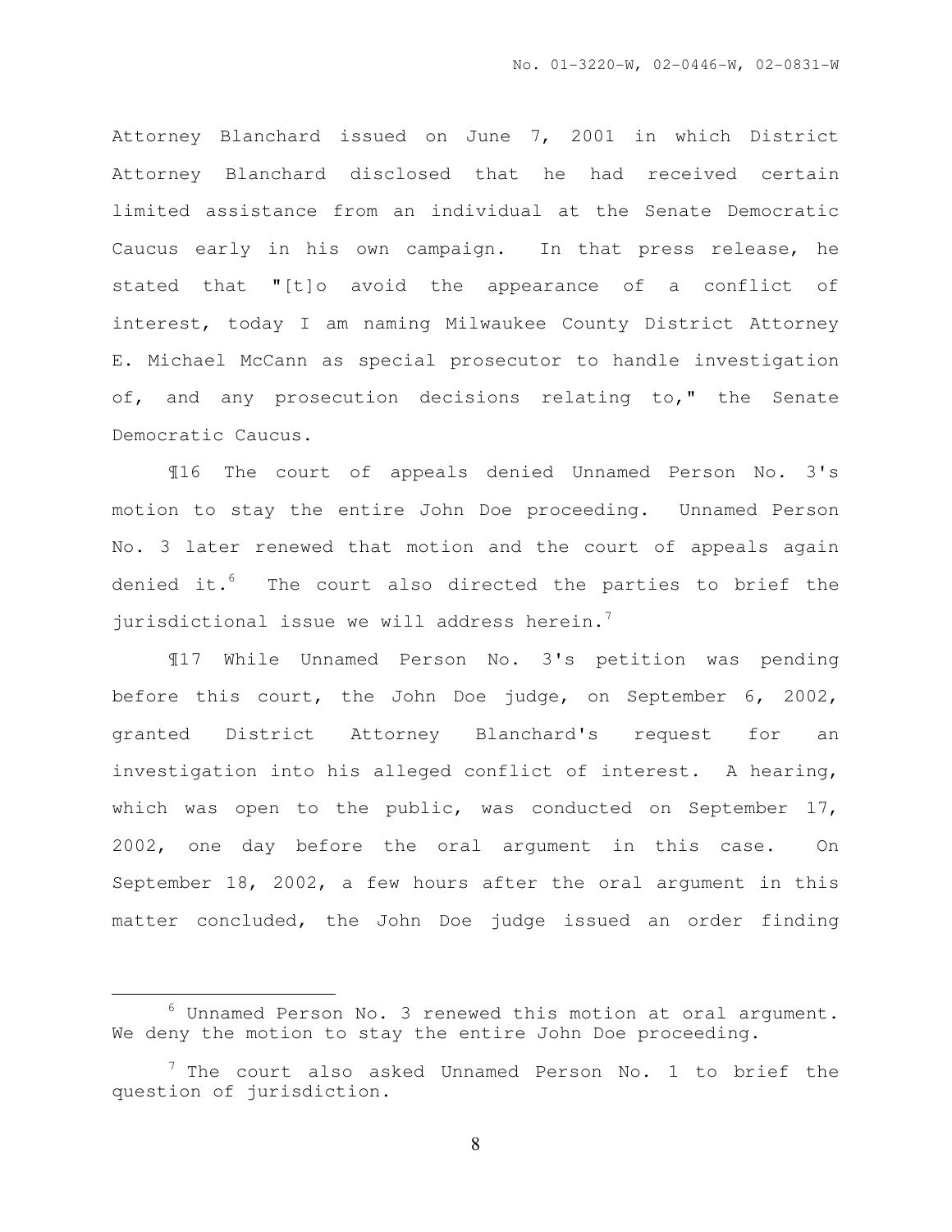Attorney Blanchard issued on June 7, 2001 in which District Attorney Blanchard disclosed that he had received certain limited assistance from an individual at the Senate Democratic Caucus early in his own campaign. In that press release, he stated that "[t]o avoid the appearance of a conflict of interest, today I am naming Milwaukee County District Attorney E. Michael McCann as special prosecutor to handle investigation of, and any prosecution decisions relating to," the Senate Democratic Caucus.

¶16 The court of appeals denied Unnamed Person No. 3's motion to stay the entire John Doe proceeding. Unnamed Person No. 3 later renewed that motion and the court of appeals again denied it.[6] The court also directed the parties to brief the jurisdictional issue we will address herein.[7]

¶17 While Unnamed Person No. 3's petition was pending before this court, the John Doe judge, on September 6, 2002, granted District Attorney Blanchard's request for an investigation into his alleged conflict of interest. A hearing, which was open to the public, was conducted on September 17, 2002, one day before the oral argument in this case. On September 18, 2002, a few hours after the oral argument in this matter concluded, the John Doe judge issued an order finding

---

[6] Unnamed Person No. 3 renewed this motion at oral argument. We deny the motion to stay the entire John Doe proceeding.

[7] The court also asked Unnamed Person No. 1 to brief the question of jurisdiction.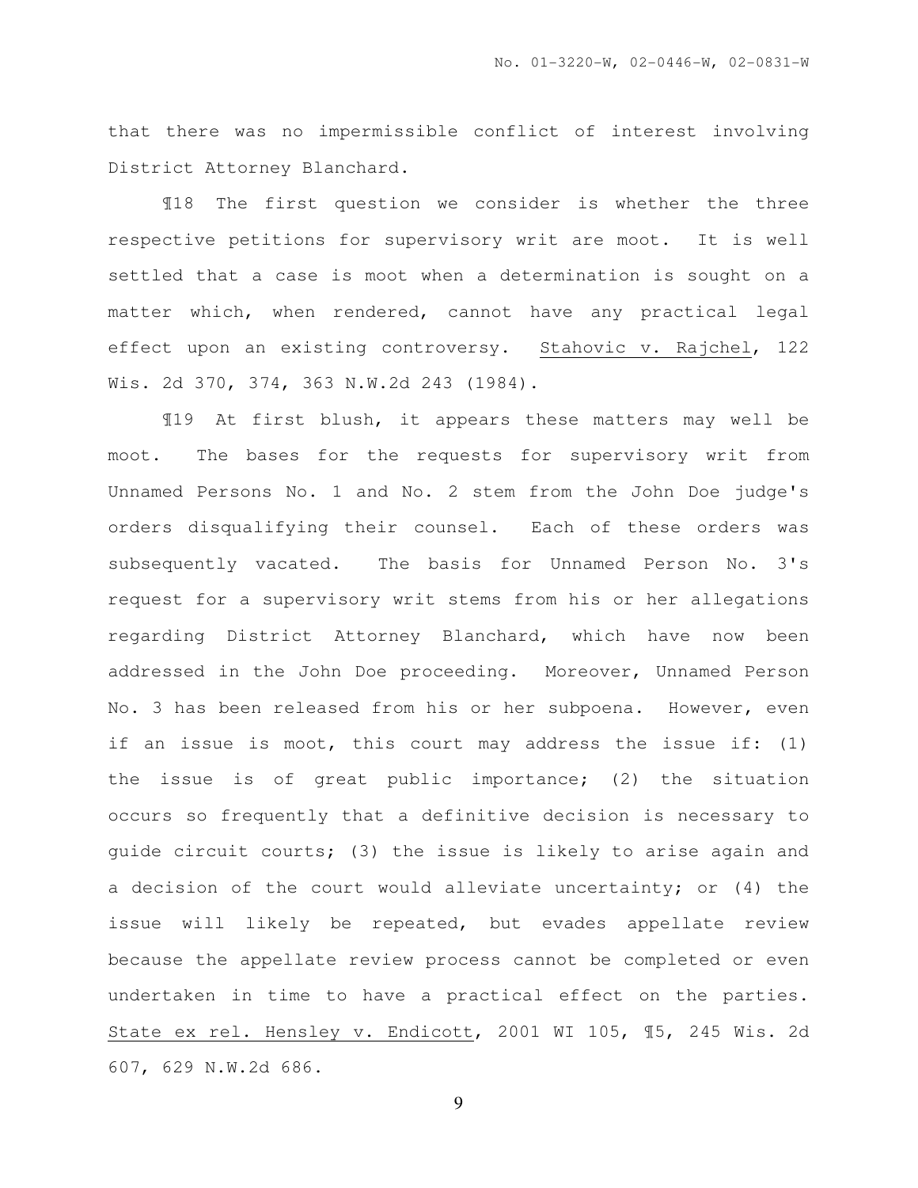that there was no impermissible conflict of interest involving District Attorney Blanchard.

¶18 The first question we consider is whether the three respective petitions for supervisory writ are moot. It is well settled that a case is moot when a determination is sought on a matter which, when rendered, cannot have any practical legal effect upon an existing controversy. Stahovic v. Rajchel, 122 Wis. 2d 370, 374, 363 N.W.2d 243 (1984).

¶19 At first blush, it appears these matters may well be moot. The bases for the requests for supervisory writ from Unnamed Persons No. 1 and No. 2 stem from the John Doe judge's orders disqualifying their counsel. Each of these orders was subsequently vacated. The basis for Unnamed Person No. 3's request for a supervisory writ stems from his or her allegations regarding District Attorney Blanchard, which have now been addressed in the John Doe proceeding. Moreover, Unnamed Person No. 3 has been released from his or her subpoena. However, even if an issue is moot, this court may address the issue if: (1) the issue is of great public importance; (2) the situation occurs so frequently that a definitive decision is necessary to guide circuit courts; (3) the issue is likely to arise again and a decision of the court would alleviate uncertainty; or (4) the issue will likely be repeated, but evades appellate review because the appellate review process cannot be completed or even undertaken in time to have a practical effect on the parties. State ex rel. Hensley v. Endicott, 2001 WI 105, ¶5, 245 Wis. 2d 607, 629 N.W.2d 686.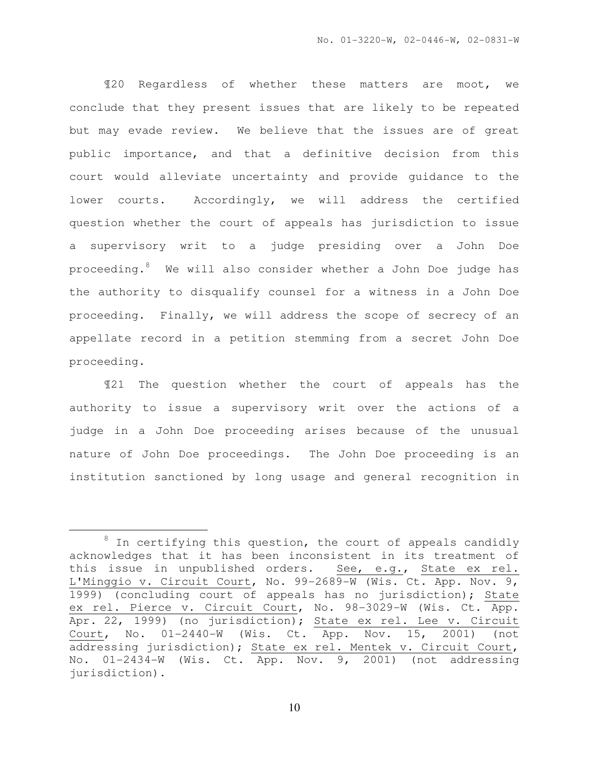¶20 Regardless of whether these matters are moot, we conclude that they present issues that are likely to be repeated but may evade review. We believe that the issues are of great public importance, and that a definitive decision from this court would alleviate uncertainty and provide guidance to the lower courts. Accordingly, we will address the certified question whether the court of appeals has jurisdiction to issue a supervisory writ to a judge presiding over a John Doe proceeding.[8] We will also consider whether a John Doe judge has the authority to disqualify counsel for a witness in a John Doe proceeding. Finally, we will address the scope of secrecy of an appellate record in a petition stemming from a secret John Doe proceeding.

¶21 The question whether the court of appeals has the authority to issue a supervisory writ over the actions of a judge in a John Doe proceeding arises because of the unusual nature of John Doe proceedings. The John Doe proceeding is an institution sanctioned by long usage and general recognition in

---

[8] In certifying this question, the court of appeals candidly acknowledges that it has been inconsistent in its treatment of this issue in unpublished orders. See, e.g., State ex rel. L'Minggio v. Circuit Court, No. 99-2689-W (Wis. Ct. App. Nov. 9, 1999) (concluding court of appeals has no jurisdiction); State ex rel. Pierce v. Circuit Court, No. 98-3029-W (Wis. Ct. App. Apr. 22, 1999) (no jurisdiction); State ex rel. Lee v. Circuit Court, No. 01-2440-W (Wis. Ct. App. Nov. 15, 2001) (not addressing jurisdiction); State ex rel. Mentek v. Circuit Court, No. 01-2434-W (Wis. Ct. App. Nov. 9, 2001) (not addressing jurisdiction).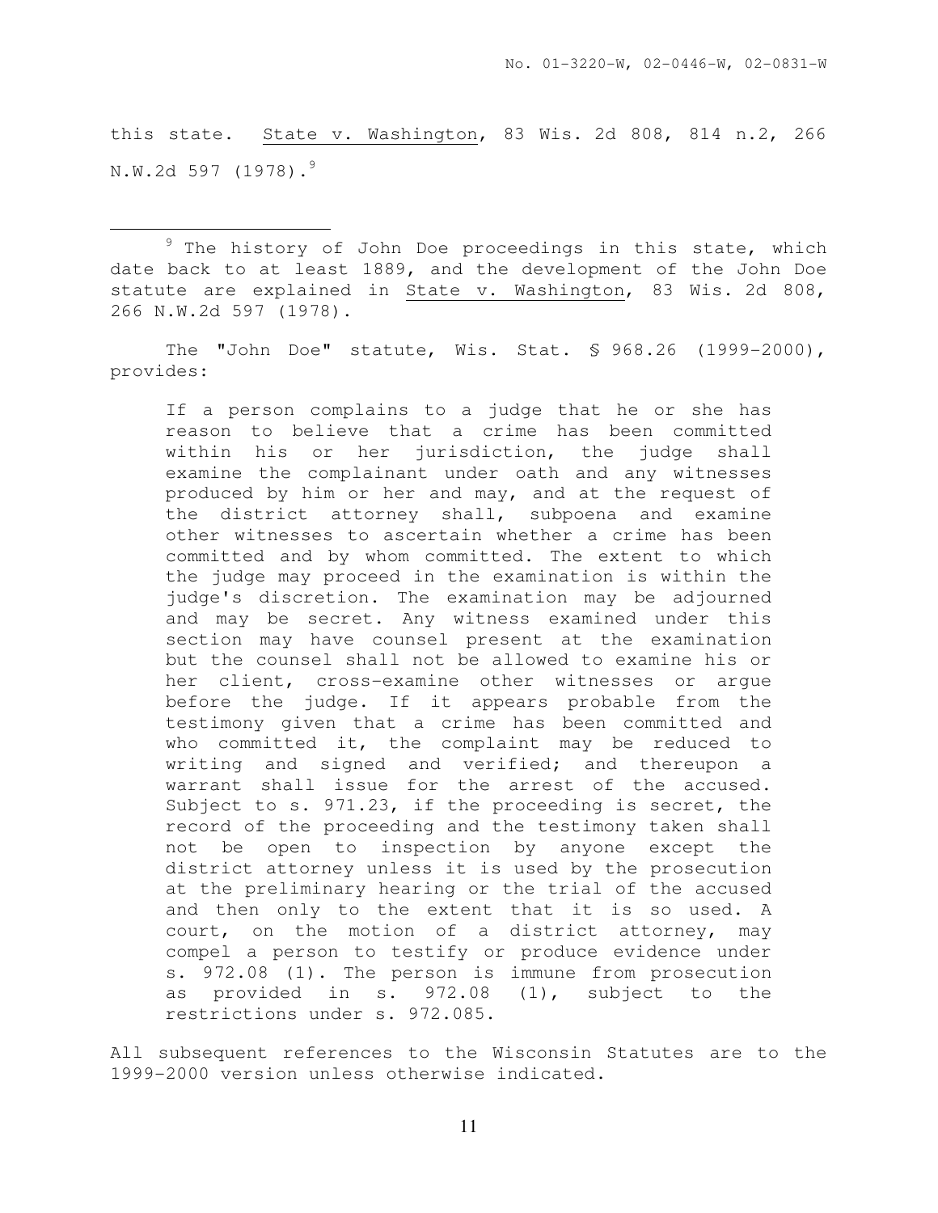this state. State v. Washington, 83 Wis. 2d 808, 814 n.2, 266 N.W.2d 597 (1978).[9]

---

[9] The history of John Doe proceedings in this state, which date back to at least 1889, and the development of the John Doe statute are explained in State v. Washington, 83 Wis. 2d 808, 266 N.W.2d 597 (1978).

The "John Doe" statute, Wis. Stat. § 968.26 (1999-2000), provides:

> If a person complains to a judge that he or she has reason to believe that a crime has been committed within his or her jurisdiction, the judge shall examine the complainant under oath and any witnesses produced by him or her and may, and at the request of the district attorney shall, subpoena and examine other witnesses to ascertain whether a crime has been committed and by whom committed. The extent to which the judge may proceed in the examination is within the judge's discretion. The examination may be adjourned and may be secret. Any witness examined under this section may have counsel present at the examination but the counsel shall not be allowed to examine his or her client, cross-examine other witnesses or argue before the judge. If it appears probable from the testimony given that a crime has been committed and who committed it, the complaint may be reduced to writing and signed and verified; and thereupon a warrant shall issue for the arrest of the accused. Subject to s. 971.23, if the proceeding is secret, the record of the proceeding and the testimony taken shall not be open to inspection by anyone except the district attorney unless it is used by the prosecution at the preliminary hearing or the trial of the accused and then only to the extent that it is so used. A court, on the motion of a district attorney, may compel a person to testify or produce evidence under s. 972.08 (1). The person is immune from prosecution as provided in s. 972.08 (1), subject to the restrictions under s. 972.085.

All subsequent references to the Wisconsin Statutes are to the 1999-2000 version unless otherwise indicated.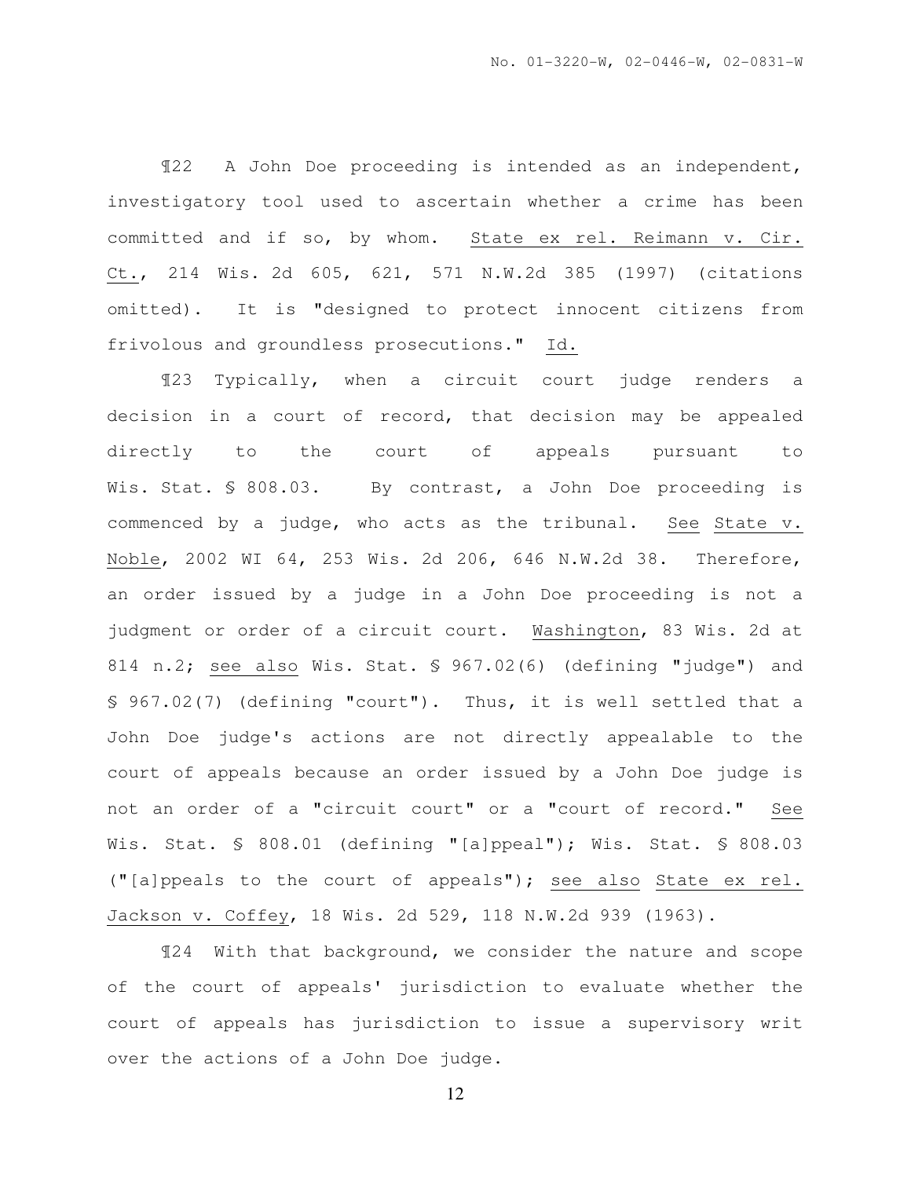¶22 A John Doe proceeding is intended as an independent, investigatory tool used to ascertain whether a crime has been committed and if so, by whom. State ex rel. Reimann v. Cir. Ct., 214 Wis. 2d 605, 621, 571 N.W.2d 385 (1997) (citations omitted). It is "designed to protect innocent citizens from frivolous and groundless prosecutions." Id.

¶23 Typically, when a circuit court judge renders a decision in a court of record, that decision may be appealed directly to the court of appeals pursuant to Wis. Stat. § 808.03. By contrast, a John Doe proceeding is commenced by a judge, who acts as the tribunal. See State v. Noble, 2002 WI 64, 253 Wis. 2d 206, 646 N.W.2d 38. Therefore, an order issued by a judge in a John Doe proceeding is not a judgment or order of a circuit court. Washington, 83 Wis. 2d at 814 n.2; see also Wis. Stat. § 967.02(6) (defining "judge") and § 967.02(7) (defining "court"). Thus, it is well settled that a John Doe judge's actions are not directly appealable to the court of appeals because an order issued by a John Doe judge is not an order of a "circuit court" or a "court of record." See Wis. Stat. § 808.01 (defining "[a]ppeal"); Wis. Stat. § 808.03 ("[a]ppeals to the court of appeals"); see also State ex rel. Jackson v. Coffey, 18 Wis. 2d 529, 118 N.W.2d 939 (1963).

¶24 With that background, we consider the nature and scope of the court of appeals' jurisdiction to evaluate whether the court of appeals has jurisdiction to issue a supervisory writ over the actions of a John Doe judge.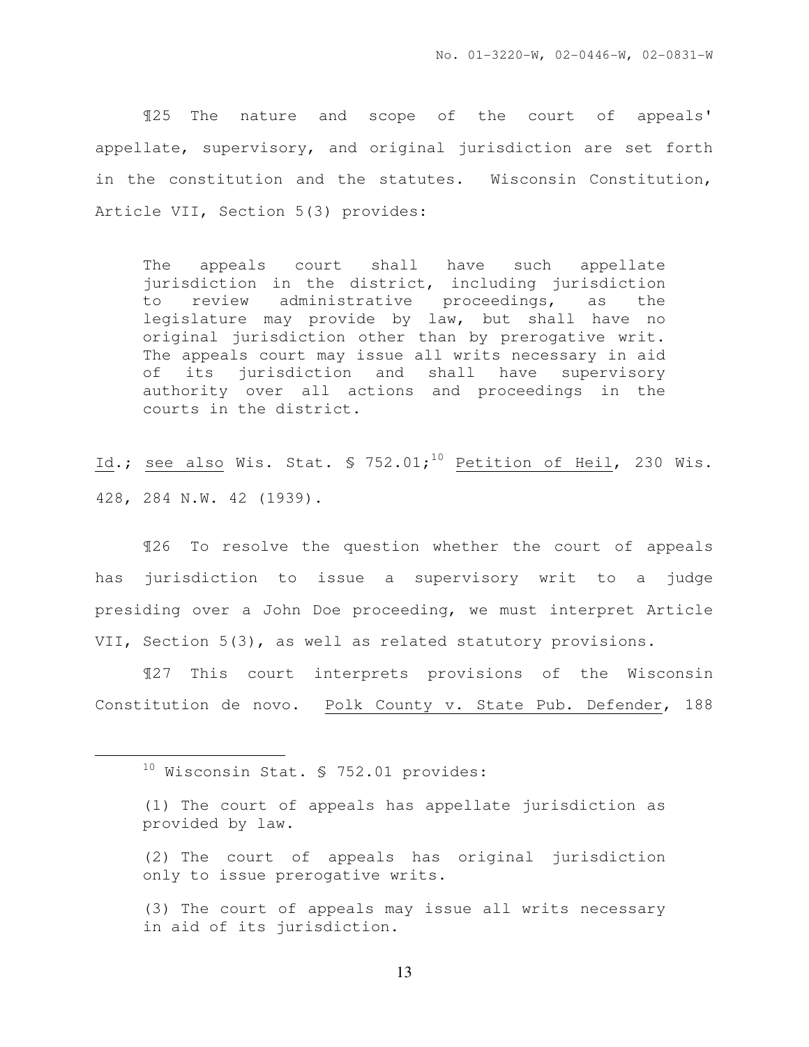¶25 The nature and scope of the court of appeals' appellate, supervisory, and original jurisdiction are set forth in the constitution and the statutes. Wisconsin Constitution, Article VII, Section 5(3) provides:

> The appeals court shall have such appellate jurisdiction in the district, including jurisdiction to review administrative proceedings, as the legislature may provide by law, but shall have no original jurisdiction other than by prerogative writ. The appeals court may issue all writs necessary in aid of its jurisdiction and shall have supervisory authority over all actions and proceedings in the courts in the district.

Id.; see also Wis. Stat. § 752.01;[10] Petition of Heil, 230 Wis. 428, 284 N.W. 42 (1939).

¶26 To resolve the question whether the court of appeals has jurisdiction to issue a supervisory writ to a judge presiding over a John Doe proceeding, we must interpret Article VII, Section 5(3), as well as related statutory provisions.

¶27 This court interprets provisions of the Wisconsin Constitution de novo. Polk County v. State Pub. Defender, 188

---

[10] Wisconsin Stat. § 752.01 provides:

> (1) The court of appeals has appellate jurisdiction as provided by law.
>
> (2) The court of appeals has original jurisdiction only to issue prerogative writs.
>
> (3) The court of appeals may issue all writs necessary in aid of its jurisdiction.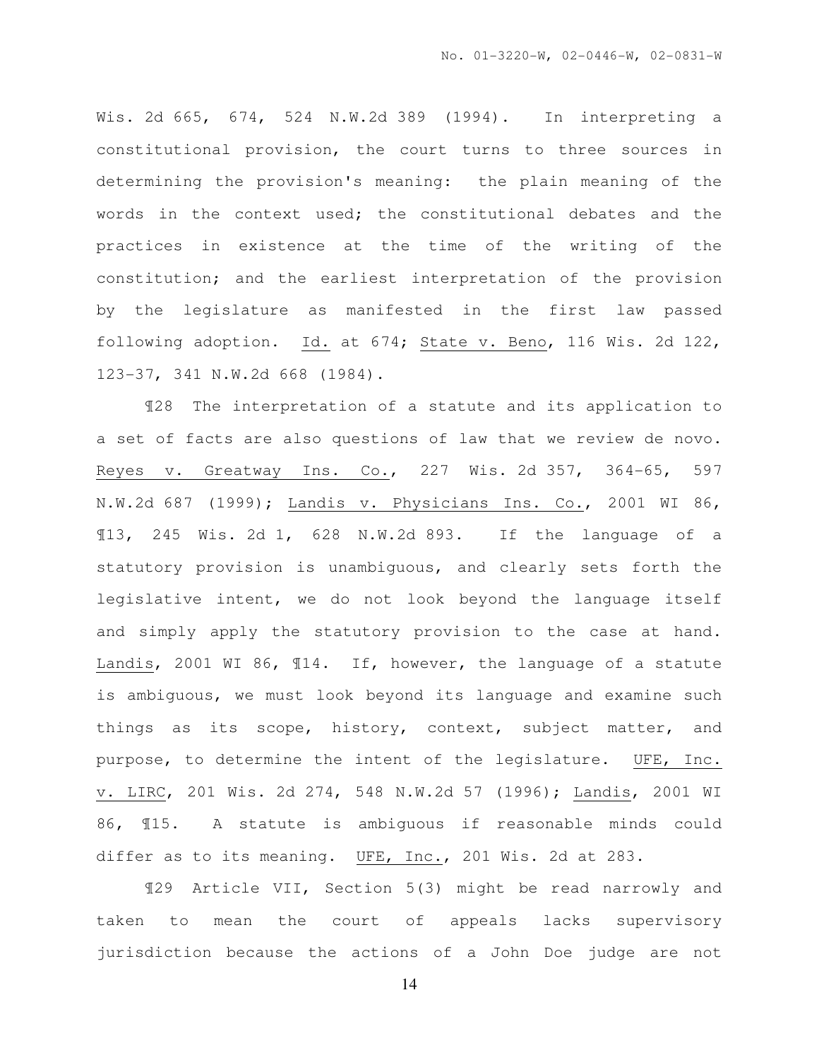Wis. 2d 665, 674, 524 N.W.2d 389 (1994). In interpreting a constitutional provision, the court turns to three sources in determining the provision's meaning: the plain meaning of the words in the context used; the constitutional debates and the practices in existence at the time of the writing of the constitution; and the earliest interpretation of the provision by the legislature as manifested in the first law passed following adoption. Id. at 674; State v. Beno, 116 Wis. 2d 122, 123-37, 341 N.W.2d 668 (1984).

¶28 The interpretation of a statute and its application to a set of facts are also questions of law that we review de novo. Reyes v. Greatway Ins. Co., 227 Wis. 2d 357, 364-65, 597 N.W.2d 687 (1999); Landis v. Physicians Ins. Co., 2001 WI 86, ¶13, 245 Wis. 2d 1, 628 N.W.2d 893. If the language of a statutory provision is unambiguous, and clearly sets forth the legislative intent, we do not look beyond the language itself and simply apply the statutory provision to the case at hand. Landis, 2001 WI 86, ¶14. If, however, the language of a statute is ambiguous, we must look beyond its language and examine such things as its scope, history, context, subject matter, and purpose, to determine the intent of the legislature. UFE, Inc. v. LIRC, 201 Wis. 2d 274, 548 N.W.2d 57 (1996); Landis, 2001 WI 86, ¶15. A statute is ambiguous if reasonable minds could differ as to its meaning. UFE, Inc., 201 Wis. 2d at 283.

¶29 Article VII, Section 5(3) might be read narrowly and taken to mean the court of appeals lacks supervisory jurisdiction because the actions of a John Doe judge are not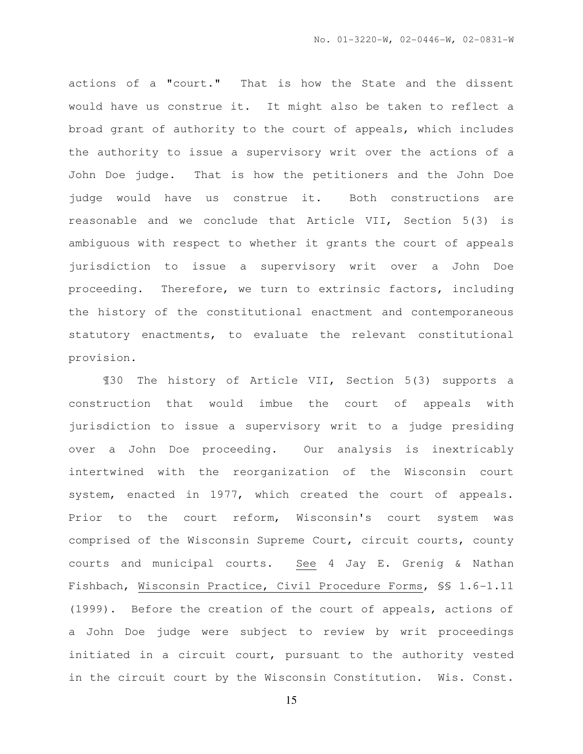actions of a "court." That is how the State and the dissent would have us construe it. It might also be taken to reflect a broad grant of authority to the court of appeals, which includes the authority to issue a supervisory writ over the actions of a John Doe judge. That is how the petitioners and the John Doe judge would have us construe it. Both constructions are reasonable and we conclude that Article VII, Section 5(3) is ambiguous with respect to whether it grants the court of appeals jurisdiction to issue a supervisory writ over a John Doe proceeding. Therefore, we turn to extrinsic factors, including the history of the constitutional enactment and contemporaneous statutory enactments, to evaluate the relevant constitutional provision.

¶30 The history of Article VII, Section 5(3) supports a construction that would imbue the court of appeals with jurisdiction to issue a supervisory writ to a judge presiding over a John Doe proceeding. Our analysis is inextricably intertwined with the reorganization of the Wisconsin court system, enacted in 1977, which created the court of appeals. Prior to the court reform, Wisconsin's court system was comprised of the Wisconsin Supreme Court, circuit courts, county courts and municipal courts. See 4 Jay E. Grenig & Nathan Fishbach, Wisconsin Practice, Civil Procedure Forms, §§ 1.6–1.11 (1999). Before the creation of the court of appeals, actions of a John Doe judge were subject to review by writ proceedings initiated in a circuit court, pursuant to the authority vested in the circuit court by the Wisconsin Constitution. Wis. Const.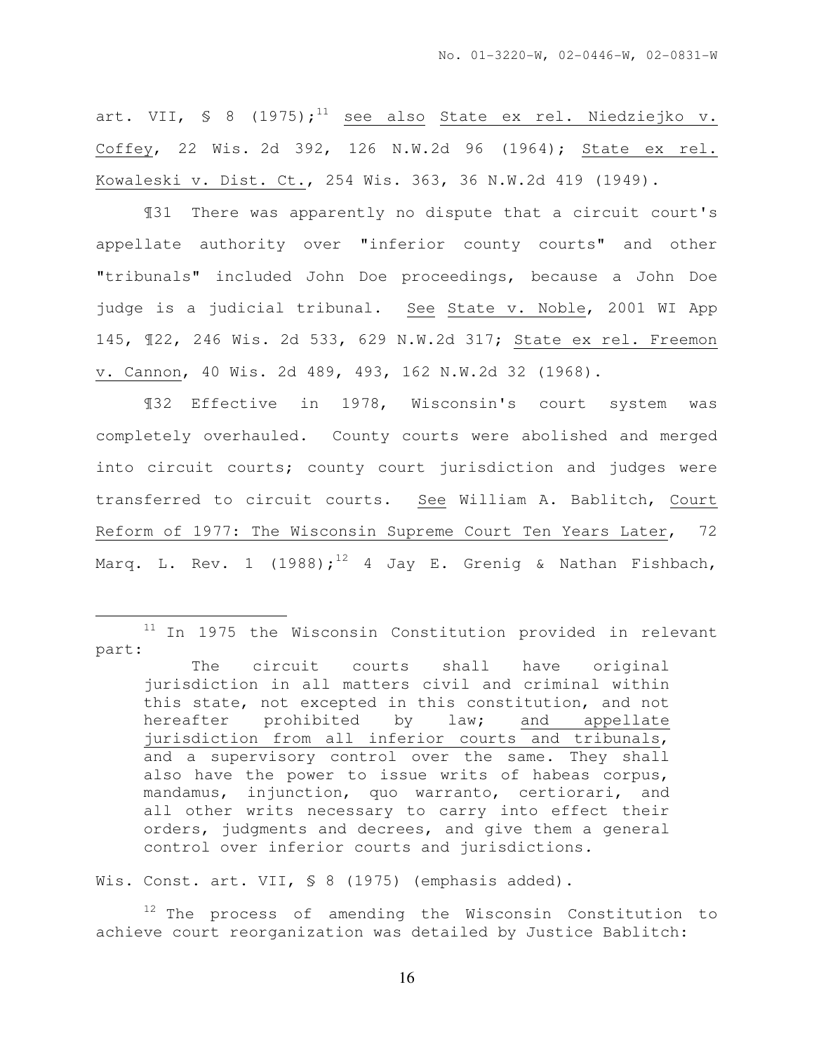art. VII, § 8 (1975);[11] see also State ex rel. Niedziejko v. Coffey, 22 Wis. 2d 392, 126 N.W.2d 96 (1964); State ex rel. Kowaleski v. Dist. Ct., 254 Wis. 363, 36 N.W.2d 419 (1949).

¶31 There was apparently no dispute that a circuit court's appellate authority over "inferior county courts" and other "tribunals" included John Doe proceedings, because a John Doe judge is a judicial tribunal. See State v. Noble, 2001 WI App 145, ¶22, 246 Wis. 2d 533, 629 N.W.2d 317; State ex rel. Freemon v. Cannon, 40 Wis. 2d 489, 493, 162 N.W.2d 32 (1968).

¶32 Effective in 1978, Wisconsin's court system was completely overhauled. County courts were abolished and merged into circuit courts; county court jurisdiction and judges were transferred to circuit courts. See William A. Bablitch, Court Reform of 1977: The Wisconsin Supreme Court Ten Years Later, 72 Marq. L. Rev. 1 (1988);[12] 4 Jay E. Grenig & Nathan Fishbach,

---

[11] In 1975 the Wisconsin Constitution provided in relevant part:

> The circuit courts shall have original jurisdiction in all matters civil and criminal within this state, not excepted in this constitution, and not hereafter prohibited by law; and appellate jurisdiction from all inferior courts and tribunals, and a supervisory control over the same. They shall also have the power to issue writs of habeas corpus, mandamus, injunction, quo warranto, certiorari, and all other writs necessary to carry into effect their orders, judgments and decrees, and give them a general control over inferior courts and jurisdictions.

Wis. Const. art. VII, § 8 (1975) (emphasis added).

[12] The process of amending the Wisconsin Constitution to achieve court reorganization was detailed by Justice Bablitch: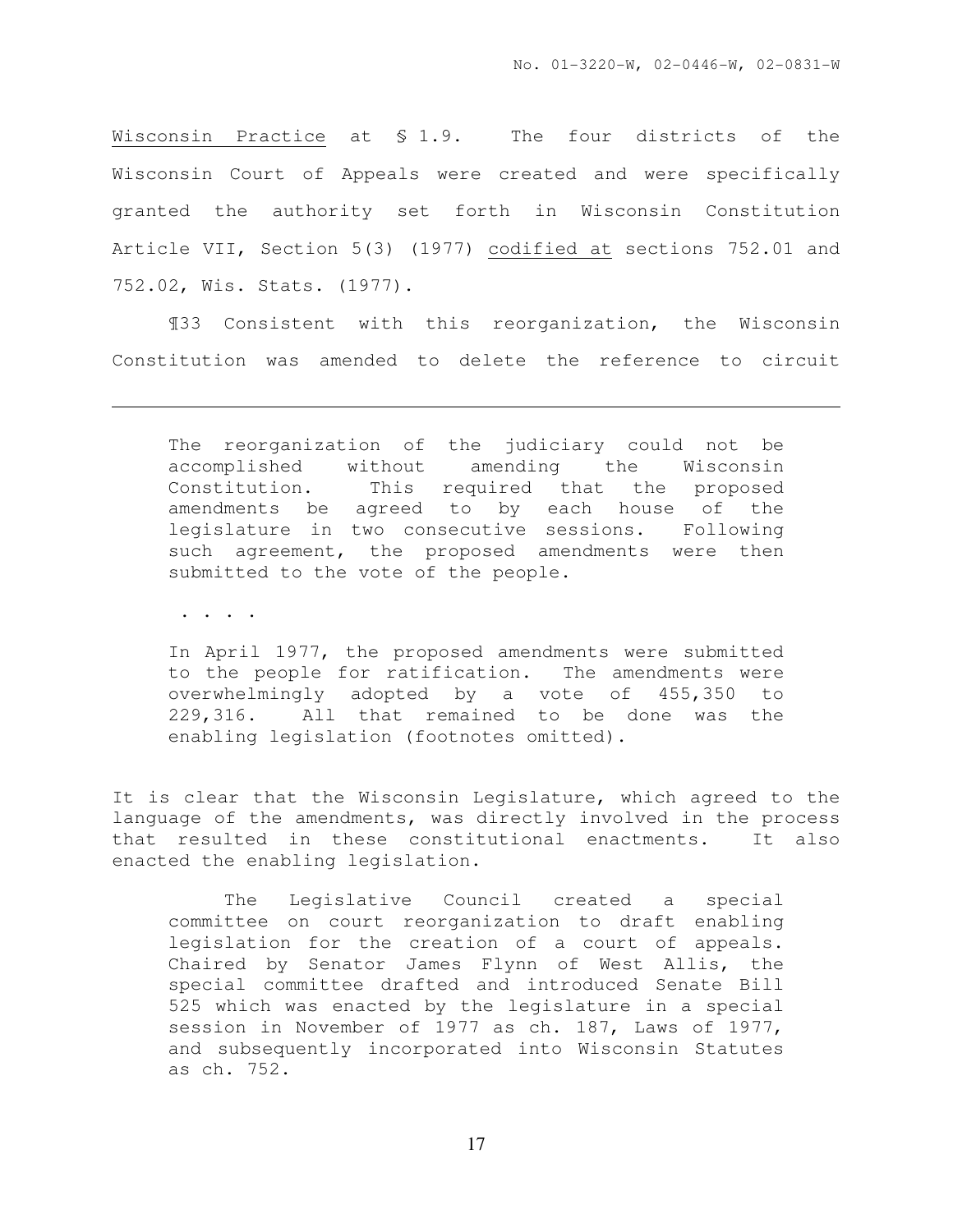Wisconsin Practice at § 1.9. The four districts of the Wisconsin Court of Appeals were created and were specifically granted the authority set forth in Wisconsin Constitution Article VII, Section 5(3) (1977) codified at sections 752.01 and 752.02, Wis. Stats. (1977).

¶33 Consistent with this reorganization, the Wisconsin Constitution was amended to delete the reference to circuit

---

> The reorganization of the judiciary could not be accomplished without amending the Wisconsin Constitution. This required that the proposed amendments be agreed to by each house of the legislature in two consecutive sessions. Following such agreement, the proposed amendments were then submitted to the vote of the people.
>
> . . . .
>
> In April 1977, the proposed amendments were submitted to the people for ratification. The amendments were overwhelmingly adopted by a vote of 455,350 to 229,316. All that remained to be done was the enabling legislation (footnotes omitted).

It is clear that the Wisconsin Legislature, which agreed to the language of the amendments, was directly involved in the process that resulted in these constitutional enactments. It also enacted the enabling legislation.

> The Legislative Council created a special committee on court reorganization to draft enabling legislation for the creation of a court of appeals. Chaired by Senator James Flynn of West Allis, the special committee drafted and introduced Senate Bill 525 which was enacted by the legislature in a special session in November of 1977 as ch. 187, Laws of 1977, and subsequently incorporated into Wisconsin Statutes as ch. 752.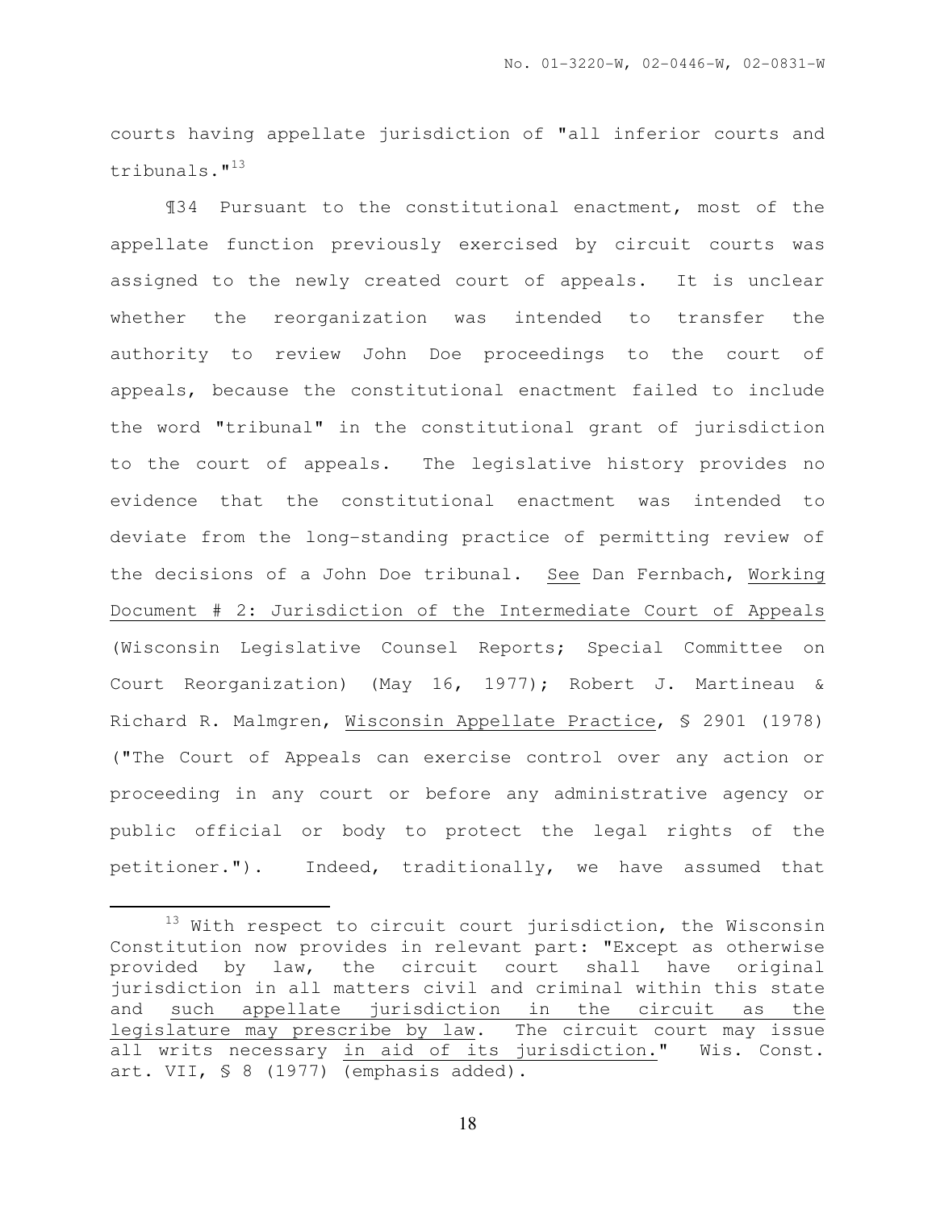courts having appellate jurisdiction of "all inferior courts and tribunals."[13]

¶34 Pursuant to the constitutional enactment, most of the appellate function previously exercised by circuit courts was assigned to the newly created court of appeals. It is unclear whether the reorganization was intended to transfer the authority to review John Doe proceedings to the court of appeals, because the constitutional enactment failed to include the word "tribunal" in the constitutional grant of jurisdiction to the court of appeals. The legislative history provides no evidence that the constitutional enactment was intended to deviate from the long-standing practice of permitting review of the decisions of a John Doe tribunal. See Dan Fernbach, Working Document # 2: Jurisdiction of the Intermediate Court of Appeals (Wisconsin Legislative Counsel Reports; Special Committee on Court Reorganization) (May 16, 1977); Robert J. Martineau & Richard R. Malmgren, Wisconsin Appellate Practice, § 2901 (1978) ("The Court of Appeals can exercise control over any action or proceeding in any court or before any administrative agency or public official or body to protect the legal rights of the petitioner."). Indeed, traditionally, we have assumed that

---

[13] With respect to circuit court jurisdiction, the Wisconsin Constitution now provides in relevant part: "Except as otherwise provided by law, the circuit court shall have original jurisdiction in all matters civil and criminal within this state and <u>such appellate jurisdiction in the circuit as the legislature may prescribe by law</u>. The circuit court may issue all writs necessary <u>in aid of its jurisdiction.</u>" Wis. Const. art. VII, § 8 (1977) (emphasis added).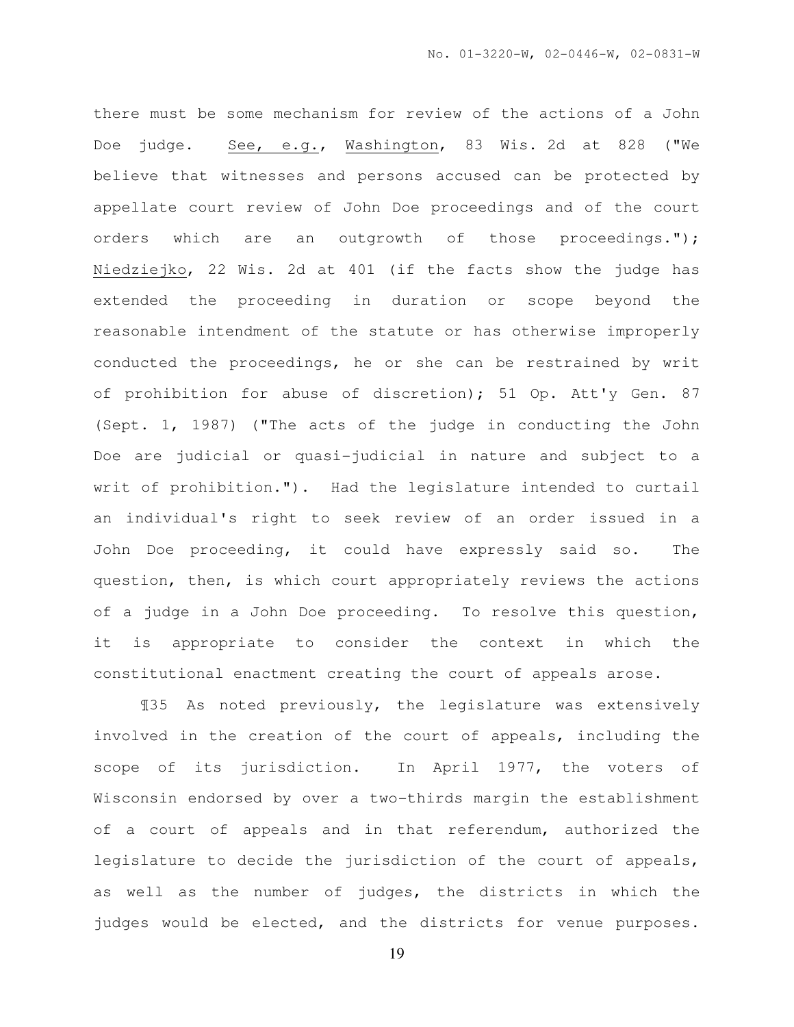there must be some mechanism for review of the actions of a John Doe judge. See, e.g., Washington, 83 Wis. 2d at 828 ("We believe that witnesses and persons accused can be protected by appellate court review of John Doe proceedings and of the court orders which are an outgrowth of those proceedings."); Niedziejko, 22 Wis. 2d at 401 (if the facts show the judge has extended the proceeding in duration or scope beyond the reasonable intendment of the statute or has otherwise improperly conducted the proceedings, he or she can be restrained by writ of prohibition for abuse of discretion); 51 Op. Att'y Gen. 87 (Sept. 1, 1987) ("The acts of the judge in conducting the John Doe are judicial or quasi-judicial in nature and subject to a writ of prohibition."). Had the legislature intended to curtail an individual's right to seek review of an order issued in a John Doe proceeding, it could have expressly said so. The question, then, is which court appropriately reviews the actions of a judge in a John Doe proceeding. To resolve this question, it is appropriate to consider the context in which the constitutional enactment creating the court of appeals arose.

¶35 As noted previously, the legislature was extensively involved in the creation of the court of appeals, including the scope of its jurisdiction. In April 1977, the voters of Wisconsin endorsed by over a two-thirds margin the establishment of a court of appeals and in that referendum, authorized the legislature to decide the jurisdiction of the court of appeals, as well as the number of judges, the districts in which the judges would be elected, and the districts for venue purposes.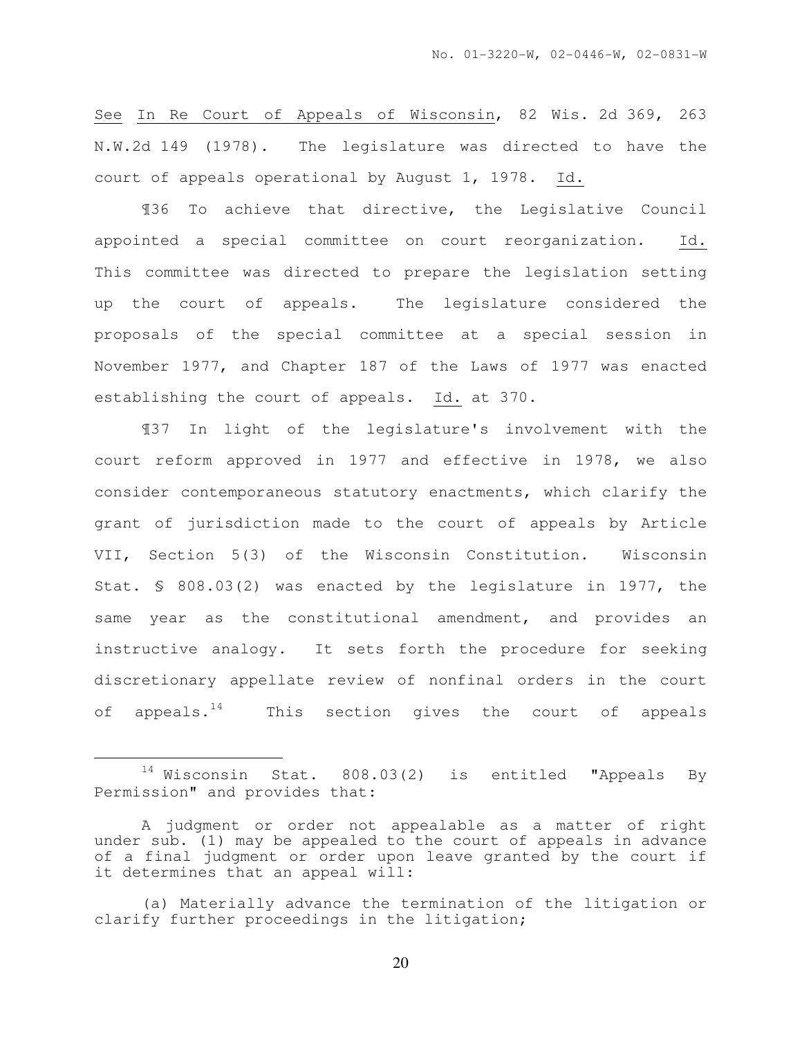See In Re Court of Appeals of Wisconsin, 82 Wis. 2d 369, 263 N.W.2d 149 (1978). The legislature was directed to have the court of appeals operational by August 1, 1978. Id.

¶36 To achieve that directive, the Legislative Council appointed a special committee on court reorganization. Id. This committee was directed to prepare the legislation setting up the court of appeals. The legislature considered the proposals of the special committee at a special session in November 1977, and Chapter 187 of the Laws of 1977 was enacted establishing the court of appeals. Id. at 370.

¶37 In light of the legislature's involvement with the court reform approved in 1977 and effective in 1978, we also consider contemporaneous statutory enactments, which clarify the grant of jurisdiction made to the court of appeals by Article VII, Section 5(3) of the Wisconsin Constitution. Wisconsin Stat. § 808.03(2) was enacted by the legislature in 1977, the same year as the constitutional amendment, and provides an instructive analogy. It sets forth the procedure for seeking discretionary appellate review of nonfinal orders in the court of appeals.[14] This section gives the court of appeals

---

[14] Wisconsin Stat. 808.03(2) is entitled "Appeals By Permission" and provides that:

A judgment or order not appealable as a matter of right under sub. (1) may be appealed to the court of appeals in advance of a final judgment or order upon leave granted by the court if it determines that an appeal will:

(a) Materially advance the termination of the litigation or clarify further proceedings in the litigation;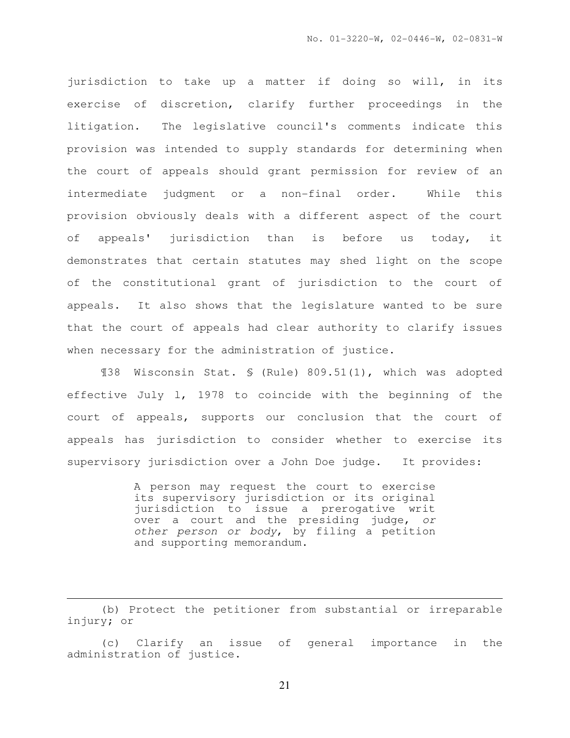jurisdiction to take up a matter if doing so will, in its exercise of discretion, clarify further proceedings in the litigation. The legislative council's comments indicate this provision was intended to supply standards for determining when the court of appeals should grant permission for review of an intermediate judgment or a non-final order. While this provision obviously deals with a different aspect of the court of appeals' jurisdiction than is before us today, it demonstrates that certain statutes may shed light on the scope of the constitutional grant of jurisdiction to the court of appeals. It also shows that the legislature wanted to be sure that the court of appeals had clear authority to clarify issues when necessary for the administration of justice.

¶38 Wisconsin Stat. § (Rule) 809.51(1), which was adopted effective July 1, 1978 to coincide with the beginning of the court of appeals, supports our conclusion that the court of appeals has jurisdiction to consider whether to exercise its supervisory jurisdiction over a John Doe judge. It provides:

> A person may request the court to exercise its supervisory jurisdiction or its original jurisdiction to issue a prerogative writ over a court and the presiding judge, *or other person or body*, by filing a petition and supporting memorandum.

---

(b) Protect the petitioner from substantial or irreparable injury; or

(c) Clarify an issue of general importance in the administration of justice.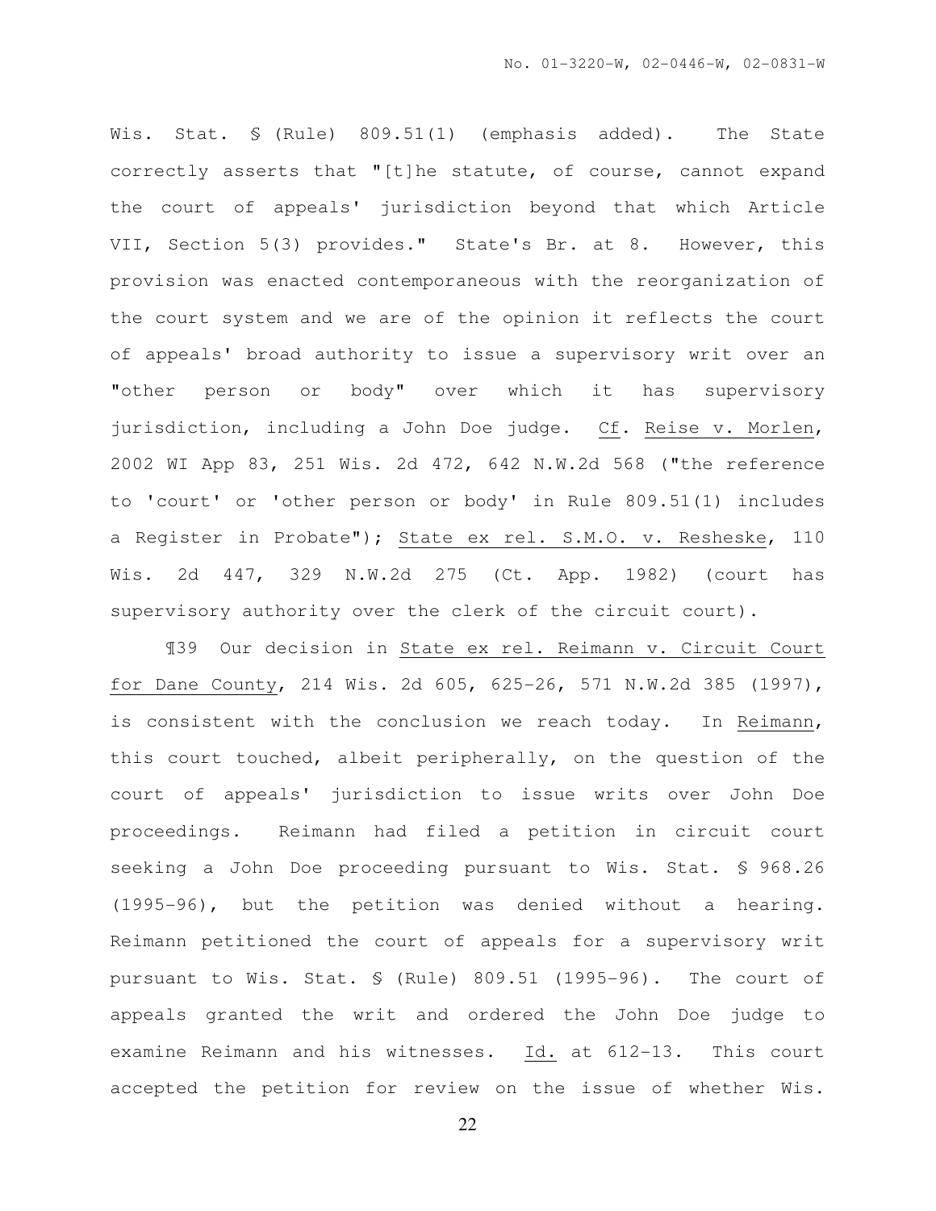Wis. Stat. § (Rule) 809.51(1) (emphasis added). The State correctly asserts that "[t]he statute, of course, cannot expand the court of appeals' jurisdiction beyond that which Article VII, Section 5(3) provides." State's Br. at 8. However, this provision was enacted contemporaneous with the reorganization of the court system and we are of the opinion it reflects the court of appeals' broad authority to issue a supervisory writ over an "other person or body" over which it has supervisory jurisdiction, including a John Doe judge. Cf. Reise v. Morlen, 2002 WI App 83, 251 Wis. 2d 472, 642 N.W.2d 568 ("the reference to 'court' or 'other person or body' in Rule 809.51(1) includes a Register in Probate"); State ex rel. S.M.O. v. Resheske, 110 Wis. 2d 447, 329 N.W.2d 275 (Ct. App. 1982) (court has supervisory authority over the clerk of the circuit court).

¶39 Our decision in State ex rel. Reimann v. Circuit Court for Dane County, 214 Wis. 2d 605, 625-26, 571 N.W.2d 385 (1997), is consistent with the conclusion we reach today. In Reimann, this court touched, albeit peripherally, on the question of the court of appeals' jurisdiction to issue writs over John Doe proceedings. Reimann had filed a petition in circuit court seeking a John Doe proceeding pursuant to Wis. Stat. § 968.26 (1995-96), but the petition was denied without a hearing. Reimann petitioned the court of appeals for a supervisory writ pursuant to Wis. Stat. § (Rule) 809.51 (1995-96). The court of appeals granted the writ and ordered the John Doe judge to examine Reimann and his witnesses. Id. at 612-13. This court accepted the petition for review on the issue of whether Wis.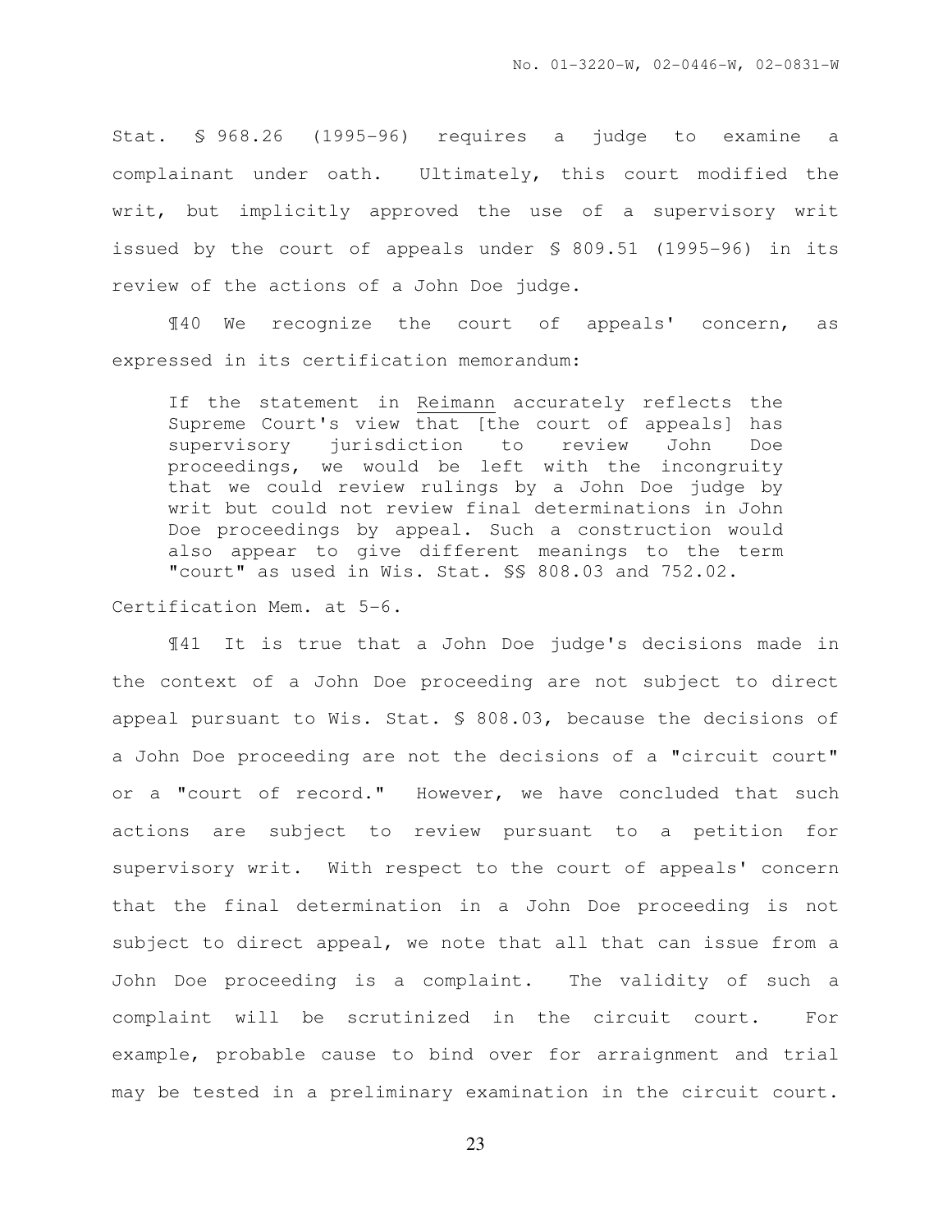Stat. § 968.26 (1995-96) requires a judge to examine a complainant under oath. Ultimately, this court modified the writ, but implicitly approved the use of a supervisory writ issued by the court of appeals under § 809.51 (1995-96) in its review of the actions of a John Doe judge.

¶40 We recognize the court of appeals' concern, as expressed in its certification memorandum:

> If the statement in Reimann accurately reflects the Supreme Court's view that [the court of appeals] has supervisory jurisdiction to review John Doe proceedings, we would be left with the incongruity that we could review rulings by a John Doe judge by writ but could not review final determinations in John Doe proceedings by appeal. Such a construction would also appear to give different meanings to the term "court" as used in Wis. Stat. §§ 808.03 and 752.02.

Certification Mem. at 5-6.

¶41 It is true that a John Doe judge's decisions made in the context of a John Doe proceeding are not subject to direct appeal pursuant to Wis. Stat. § 808.03, because the decisions of a John Doe proceeding are not the decisions of a "circuit court" or a "court of record." However, we have concluded that such actions are subject to review pursuant to a petition for supervisory writ. With respect to the court of appeals' concern that the final determination in a John Doe proceeding is not subject to direct appeal, we note that all that can issue from a John Doe proceeding is a complaint. The validity of such a complaint will be scrutinized in the circuit court. For example, probable cause to bind over for arraignment and trial may be tested in a preliminary examination in the circuit court.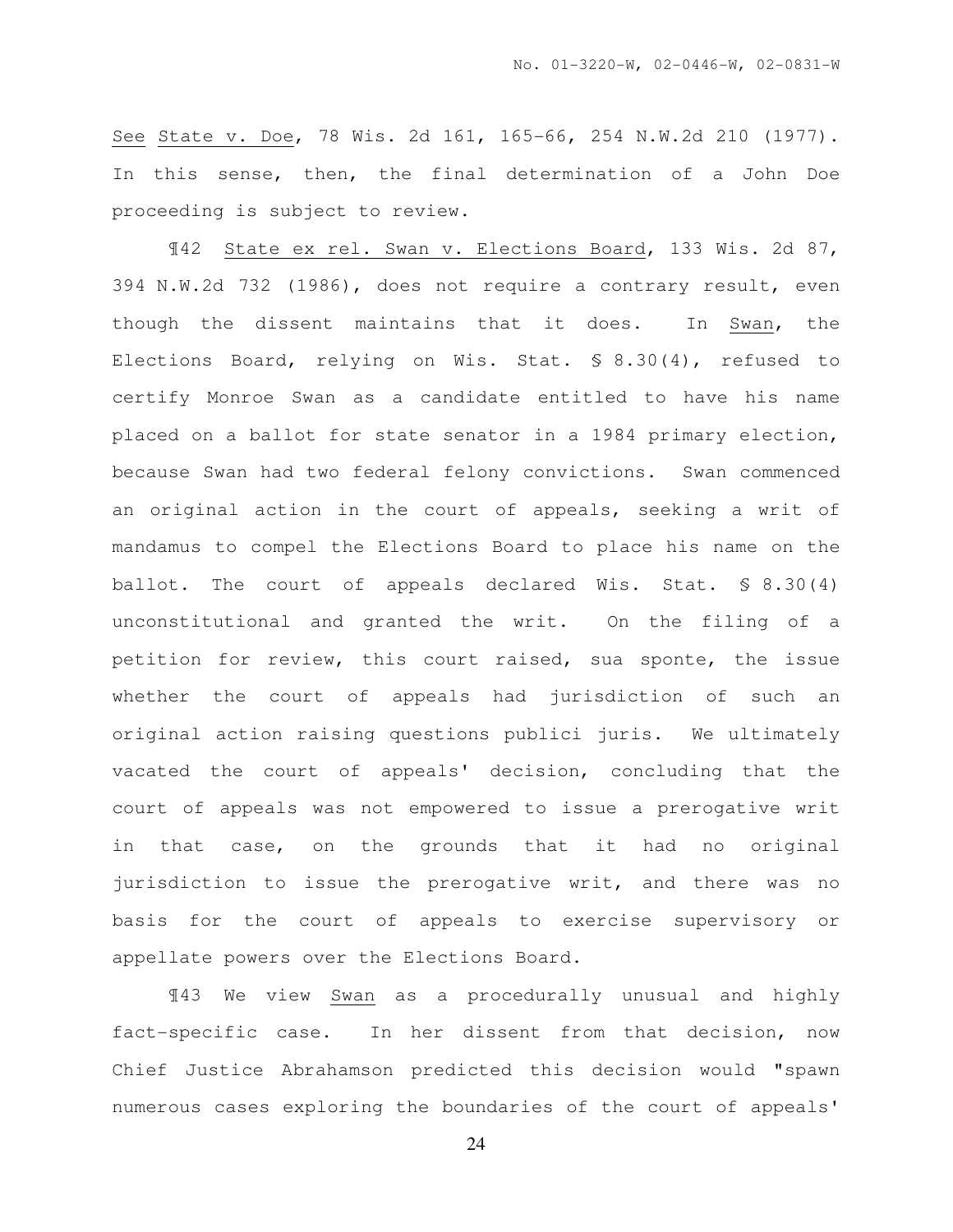See State v. Doe, 78 Wis. 2d 161, 165-66, 254 N.W.2d 210 (1977). In this sense, then, the final determination of a John Doe proceeding is subject to review.

¶42 State ex rel. Swan v. Elections Board, 133 Wis. 2d 87, 394 N.W.2d 732 (1986), does not require a contrary result, even though the dissent maintains that it does. In Swan, the Elections Board, relying on Wis. Stat. § 8.30(4), refused to certify Monroe Swan as a candidate entitled to have his name placed on a ballot for state senator in a 1984 primary election, because Swan had two federal felony convictions. Swan commenced an original action in the court of appeals, seeking a writ of mandamus to compel the Elections Board to place his name on the ballot. The court of appeals declared Wis. Stat. § 8.30(4) unconstitutional and granted the writ. On the filing of a petition for review, this court raised, sua sponte, the issue whether the court of appeals had jurisdiction of such an original action raising questions publici juris. We ultimately vacated the court of appeals' decision, concluding that the court of appeals was not empowered to issue a prerogative writ in that case, on the grounds that it had no original jurisdiction to issue the prerogative writ, and there was no basis for the court of appeals to exercise supervisory or appellate powers over the Elections Board.

¶43 We view Swan as a procedurally unusual and highly fact-specific case. In her dissent from that decision, now Chief Justice Abrahamson predicted this decision would "spawn numerous cases exploring the boundaries of the court of appeals'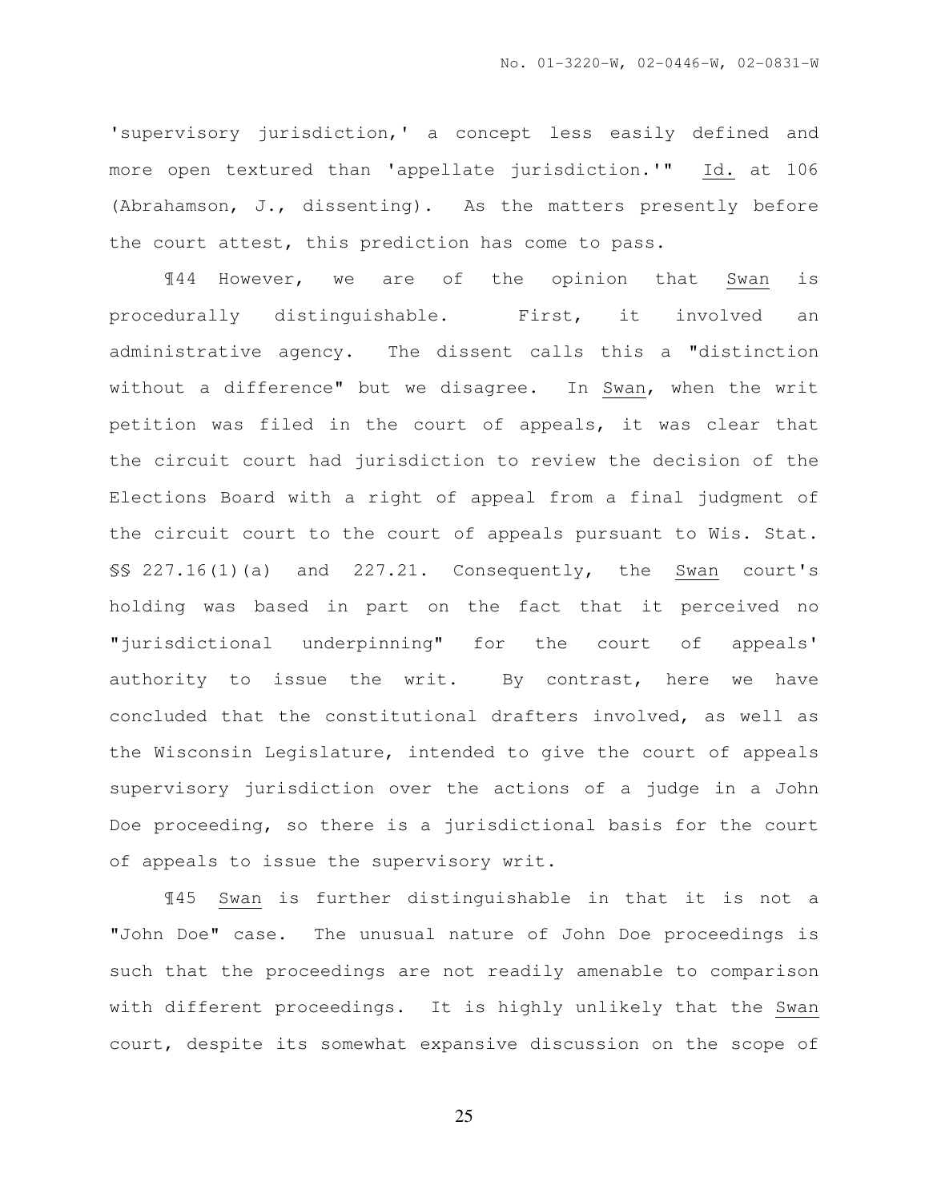'supervisory jurisdiction,' a concept less easily defined and more open textured than 'appellate jurisdiction.'" Id. at 106 (Abrahamson, J., dissenting). As the matters presently before the court attest, this prediction has come to pass.

¶44 However, we are of the opinion that Swan is procedurally distinguishable. First, it involved an administrative agency. The dissent calls this a "distinction without a difference" but we disagree. In Swan, when the writ petition was filed in the court of appeals, it was clear that the circuit court had jurisdiction to review the decision of the Elections Board with a right of appeal from a final judgment of the circuit court to the court of appeals pursuant to Wis. Stat. §§ 227.16(1)(a) and 227.21. Consequently, the Swan court's holding was based in part on the fact that it perceived no "jurisdictional underpinning" for the court of appeals' authority to issue the writ. By contrast, here we have concluded that the constitutional drafters involved, as well as the Wisconsin Legislature, intended to give the court of appeals supervisory jurisdiction over the actions of a judge in a John Doe proceeding, so there is a jurisdictional basis for the court of appeals to issue the supervisory writ.

¶45 Swan is further distinguishable in that it is not a "John Doe" case. The unusual nature of John Doe proceedings is such that the proceedings are not readily amenable to comparison with different proceedings. It is highly unlikely that the Swan court, despite its somewhat expansive discussion on the scope of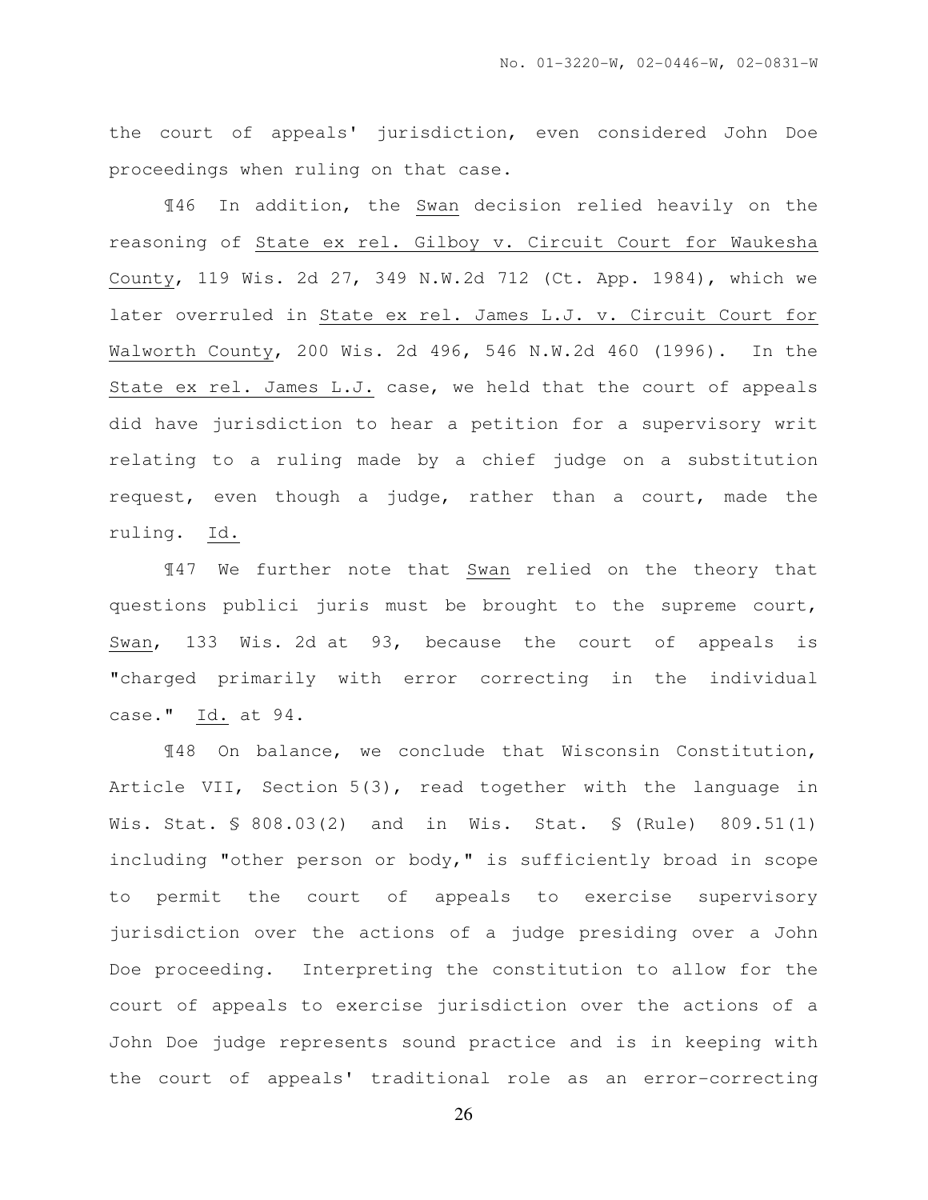the court of appeals' jurisdiction, even considered John Doe proceedings when ruling on that case.

¶46 In addition, the Swan decision relied heavily on the reasoning of State ex rel. Gilboy v. Circuit Court for Waukesha County, 119 Wis. 2d 27, 349 N.W.2d 712 (Ct. App. 1984), which we later overruled in State ex rel. James L.J. v. Circuit Court for Walworth County, 200 Wis. 2d 496, 546 N.W.2d 460 (1996). In the State ex rel. James L.J. case, we held that the court of appeals did have jurisdiction to hear a petition for a supervisory writ relating to a ruling made by a chief judge on a substitution request, even though a judge, rather than a court, made the ruling. Id.

¶47 We further note that Swan relied on the theory that questions publici juris must be brought to the supreme court, Swan, 133 Wis. 2d at 93, because the court of appeals is "charged primarily with error correcting in the individual case." Id. at 94.

¶48 On balance, we conclude that Wisconsin Constitution, Article VII, Section 5(3), read together with the language in Wis. Stat. § 808.03(2) and in Wis. Stat. § (Rule) 809.51(1) including "other person or body," is sufficiently broad in scope to permit the court of appeals to exercise supervisory jurisdiction over the actions of a judge presiding over a John Doe proceeding. Interpreting the constitution to allow for the court of appeals to exercise jurisdiction over the actions of a John Doe judge represents sound practice and is in keeping with the court of appeals' traditional role as an error-correcting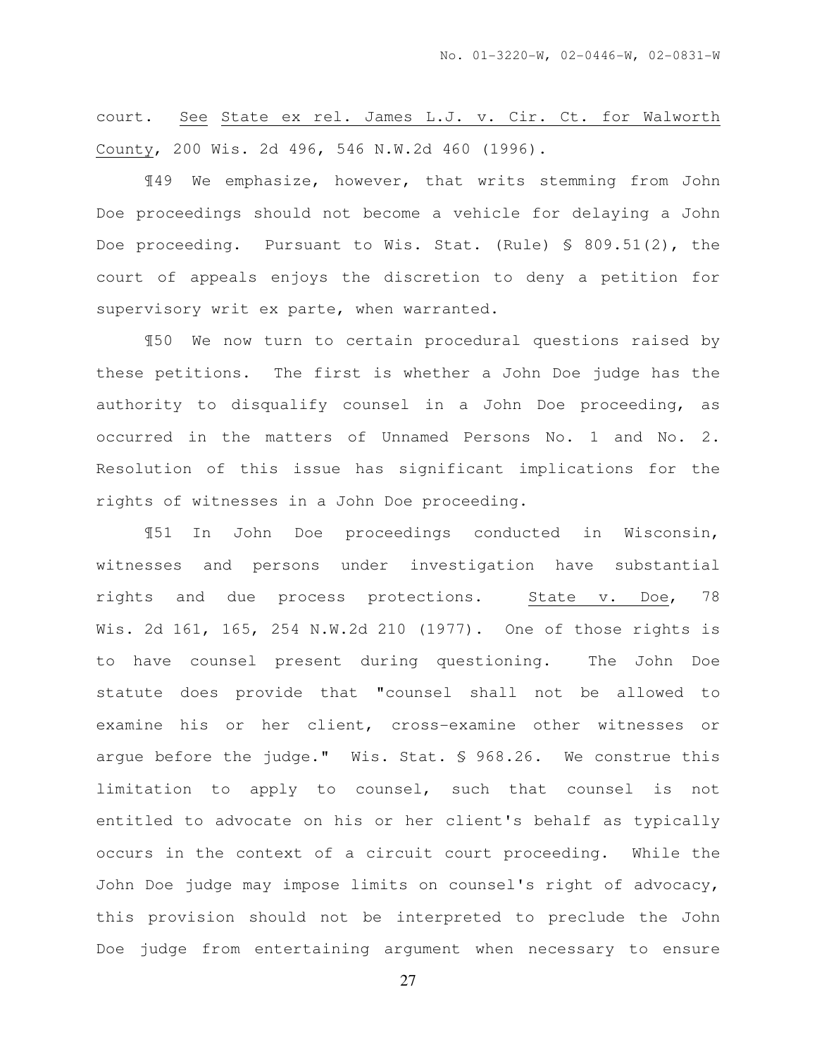court. See State ex rel. James L.J. v. Cir. Ct. for Walworth County, 200 Wis. 2d 496, 546 N.W.2d 460 (1996).

¶49 We emphasize, however, that writs stemming from John Doe proceedings should not become a vehicle for delaying a John Doe proceeding. Pursuant to Wis. Stat. (Rule) § 809.51(2), the court of appeals enjoys the discretion to deny a petition for supervisory writ ex parte, when warranted.

¶50 We now turn to certain procedural questions raised by these petitions. The first is whether a John Doe judge has the authority to disqualify counsel in a John Doe proceeding, as occurred in the matters of Unnamed Persons No. 1 and No. 2. Resolution of this issue has significant implications for the rights of witnesses in a John Doe proceeding.

¶51 In John Doe proceedings conducted in Wisconsin, witnesses and persons under investigation have substantial rights and due process protections. State v. Doe, 78 Wis. 2d 161, 165, 254 N.W.2d 210 (1977). One of those rights is to have counsel present during questioning. The John Doe statute does provide that "counsel shall not be allowed to examine his or her client, cross-examine other witnesses or argue before the judge." Wis. Stat. § 968.26. We construe this limitation to apply to counsel, such that counsel is not entitled to advocate on his or her client's behalf as typically occurs in the context of a circuit court proceeding. While the John Doe judge may impose limits on counsel's right of advocacy, this provision should not be interpreted to preclude the John Doe judge from entertaining argument when necessary to ensure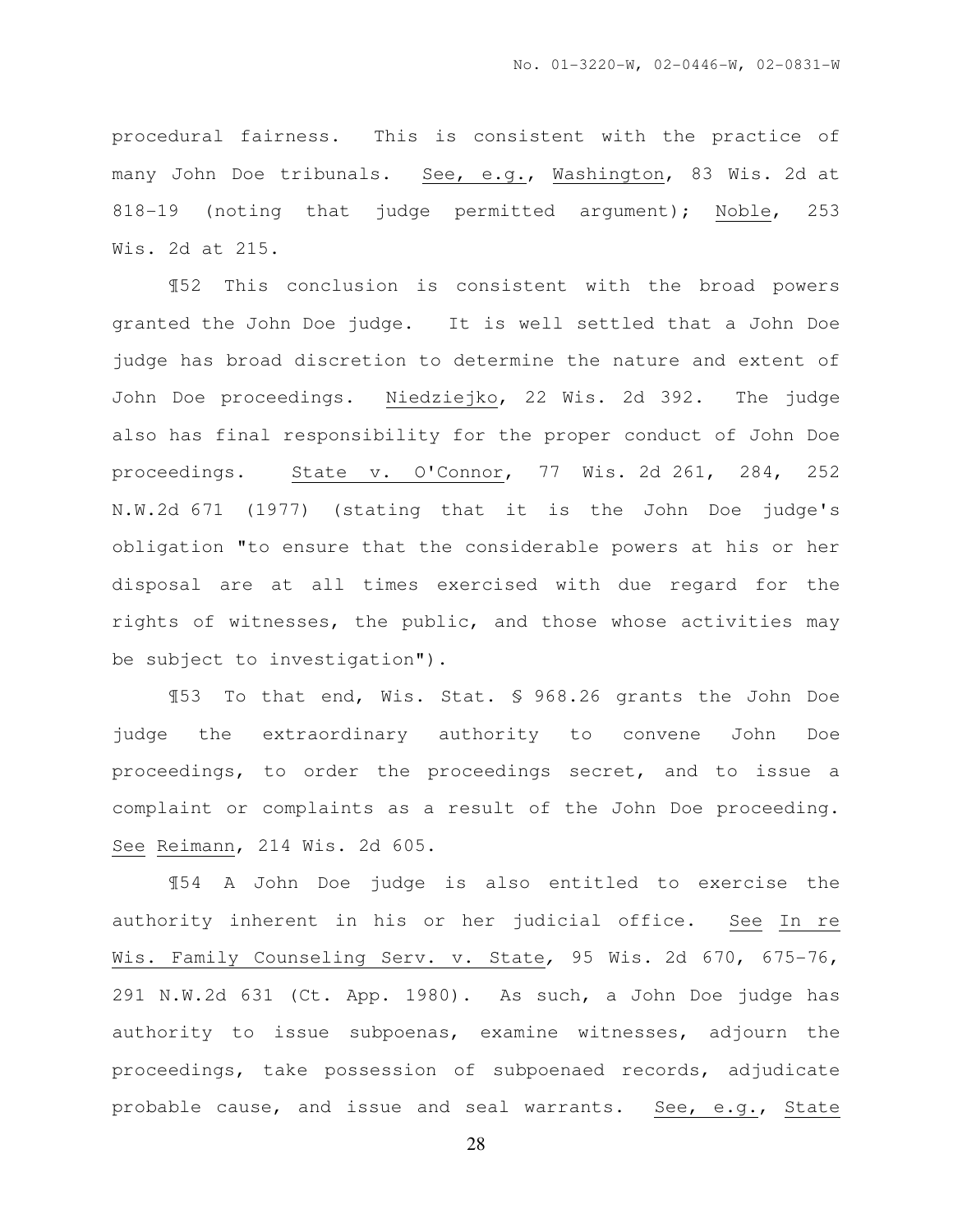procedural fairness. This is consistent with the practice of many John Doe tribunals. See, e.g., Washington, 83 Wis. 2d at 818-19 (noting that judge permitted argument); Noble, 253 Wis. 2d at 215.

¶52 This conclusion is consistent with the broad powers granted the John Doe judge. It is well settled that a John Doe judge has broad discretion to determine the nature and extent of John Doe proceedings. Niedziejko, 22 Wis. 2d 392. The judge also has final responsibility for the proper conduct of John Doe proceedings. State v. O'Connor, 77 Wis. 2d 261, 284, 252 N.W.2d 671 (1977) (stating that it is the John Doe judge's obligation "to ensure that the considerable powers at his or her disposal are at all times exercised with due regard for the rights of witnesses, the public, and those whose activities may be subject to investigation").

¶53 To that end, Wis. Stat. § 968.26 grants the John Doe judge the extraordinary authority to convene John Doe proceedings, to order the proceedings secret, and to issue a complaint or complaints as a result of the John Doe proceeding. See Reimann, 214 Wis. 2d 605.

¶54 A John Doe judge is also entitled to exercise the authority inherent in his or her judicial office. See In re Wis. Family Counseling Serv. v. State, 95 Wis. 2d 670, 675-76, 291 N.W.2d 631 (Ct. App. 1980). As such, a John Doe judge has authority to issue subpoenas, examine witnesses, adjourn the proceedings, take possession of subpoenaed records, adjudicate probable cause, and issue and seal warrants. See, e.g., State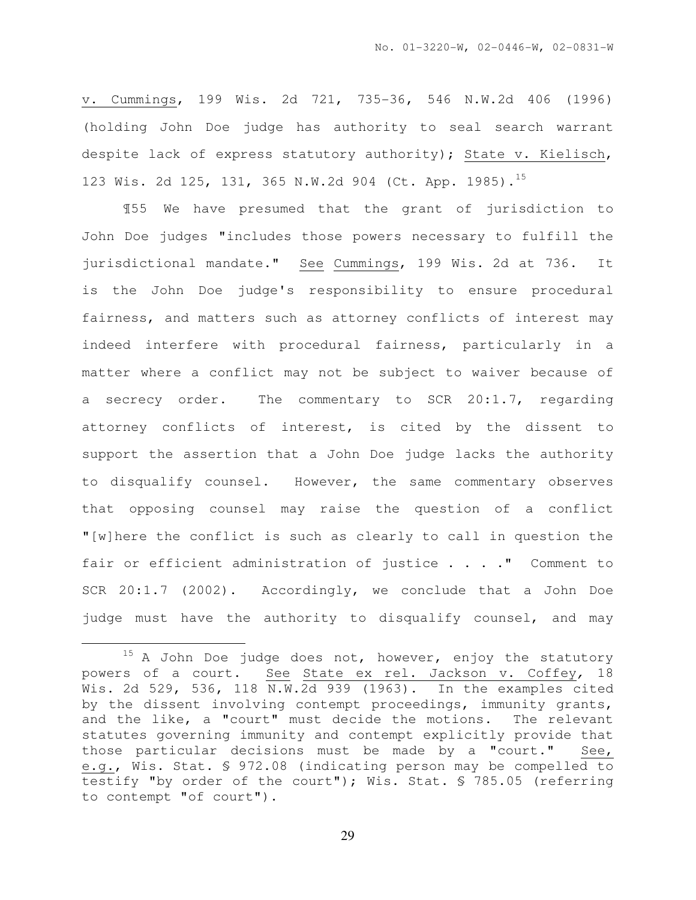v. Cummings, 199 Wis. 2d 721, 735-36, 546 N.W.2d 406 (1996) (holding John Doe judge has authority to seal search warrant despite lack of express statutory authority); State v. Kielisch, 123 Wis. 2d 125, 131, 365 N.W.2d 904 (Ct. App. 1985).[15]

¶55 We have presumed that the grant of jurisdiction to John Doe judges "includes those powers necessary to fulfill the jurisdictional mandate." See Cummings, 199 Wis. 2d at 736. It is the John Doe judge's responsibility to ensure procedural fairness, and matters such as attorney conflicts of interest may indeed interfere with procedural fairness, particularly in a matter where a conflict may not be subject to waiver because of a secrecy order. The commentary to SCR 20:1.7, regarding attorney conflicts of interest, is cited by the dissent to support the assertion that a John Doe judge lacks the authority to disqualify counsel. However, the same commentary observes that opposing counsel may raise the question of a conflict "[w]here the conflict is such as clearly to call in question the fair or efficient administration of justice . . . ." Comment to SCR 20:1.7 (2002). Accordingly, we conclude that a John Doe judge must have the authority to disqualify counsel, and may

---

[15] A John Doe judge does not, however, enjoy the statutory powers of a court. See State ex rel. Jackson v. Coffey, 18 Wis. 2d 529, 536, 118 N.W.2d 939 (1963). In the examples cited by the dissent involving contempt proceedings, immunity grants, and the like, a "court" must decide the motions. The relevant statutes governing immunity and contempt explicitly provide that those particular decisions must be made by a "court." See, e.g., Wis. Stat. § 972.08 (indicating person may be compelled to testify "by order of the court"); Wis. Stat. § 785.05 (referring to contempt "of court").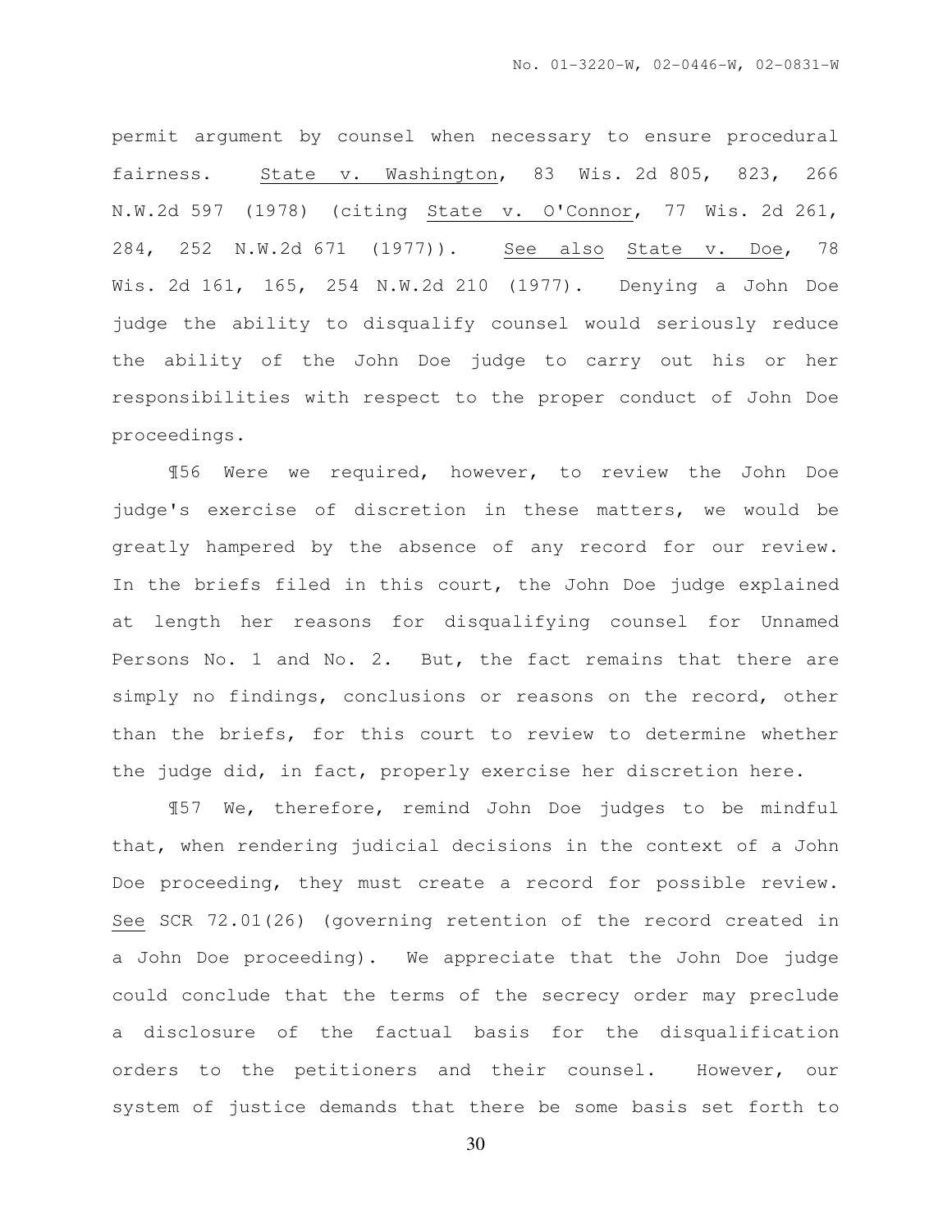permit argument by counsel when necessary to ensure procedural fairness. State v. Washington, 83 Wis. 2d 805, 823, 266 N.W.2d 597 (1978) (citing State v. O'Connor, 77 Wis. 2d 261, 284, 252 N.W.2d 671 (1977)). See also State v. Doe, 78 Wis. 2d 161, 165, 254 N.W.2d 210 (1977). Denying a John Doe judge the ability to disqualify counsel would seriously reduce the ability of the John Doe judge to carry out his or her responsibilities with respect to the proper conduct of John Doe proceedings.

¶56 Were we required, however, to review the John Doe judge's exercise of discretion in these matters, we would be greatly hampered by the absence of any record for our review. In the briefs filed in this court, the John Doe judge explained at length her reasons for disqualifying counsel for Unnamed Persons No. 1 and No. 2. But, the fact remains that there are simply no findings, conclusions or reasons on the record, other than the briefs, for this court to review to determine whether the judge did, in fact, properly exercise her discretion here.

¶57 We, therefore, remind John Doe judges to be mindful that, when rendering judicial decisions in the context of a John Doe proceeding, they must create a record for possible review. See SCR 72.01(26) (governing retention of the record created in a John Doe proceeding). We appreciate that the John Doe judge could conclude that the terms of the secrecy order may preclude a disclosure of the factual basis for the disqualification orders to the petitioners and their counsel. However, our system of justice demands that there be some basis set forth to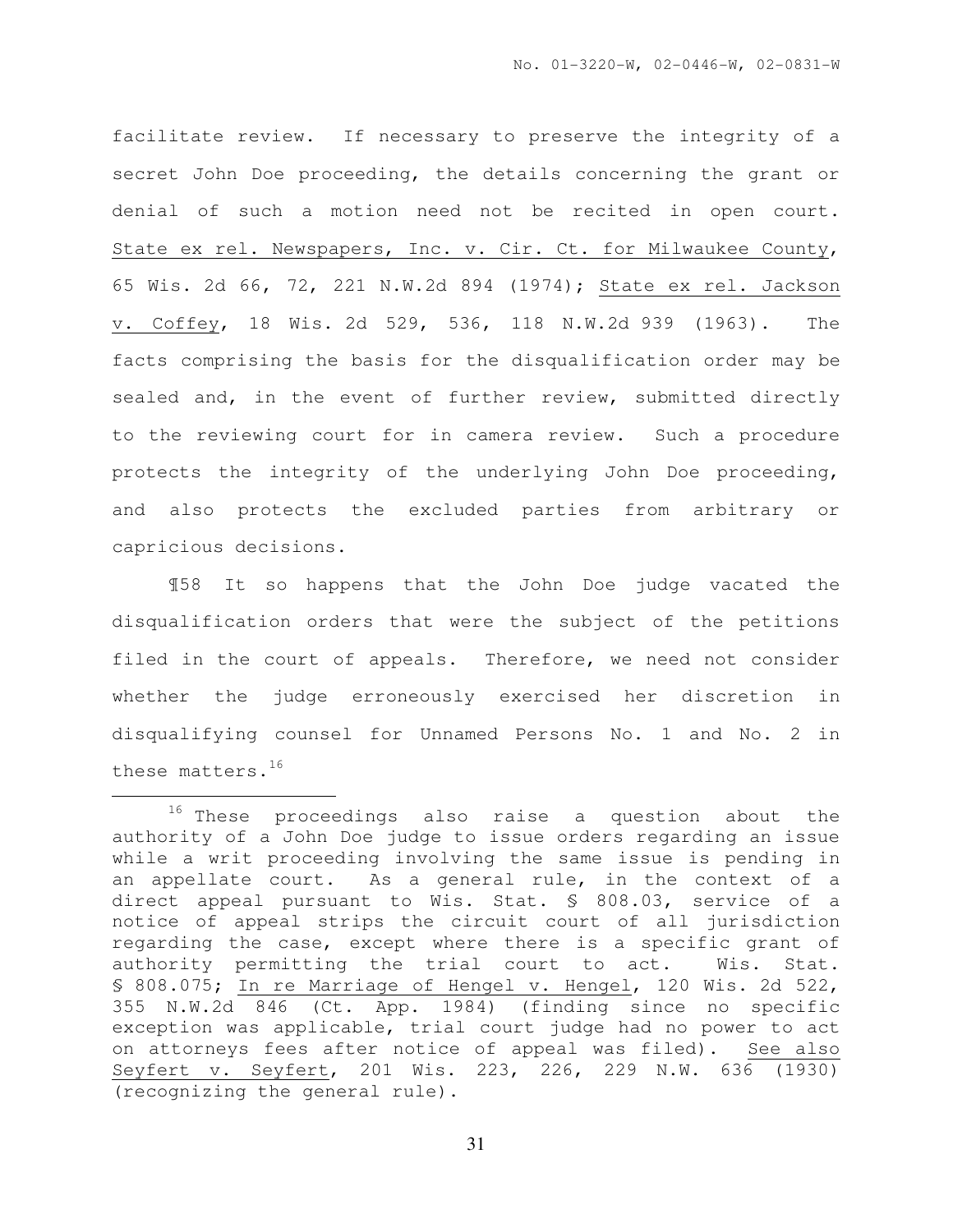facilitate review. If necessary to preserve the integrity of a secret John Doe proceeding, the details concerning the grant or denial of such a motion need not be recited in open court. State ex rel. Newspapers, Inc. v. Cir. Ct. for Milwaukee County, 65 Wis. 2d 66, 72, 221 N.W.2d 894 (1974); State ex rel. Jackson v. Coffey, 18 Wis. 2d 529, 536, 118 N.W.2d 939 (1963). The facts comprising the basis for the disqualification order may be sealed and, in the event of further review, submitted directly to the reviewing court for in camera review. Such a procedure protects the integrity of the underlying John Doe proceeding, and also protects the excluded parties from arbitrary or capricious decisions.

¶58 It so happens that the John Doe judge vacated the disqualification orders that were the subject of the petitions filed in the court of appeals. Therefore, we need not consider whether the judge erroneously exercised her discretion in disqualifying counsel for Unnamed Persons No. 1 and No. 2 in these matters.[16]

---

[16] These proceedings also raise a question about the authority of a John Doe judge to issue orders regarding an issue while a writ proceeding involving the same issue is pending in an appellate court. As a general rule, in the context of a direct appeal pursuant to Wis. Stat. § 808.03, service of a notice of appeal strips the circuit court of all jurisdiction regarding the case, except where there is a specific grant of authority permitting the trial court to act. Wis. Stat. § 808.075; In re Marriage of Hengel v. Hengel, 120 Wis. 2d 522, 355 N.W.2d 846 (Ct. App. 1984) (finding since no specific exception was applicable, trial court judge had no power to act on attorneys fees after notice of appeal was filed). See also Seyfert v. Seyfert, 201 Wis. 223, 226, 229 N.W. 636 (1930) (recognizing the general rule).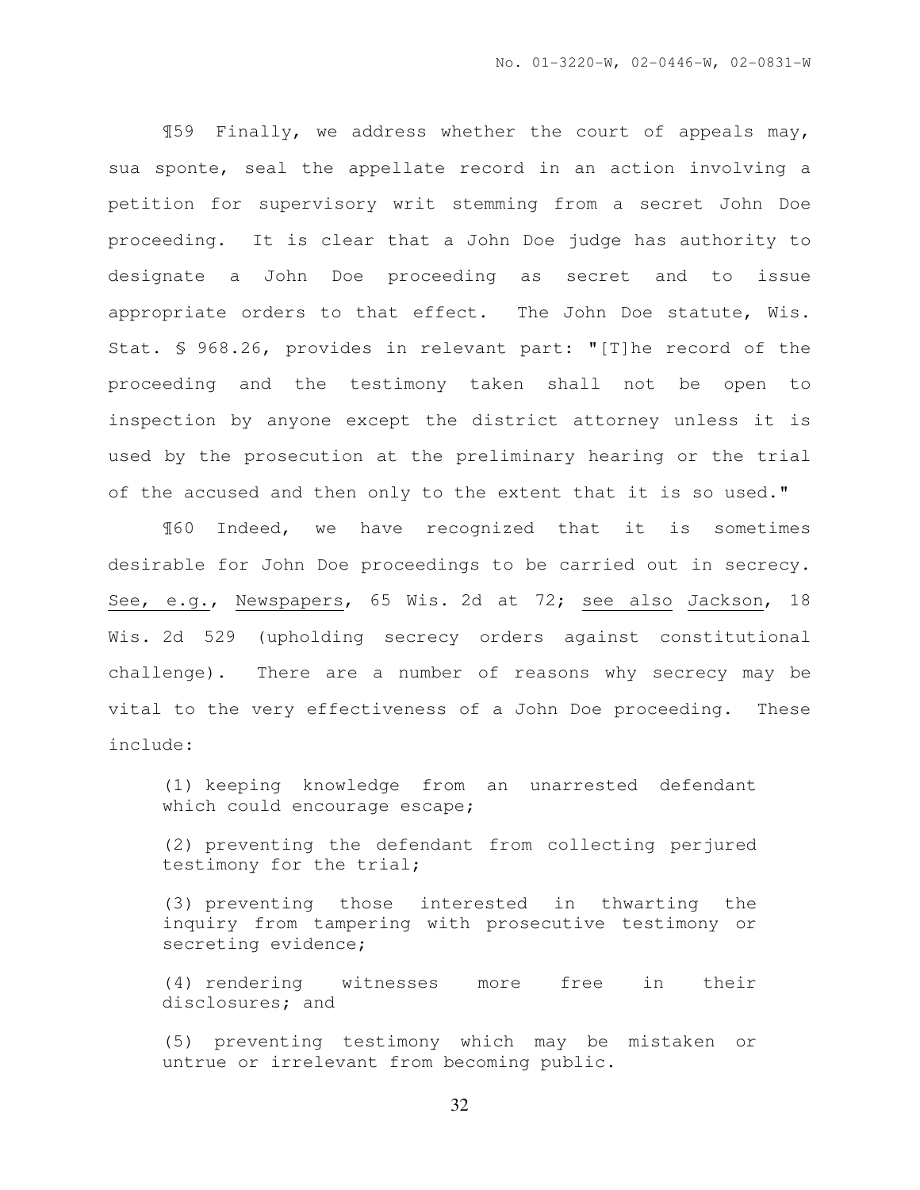¶59 Finally, we address whether the court of appeals may, sua sponte, seal the appellate record in an action involving a petition for supervisory writ stemming from a secret John Doe proceeding. It is clear that a John Doe judge has authority to designate a John Doe proceeding as secret and to issue appropriate orders to that effect. The John Doe statute, Wis. Stat. § 968.26, provides in relevant part: "[T]he record of the proceeding and the testimony taken shall not be open to inspection by anyone except the district attorney unless it is used by the prosecution at the preliminary hearing or the trial of the accused and then only to the extent that it is so used."

¶60 Indeed, we have recognized that it is sometimes desirable for John Doe proceedings to be carried out in secrecy. See, e.g., Newspapers, 65 Wis. 2d at 72; see also Jackson, 18 Wis. 2d 529 (upholding secrecy orders against constitutional challenge). There are a number of reasons why secrecy may be vital to the very effectiveness of a John Doe proceeding. These include:

> (1) keeping knowledge from an unarrested defendant which could encourage escape;
>
> (2) preventing the defendant from collecting perjured testimony for the trial;
>
> (3) preventing those interested in thwarting the inquiry from tampering with prosecutive testimony or secreting evidence;
>
> (4) rendering witnesses more free in their disclosures; and
>
> (5) preventing testimony which may be mistaken or untrue or irrelevant from becoming public.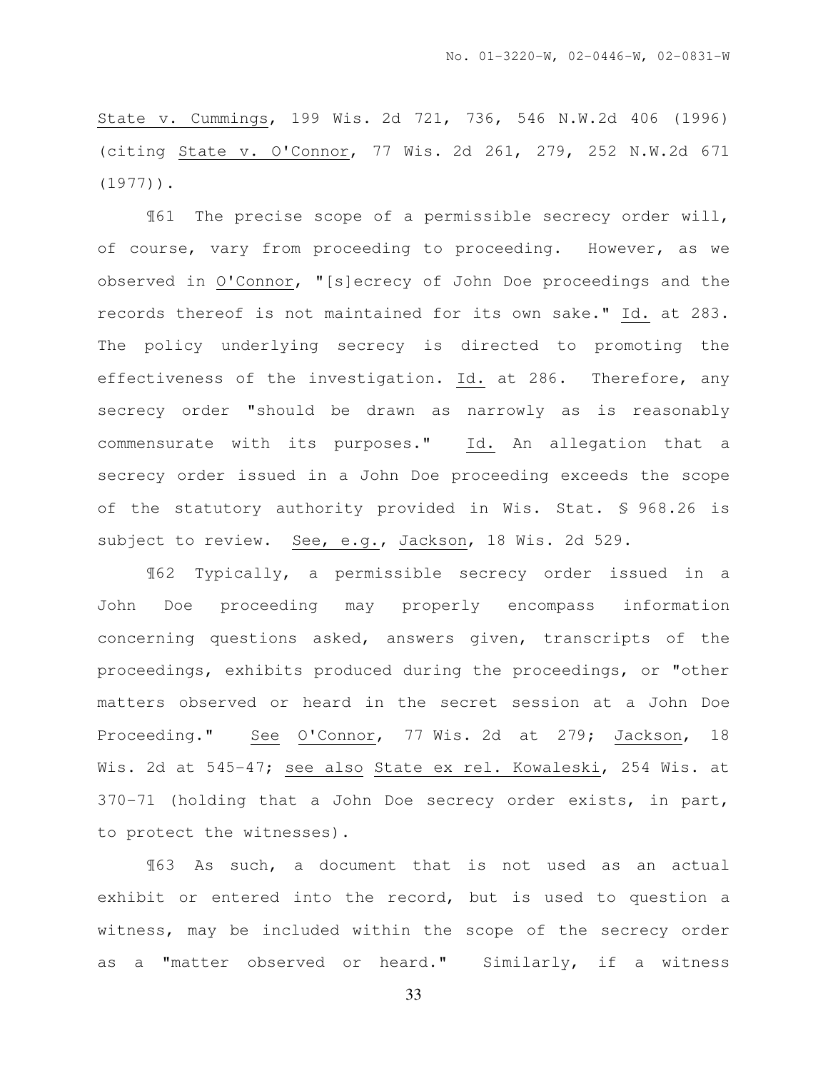State v. Cummings, 199 Wis. 2d 721, 736, 546 N.W.2d 406 (1996) (citing State v. O'Connor, 77 Wis. 2d 261, 279, 252 N.W.2d 671 (1977)).

¶61 The precise scope of a permissible secrecy order will, of course, vary from proceeding to proceeding. However, as we observed in O'Connor, "[s]ecrecy of John Doe proceedings and the records thereof is not maintained for its own sake." Id. at 283. The policy underlying secrecy is directed to promoting the effectiveness of the investigation. Id. at 286. Therefore, any secrecy order "should be drawn as narrowly as is reasonably commensurate with its purposes." Id. An allegation that a secrecy order issued in a John Doe proceeding exceeds the scope of the statutory authority provided in Wis. Stat. § 968.26 is subject to review. See, e.g., Jackson, 18 Wis. 2d 529.

¶62 Typically, a permissible secrecy order issued in a John Doe proceeding may properly encompass information concerning questions asked, answers given, transcripts of the proceedings, exhibits produced during the proceedings, or "other matters observed or heard in the secret session at a John Doe Proceeding." See O'Connor, 77 Wis. 2d at 279; Jackson, 18 Wis. 2d at 545-47; see also State ex rel. Kowaleski, 254 Wis. at 370-71 (holding that a John Doe secrecy order exists, in part, to protect the witnesses).

¶63 As such, a document that is not used as an actual exhibit or entered into the record, but is used to question a witness, may be included within the scope of the secrecy order as a "matter observed or heard." Similarly, if a witness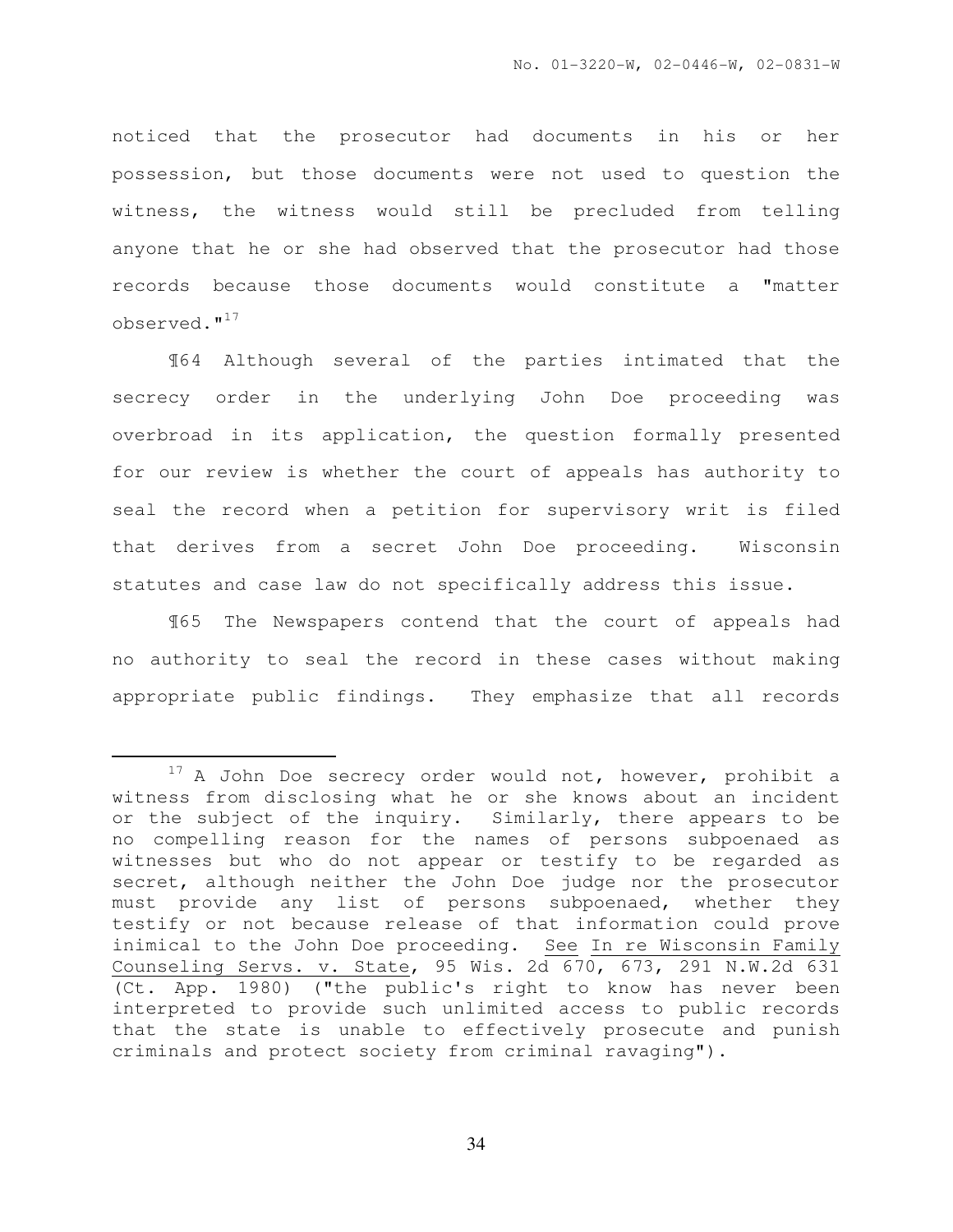noticed that the prosecutor had documents in his or her possession, but those documents were not used to question the witness, the witness would still be precluded from telling anyone that he or she had observed that the prosecutor had those records because those documents would constitute a "matter observed."[17]

¶64 Although several of the parties intimated that the secrecy order in the underlying John Doe proceeding was overbroad in its application, the question formally presented for our review is whether the court of appeals has authority to seal the record when a petition for supervisory writ is filed that derives from a secret John Doe proceeding. Wisconsin statutes and case law do not specifically address this issue.

¶65 The Newspapers contend that the court of appeals had no authority to seal the record in these cases without making appropriate public findings. They emphasize that all records

---

[17] A John Doe secrecy order would not, however, prohibit a witness from disclosing what he or she knows about an incident or the subject of the inquiry. Similarly, there appears to be no compelling reason for the names of persons subpoenaed as witnesses but who do not appear or testify to be regarded as secret, although neither the John Doe judge nor the prosecutor must provide any list of persons subpoenaed, whether they testify or not because release of that information could prove inimical to the John Doe proceeding. See In re Wisconsin Family Counseling Servs. v. State, 95 Wis. 2d 670, 673, 291 N.W.2d 631 (Ct. App. 1980) ("the public's right to know has never been interpreted to provide such unlimited access to public records that the state is unable to effectively prosecute and punish criminals and protect society from criminal ravaging").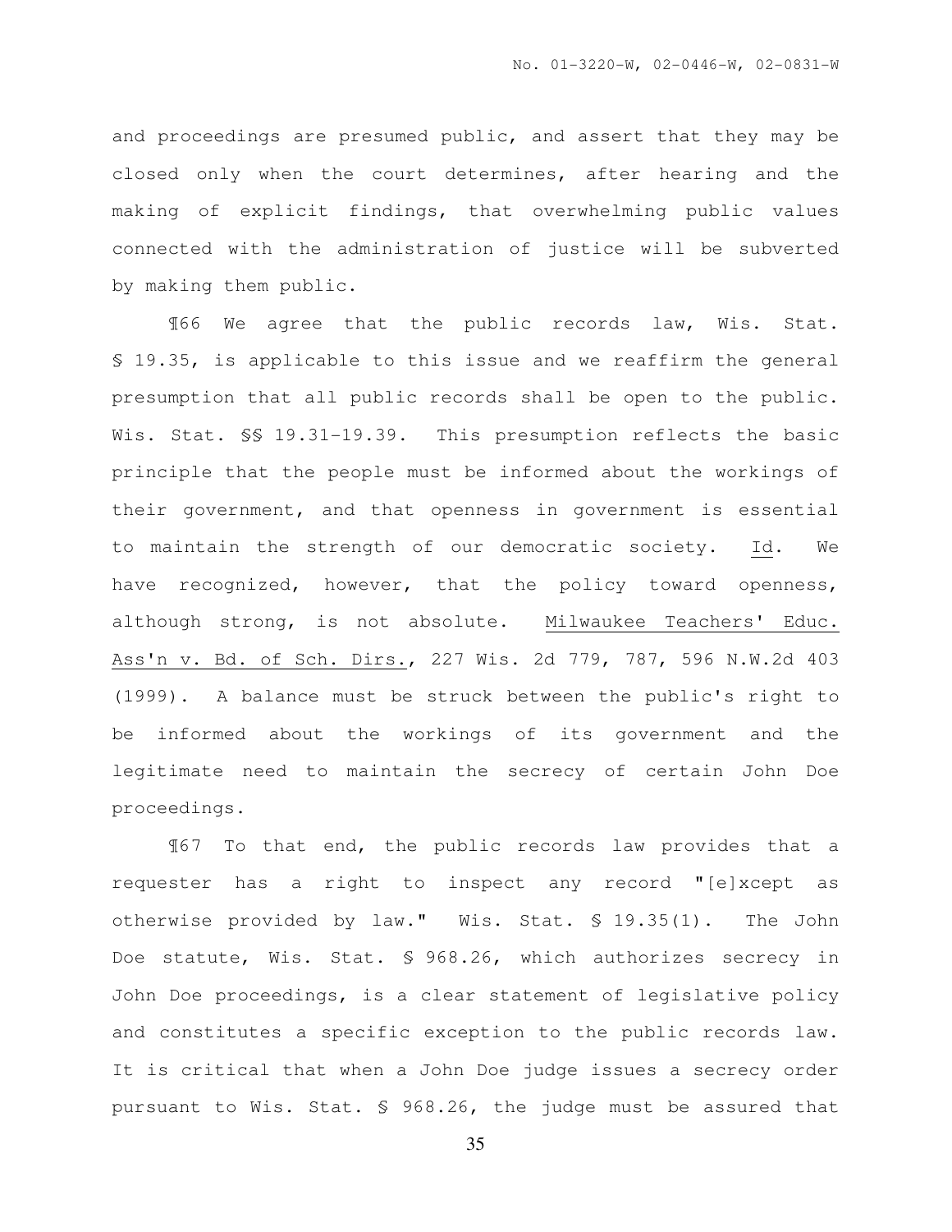and proceedings are presumed public, and assert that they may be closed only when the court determines, after hearing and the making of explicit findings, that overwhelming public values connected with the administration of justice will be subverted by making them public.

¶66 We agree that the public records law, Wis. Stat. § 19.35, is applicable to this issue and we reaffirm the general presumption that all public records shall be open to the public. Wis. Stat. §§ 19.31-19.39. This presumption reflects the basic principle that the people must be informed about the workings of their government, and that openness in government is essential to maintain the strength of our democratic society. Id. We have recognized, however, that the policy toward openness, although strong, is not absolute. Milwaukee Teachers' Educ. Ass'n v. Bd. of Sch. Dirs., 227 Wis. 2d 779, 787, 596 N.W.2d 403 (1999). A balance must be struck between the public's right to be informed about the workings of its government and the legitimate need to maintain the secrecy of certain John Doe proceedings.

¶67 To that end, the public records law provides that a requester has a right to inspect any record "[e]xcept as otherwise provided by law." Wis. Stat. § 19.35(1). The John Doe statute, Wis. Stat. § 968.26, which authorizes secrecy in John Doe proceedings, is a clear statement of legislative policy and constitutes a specific exception to the public records law. It is critical that when a John Doe judge issues a secrecy order pursuant to Wis. Stat. § 968.26, the judge must be assured that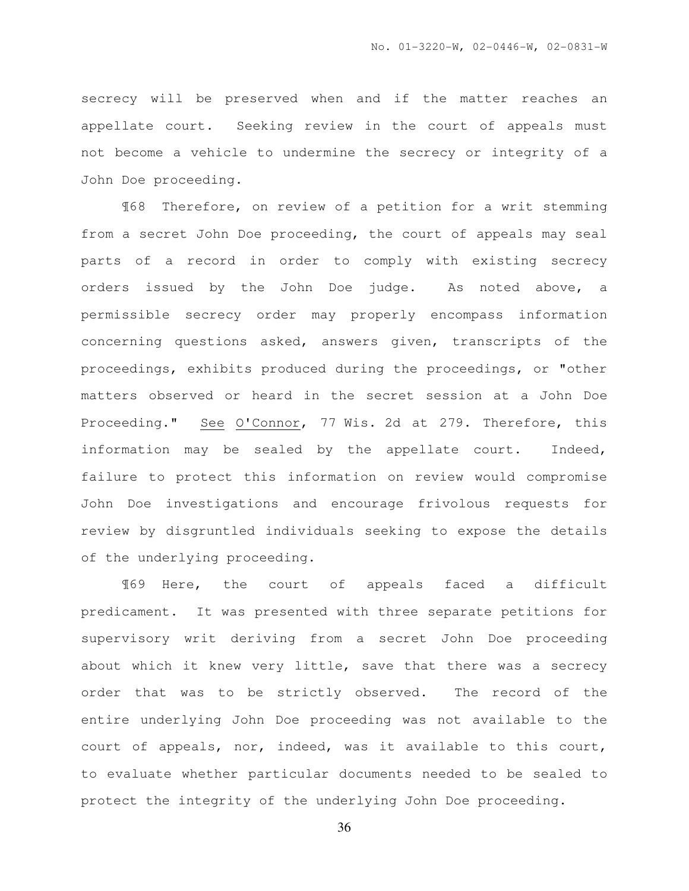secrecy will be preserved when and if the matter reaches an appellate court. Seeking review in the court of appeals must not become a vehicle to undermine the secrecy or integrity of a John Doe proceeding.

¶68 Therefore, on review of a petition for a writ stemming from a secret John Doe proceeding, the court of appeals may seal parts of a record in order to comply with existing secrecy orders issued by the John Doe judge. As noted above, a permissible secrecy order may properly encompass information concerning questions asked, answers given, transcripts of the proceedings, exhibits produced during the proceedings, or "other matters observed or heard in the secret session at a John Doe Proceeding." See O'Connor, 77 Wis. 2d at 279. Therefore, this information may be sealed by the appellate court. Indeed, failure to protect this information on review would compromise John Doe investigations and encourage frivolous requests for review by disgruntled individuals seeking to expose the details of the underlying proceeding.

¶69 Here, the court of appeals faced a difficult predicament. It was presented with three separate petitions for supervisory writ deriving from a secret John Doe proceeding about which it knew very little, save that there was a secrecy order that was to be strictly observed. The record of the entire underlying John Doe proceeding was not available to the court of appeals, nor, indeed, was it available to this court, to evaluate whether particular documents needed to be sealed to protect the integrity of the underlying John Doe proceeding.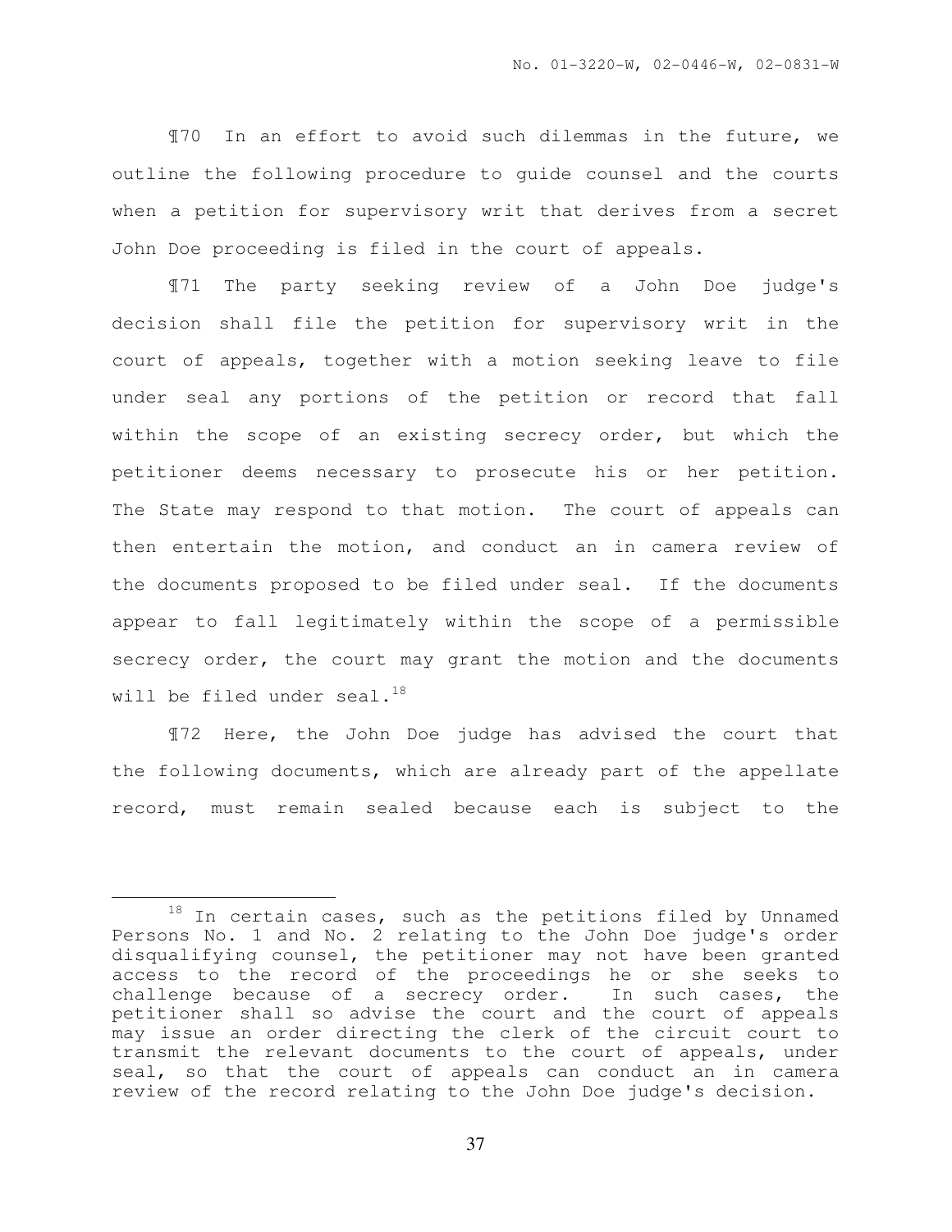¶70 In an effort to avoid such dilemmas in the future, we outline the following procedure to guide counsel and the courts when a petition for supervisory writ that derives from a secret John Doe proceeding is filed in the court of appeals.

¶71 The party seeking review of a John Doe judge's decision shall file the petition for supervisory writ in the court of appeals, together with a motion seeking leave to file under seal any portions of the petition or record that fall within the scope of an existing secrecy order, but which the petitioner deems necessary to prosecute his or her petition. The State may respond to that motion. The court of appeals can then entertain the motion, and conduct an in camera review of the documents proposed to be filed under seal. If the documents appear to fall legitimately within the scope of a permissible secrecy order, the court may grant the motion and the documents will be filed under seal.[18]

¶72 Here, the John Doe judge has advised the court that the following documents, which are already part of the appellate record, must remain sealed because each is subject to the

---

[18] In certain cases, such as the petitions filed by Unnamed Persons No. 1 and No. 2 relating to the John Doe judge's order disqualifying counsel, the petitioner may not have been granted access to the record of the proceedings he or she seeks to challenge because of a secrecy order. In such cases, the petitioner shall so advise the court and the court of appeals may issue an order directing the clerk of the circuit court to transmit the relevant documents to the court of appeals, under seal, so that the court of appeals can conduct an in camera review of the record relating to the John Doe judge's decision.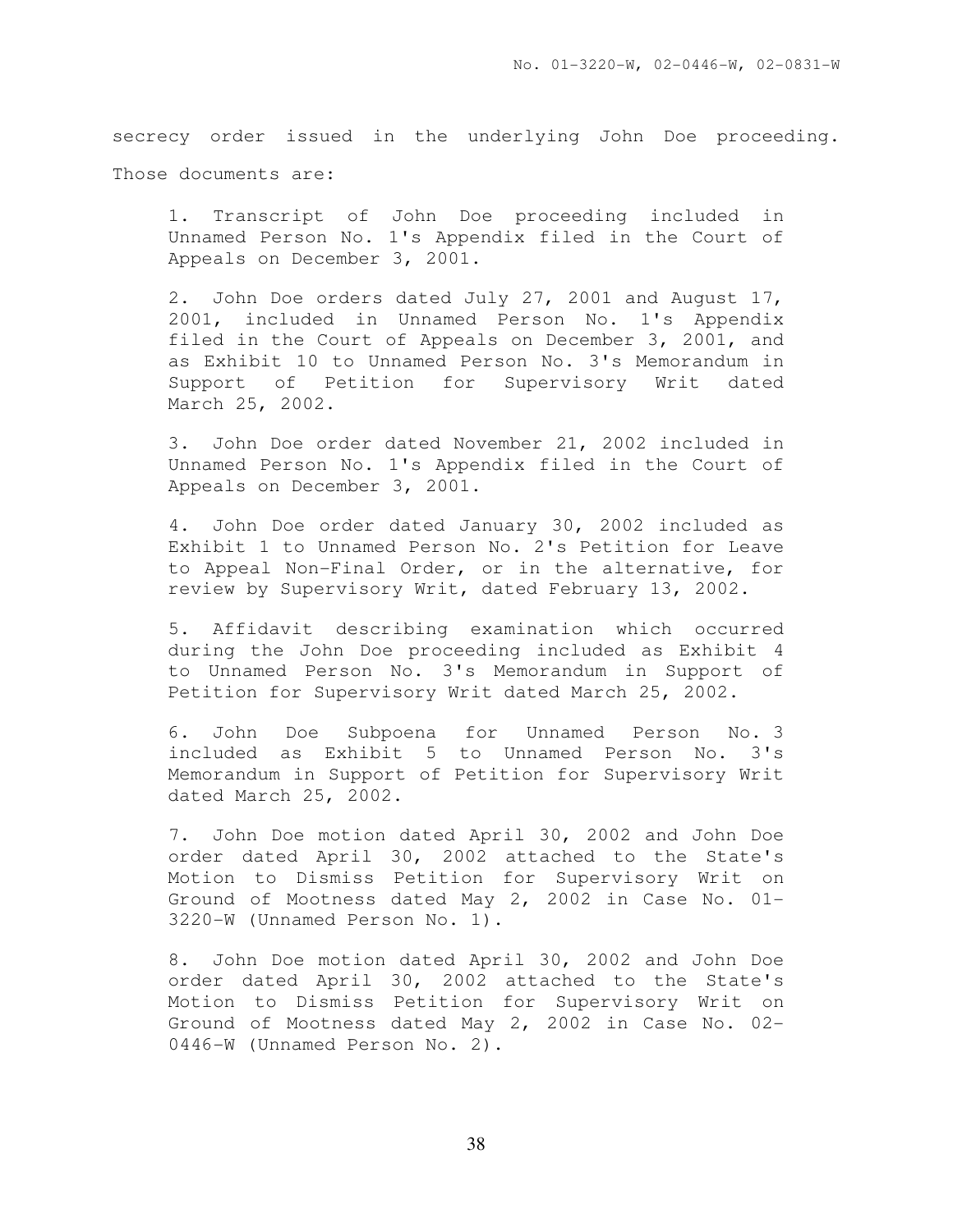secrecy order issued in the underlying John Doe proceeding. Those documents are:

1. Transcript of John Doe proceeding included in Unnamed Person No. 1's Appendix filed in the Court of Appeals on December 3, 2001.

2. John Doe orders dated July 27, 2001 and August 17, 2001, included in Unnamed Person No. 1's Appendix filed in the Court of Appeals on December 3, 2001, and as Exhibit 10 to Unnamed Person No. 3's Memorandum in Support of Petition for Supervisory Writ dated March 25, 2002.

3. John Doe order dated November 21, 2002 included in Unnamed Person No. 1's Appendix filed in the Court of Appeals on December 3, 2001.

4. John Doe order dated January 30, 2002 included as Exhibit 1 to Unnamed Person No. 2's Petition for Leave to Appeal Non-Final Order, or in the alternative, for review by Supervisory Writ, dated February 13, 2002.

5. Affidavit describing examination which occurred during the John Doe proceeding included as Exhibit 4 to Unnamed Person No. 3's Memorandum in Support of Petition for Supervisory Writ dated March 25, 2002.

6. John Doe Subpoena for Unnamed Person No. 3 included as Exhibit 5 to Unnamed Person No. 3's Memorandum in Support of Petition for Supervisory Writ dated March 25, 2002.

7. John Doe motion dated April 30, 2002 and John Doe order dated April 30, 2002 attached to the State's Motion to Dismiss Petition for Supervisory Writ on Ground of Mootness dated May 2, 2002 in Case No. 01-3220-W (Unnamed Person No. 1).

8. John Doe motion dated April 30, 2002 and John Doe order dated April 30, 2002 attached to the State's Motion to Dismiss Petition for Supervisory Writ on Ground of Mootness dated May 2, 2002 in Case No. 02-0446-W (Unnamed Person No. 2).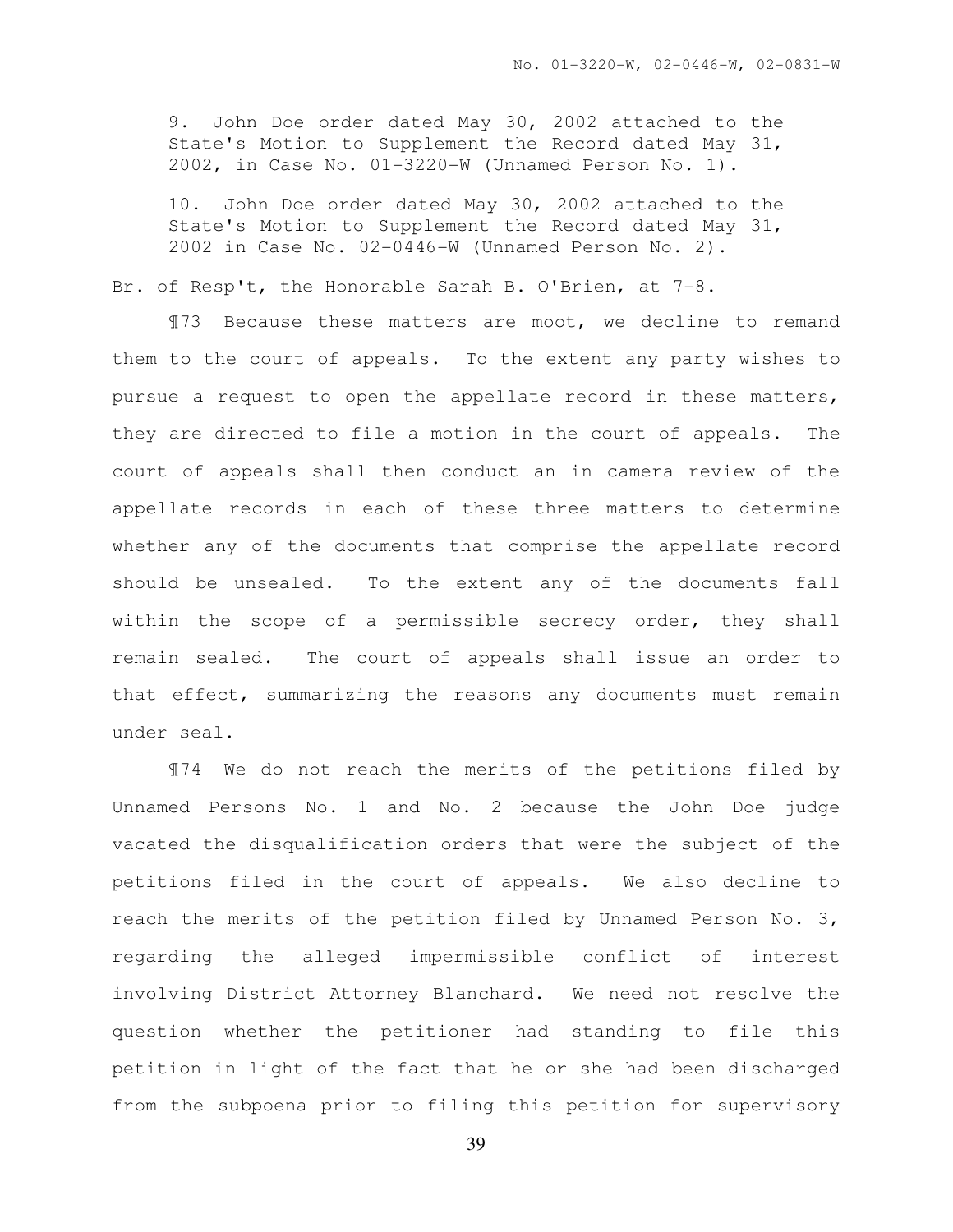9. John Doe order dated May 30, 2002 attached to the State's Motion to Supplement the Record dated May 31, 2002, in Case No. 01-3220-W (Unnamed Person No. 1).

10. John Doe order dated May 30, 2002 attached to the State's Motion to Supplement the Record dated May 31, 2002 in Case No. 02-0446-W (Unnamed Person No. 2).

Br. of Resp't, the Honorable Sarah B. O'Brien, at 7-8.

¶73 Because these matters are moot, we decline to remand them to the court of appeals. To the extent any party wishes to pursue a request to open the appellate record in these matters, they are directed to file a motion in the court of appeals. The court of appeals shall then conduct an in camera review of the appellate records in each of these three matters to determine whether any of the documents that comprise the appellate record should be unsealed. To the extent any of the documents fall within the scope of a permissible secrecy order, they shall remain sealed. The court of appeals shall issue an order to that effect, summarizing the reasons any documents must remain under seal.

¶74 We do not reach the merits of the petitions filed by Unnamed Persons No. 1 and No. 2 because the John Doe judge vacated the disqualification orders that were the subject of the petitions filed in the court of appeals. We also decline to reach the merits of the petition filed by Unnamed Person No. 3, regarding the alleged impermissible conflict of interest involving District Attorney Blanchard. We need not resolve the question whether the petitioner had standing to file this petition in light of the fact that he or she had been discharged from the subpoena prior to filing this petition for supervisory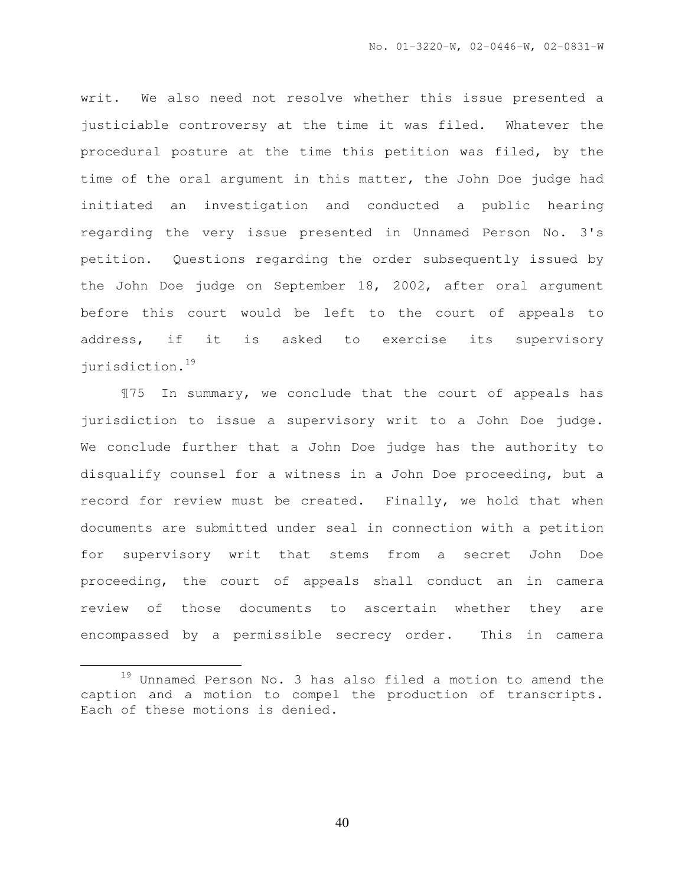writ. We also need not resolve whether this issue presented a justiciable controversy at the time it was filed. Whatever the procedural posture at the time this petition was filed, by the time of the oral argument in this matter, the John Doe judge had initiated an investigation and conducted a public hearing regarding the very issue presented in Unnamed Person No. 3's petition. Questions regarding the order subsequently issued by the John Doe judge on September 18, 2002, after oral argument before this court would be left to the court of appeals to address, if it is asked to exercise its supervisory jurisdiction.[19]

¶75 In summary, we conclude that the court of appeals has jurisdiction to issue a supervisory writ to a John Doe judge. We conclude further that a John Doe judge has the authority to disqualify counsel for a witness in a John Doe proceeding, but a record for review must be created. Finally, we hold that when documents are submitted under seal in connection with a petition for supervisory writ that stems from a secret John Doe proceeding, the court of appeals shall conduct an in camera review of those documents to ascertain whether they are encompassed by a permissible secrecy order. This in camera

---

[19] Unnamed Person No. 3 has also filed a motion to amend the caption and a motion to compel the production of transcripts. Each of these motions is denied.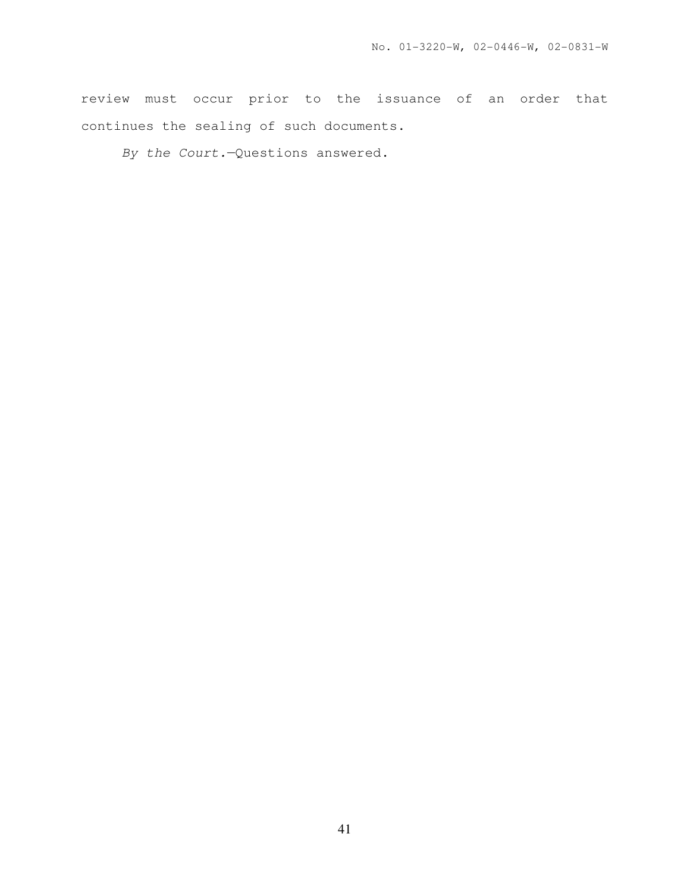review must occur prior to the issuance of an order that continues the sealing of such documents.

*By the Court.*—Questions answered.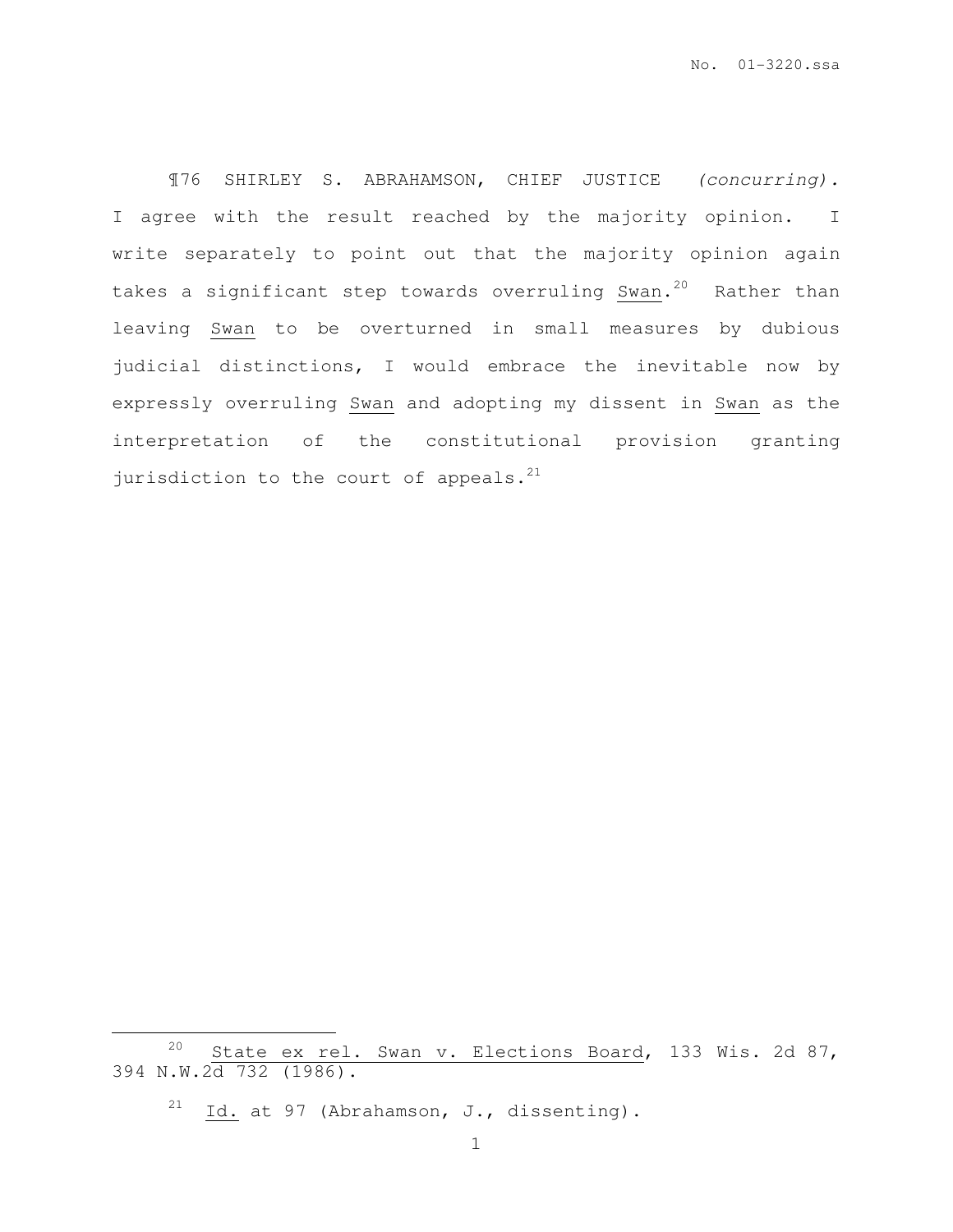¶76 SHIRLEY S. ABRAHAMSON, CHIEF JUSTICE *(concurring)*. I agree with the result reached by the majority opinion. I write separately to point out that the majority opinion again takes a significant step towards overruling Swan.[20] Rather than leaving Swan to be overturned in small measures by dubious judicial distinctions, I would embrace the inevitable now by expressly overruling Swan and adopting my dissent in Swan as the interpretation of the constitutional provision granting jurisdiction to the court of appeals.[21]

---

[20] State ex rel. Swan v. Elections Board, 133 Wis. 2d 87, 394 N.W.2d 732 (1986).

[21] Id. at 97 (Abrahamson, J., dissenting).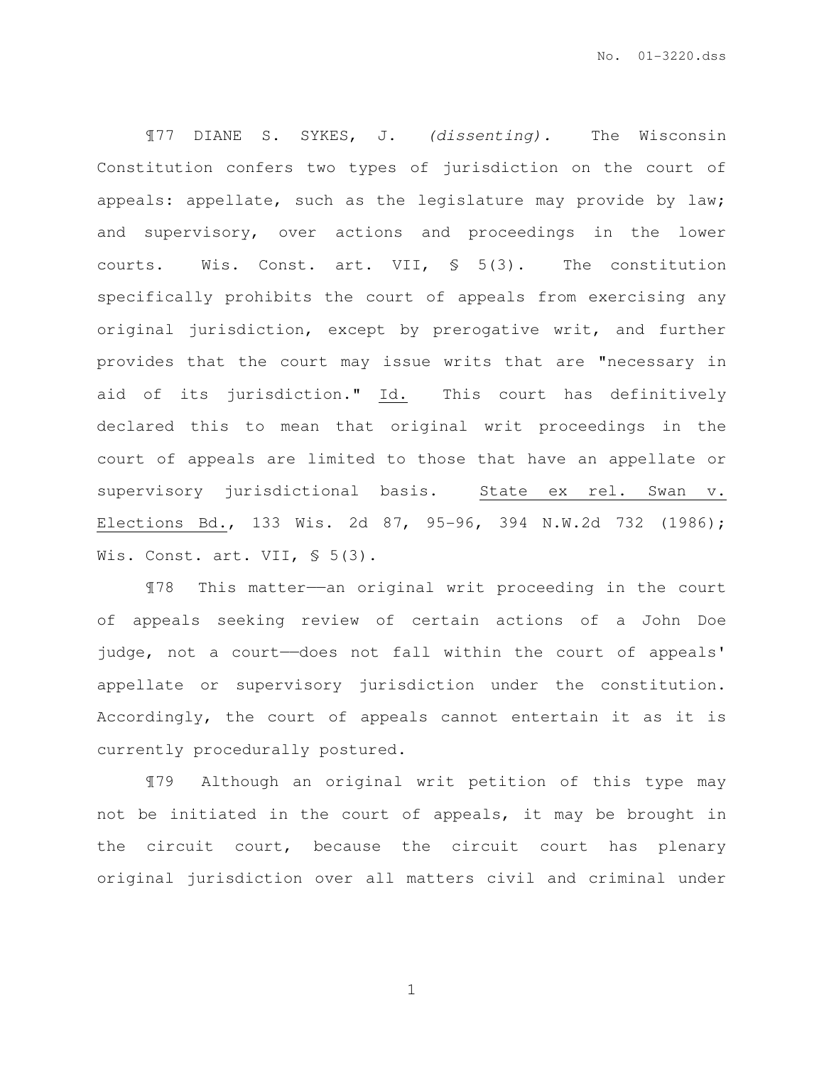¶77 DIANE S. SYKES, J. *(dissenting).* The Wisconsin Constitution confers two types of jurisdiction on the court of appeals: appellate, such as the legislature may provide by law; and supervisory, over actions and proceedings in the lower courts. Wis. Const. art. VII, § 5(3). The constitution specifically prohibits the court of appeals from exercising any original jurisdiction, except by prerogative writ, and further provides that the court may issue writs that are "necessary in aid of its jurisdiction." Id. This court has definitively declared this to mean that original writ proceedings in the court of appeals are limited to those that have an appellate or supervisory jurisdictional basis. State ex rel. Swan v. Elections Bd., 133 Wis. 2d 87, 95-96, 394 N.W.2d 732 (1986); Wis. Const. art. VII, § 5(3).

¶78 This matter——an original writ proceeding in the court of appeals seeking review of certain actions of a John Doe judge, not a court——does not fall within the court of appeals' appellate or supervisory jurisdiction under the constitution. Accordingly, the court of appeals cannot entertain it as it is currently procedurally postured.

¶79 Although an original writ petition of this type may not be initiated in the court of appeals, it may be brought in the circuit court, because the circuit court has plenary original jurisdiction over all matters civil and criminal under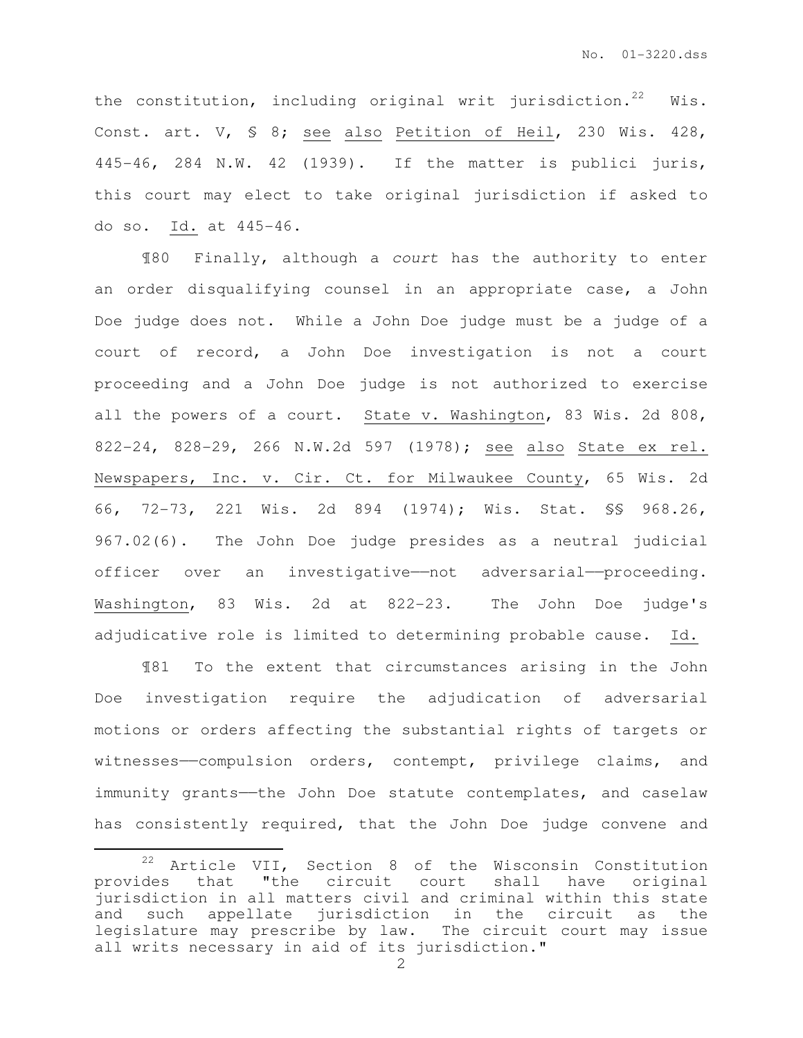the constitution, including original writ jurisdiction.[22] Wis. Const. art. V, § 8; see also Petition of Heil, 230 Wis. 428, 445-46, 284 N.W. 42 (1939). If the matter is publici juris, this court may elect to take original jurisdiction if asked to do so. Id. at 445-46.

¶80 Finally, although a *court* has the authority to enter an order disqualifying counsel in an appropriate case, a John Doe judge does not. While a John Doe judge must be a judge of a court of record, a John Doe investigation is not a court proceeding and a John Doe judge is not authorized to exercise all the powers of a court. State v. Washington, 83 Wis. 2d 808, 822-24, 828-29, 266 N.W.2d 597 (1978); see also State ex rel. Newspapers, Inc. v. Cir. Ct. for Milwaukee County, 65 Wis. 2d 66, 72-73, 221 Wis. 2d 894 (1974); Wis. Stat. §§ 968.26, 967.02(6). The John Doe judge presides as a neutral judicial officer over an investigative——not adversarial——proceeding. Washington, 83 Wis. 2d at 822-23. The John Doe judge's adjudicative role is limited to determining probable cause. Id.

¶81 To the extent that circumstances arising in the John Doe investigation require the adjudication of adversarial motions or orders affecting the substantial rights of targets or witnesses——compulsion orders, contempt, privilege claims, and immunity grants——the John Doe statute contemplates, and caselaw has consistently required, that the John Doe judge convene and

---

[22] Article VII, Section 8 of the Wisconsin Constitution provides that "the circuit court shall have original jurisdiction in all matters civil and criminal within this state and such appellate jurisdiction in the circuit as the legislature may prescribe by law. The circuit court may issue all writs necessary in aid of its jurisdiction."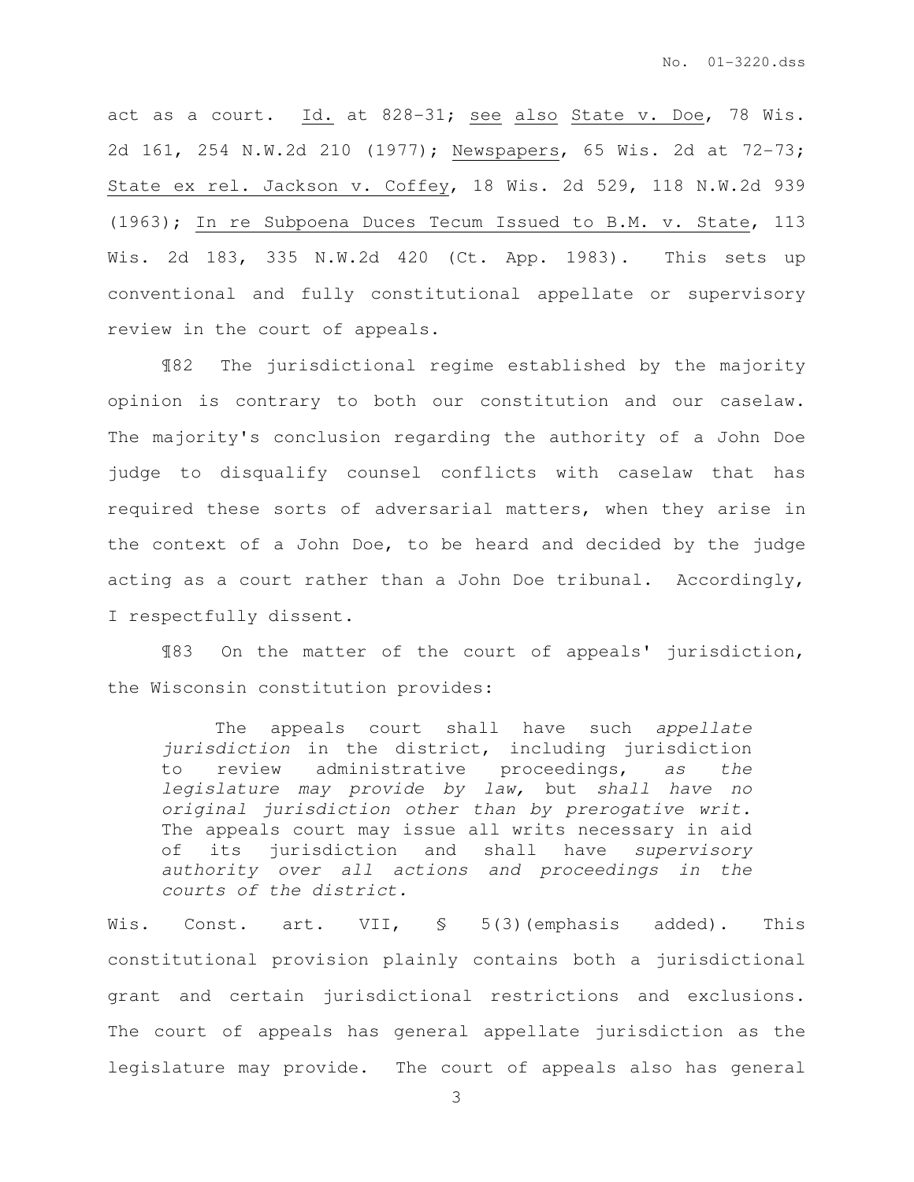act as a court. Id. at 828-31; see also State v. Doe, 78 Wis. 2d 161, 254 N.W.2d 210 (1977); Newspapers, 65 Wis. 2d at 72-73; State ex rel. Jackson v. Coffey, 18 Wis. 2d 529, 118 N.W.2d 939 (1963); In re Subpoena Duces Tecum Issued to B.M. v. State, 113 Wis. 2d 183, 335 N.W.2d 420 (Ct. App. 1983). This sets up conventional and fully constitutional appellate or supervisory review in the court of appeals.

¶82 The jurisdictional regime established by the majority opinion is contrary to both our constitution and our caselaw. The majority's conclusion regarding the authority of a John Doe judge to disqualify counsel conflicts with caselaw that has required these sorts of adversarial matters, when they arise in the context of a John Doe, to be heard and decided by the judge acting as a court rather than a John Doe tribunal. Accordingly, I respectfully dissent.

¶83 On the matter of the court of appeals' jurisdiction, the Wisconsin constitution provides:

> The appeals court shall have such *appellate jurisdiction* in the district, including jurisdiction to review administrative proceedings, *as the legislature may provide by law,* but *shall have no original jurisdiction other than by prerogative writ.* The appeals court may issue all writs necessary in aid of its jurisdiction and shall have *supervisory authority over all actions and proceedings in the courts of the district.*

Wis. Const. art. VII, § 5(3)(emphasis added). This constitutional provision plainly contains both a jurisdictional grant and certain jurisdictional restrictions and exclusions. The court of appeals has general appellate jurisdiction as the legislature may provide. The court of appeals also has general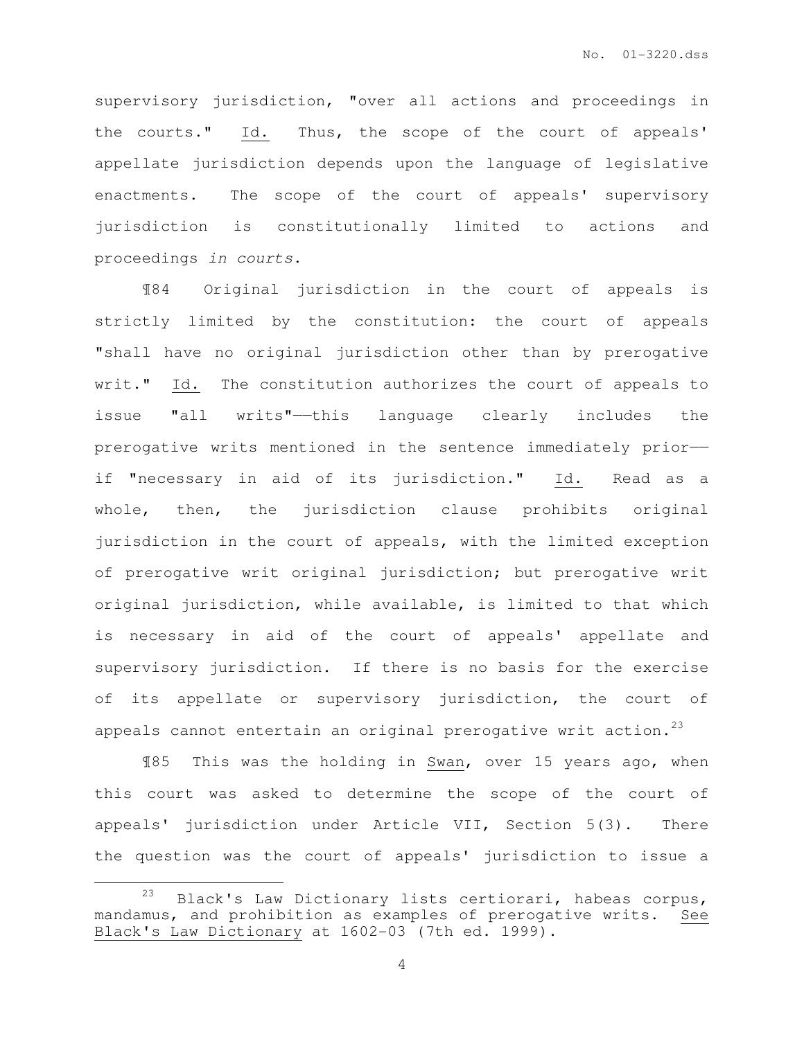supervisory jurisdiction, "over all actions and proceedings in the courts." Id. Thus, the scope of the court of appeals' appellate jurisdiction depends upon the language of legislative enactments. The scope of the court of appeals' supervisory jurisdiction is constitutionally limited to actions and proceedings *in courts*.

¶84 Original jurisdiction in the court of appeals is strictly limited by the constitution: the court of appeals "shall have no original jurisdiction other than by prerogative writ." Id. The constitution authorizes the court of appeals to issue "all writs"——this language clearly includes the prerogative writs mentioned in the sentence immediately prior—— if "necessary in aid of its jurisdiction." Id. Read as a whole, then, the jurisdiction clause prohibits original jurisdiction in the court of appeals, with the limited exception of prerogative writ original jurisdiction; but prerogative writ original jurisdiction, while available, is limited to that which is necessary in aid of the court of appeals' appellate and supervisory jurisdiction. If there is no basis for the exercise of its appellate or supervisory jurisdiction, the court of appeals cannot entertain an original prerogative writ action.[23]

¶85 This was the holding in Swan, over 15 years ago, when this court was asked to determine the scope of the court of appeals' jurisdiction under Article VII, Section 5(3). There the question was the court of appeals' jurisdiction to issue a

---

[23] Black's Law Dictionary lists certiorari, habeas corpus, mandamus, and prohibition as examples of prerogative writs. See Black's Law Dictionary at 1602-03 (7th ed. 1999).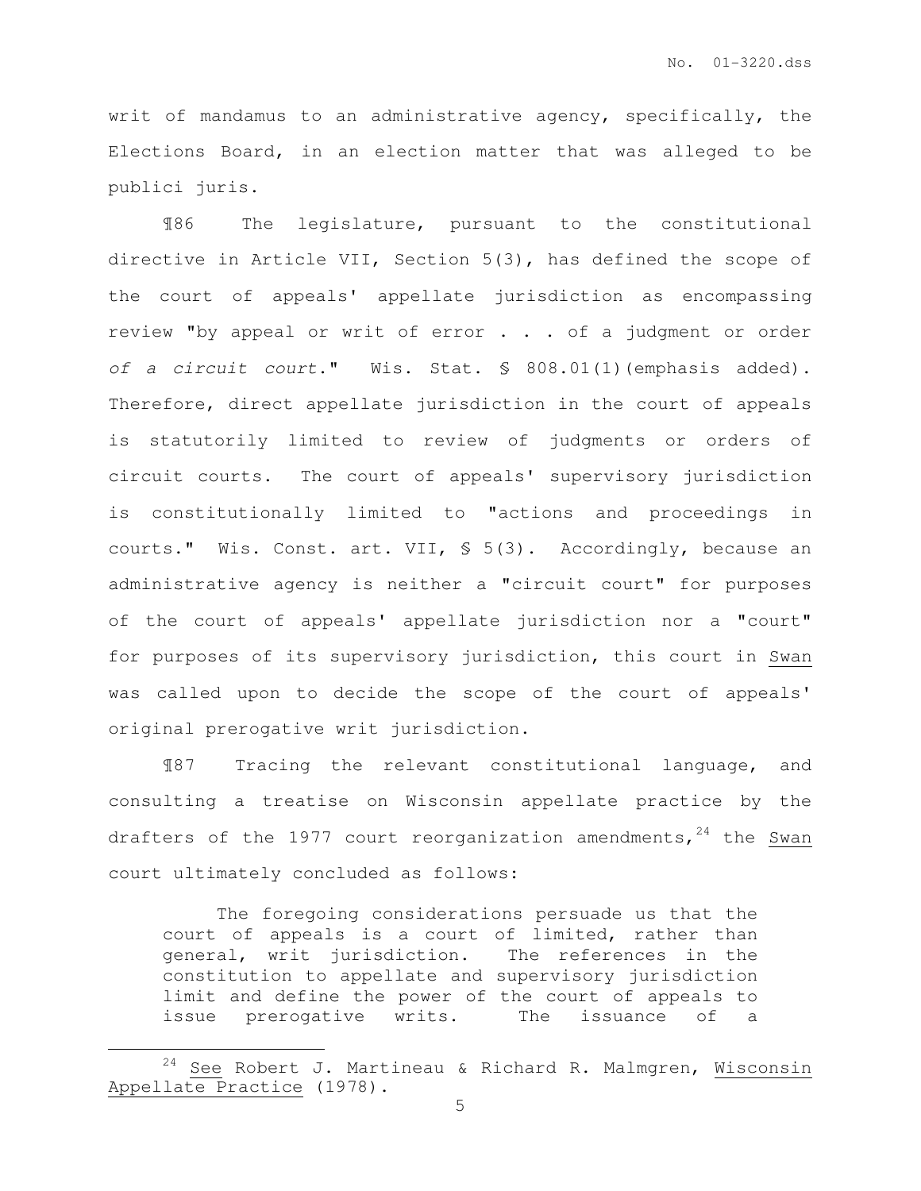writ of mandamus to an administrative agency, specifically, the Elections Board, in an election matter that was alleged to be publici juris.

¶86 The legislature, pursuant to the constitutional directive in Article VII, Section 5(3), has defined the scope of the court of appeals' appellate jurisdiction as encompassing review "by appeal or writ of error . . . of a judgment or order *of a circuit court*." Wis. Stat. § 808.01(1)(emphasis added). Therefore, direct appellate jurisdiction in the court of appeals is statutorily limited to review of judgments or orders of circuit courts. The court of appeals' supervisory jurisdiction is constitutionally limited to "actions and proceedings in courts." Wis. Const. art. VII, § 5(3). Accordingly, because an administrative agency is neither a "circuit court" for purposes of the court of appeals' appellate jurisdiction nor a "court" for purposes of its supervisory jurisdiction, this court in Swan was called upon to decide the scope of the court of appeals' original prerogative writ jurisdiction.

¶87 Tracing the relevant constitutional language, and consulting a treatise on Wisconsin appellate practice by the drafters of the 1977 court reorganization amendments,[24] the Swan court ultimately concluded as follows:

> The foregoing considerations persuade us that the court of appeals is a court of limited, rather than general, writ jurisdiction. The references in the constitution to appellate and supervisory jurisdiction limit and define the power of the court of appeals to issue prerogative writs. The issuance of a

---

[24] See Robert J. Martineau & Richard R. Malmgren, Wisconsin Appellate Practice (1978).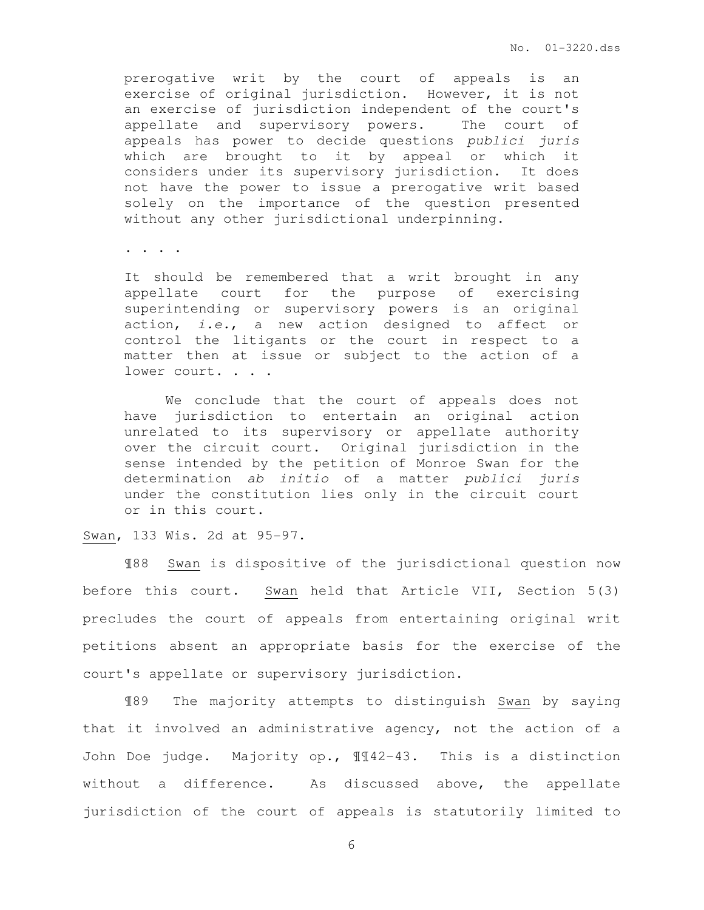> prerogative writ by the court of appeals is an exercise of original jurisdiction. However, it is not an exercise of jurisdiction independent of the court's appellate and supervisory powers. The court of appeals has power to decide questions *publici juris* which are brought to it by appeal or which it considers under its supervisory jurisdiction. It does not have the power to issue a prerogative writ based solely on the importance of the question presented without any other jurisdictional underpinning.
>
> . . . .
>
> It should be remembered that a writ brought in any appellate court for the purpose of exercising superintending or supervisory powers is an original action, *i.e.*, a new action designed to affect or control the litigants or the court in respect to a matter then at issue or subject to the action of a lower court. . . .
>
> We conclude that the court of appeals does not have jurisdiction to entertain an original action unrelated to its supervisory or appellate authority over the circuit court. Original jurisdiction in the sense intended by the petition of Monroe Swan for the determination *ab initio* of a matter *publici juris* under the constitution lies only in the circuit court or in this court.

Swan, 133 Wis. 2d at 95-97.

¶88 Swan is dispositive of the jurisdictional question now before this court. Swan held that Article VII, Section 5(3) precludes the court of appeals from entertaining original writ petitions absent an appropriate basis for the exercise of the court's appellate or supervisory jurisdiction.

¶89 The majority attempts to distinguish Swan by saying that it involved an administrative agency, not the action of a John Doe judge. Majority op., ¶¶42-43. This is a distinction without a difference. As discussed above, the appellate jurisdiction of the court of appeals is statutorily limited to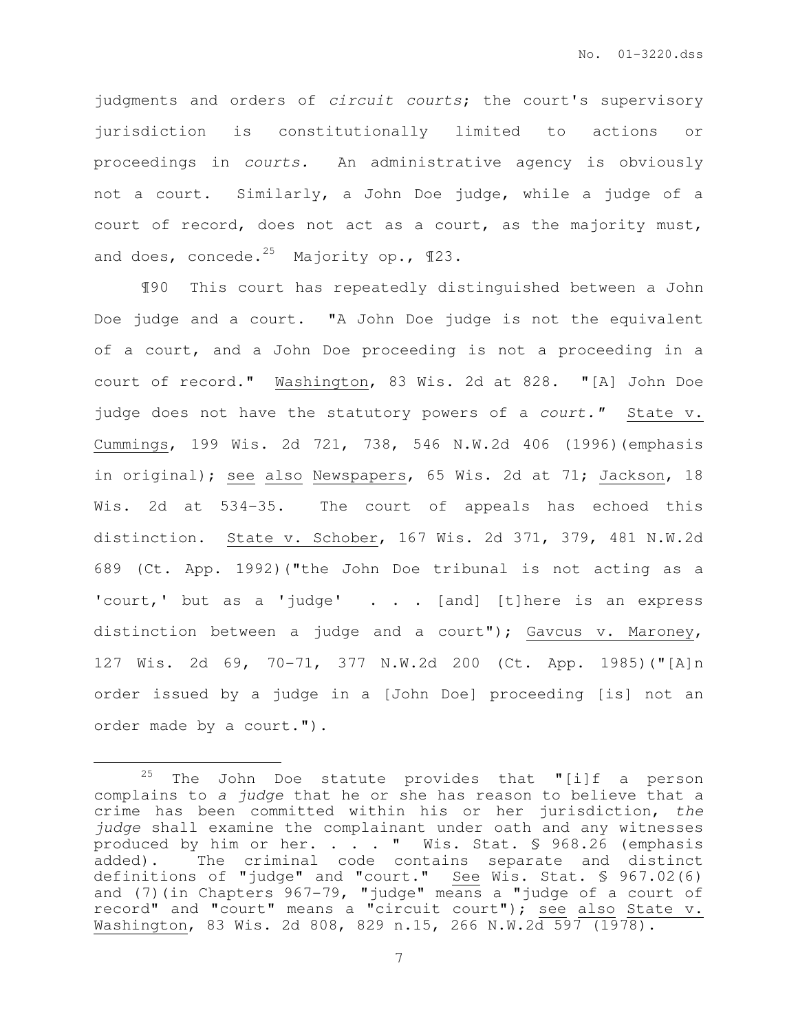judgments and orders of *circuit courts*; the court's supervisory jurisdiction is constitutionally limited to actions or proceedings in *courts.* An administrative agency is obviously not a court. Similarly, a John Doe judge, while a judge of a court of record, does not act as a court, as the majority must, and does, concede.[25] Majority op., ¶23.

¶90 This court has repeatedly distinguished between a John Doe judge and a court. "A John Doe judge is not the equivalent of a court, and a John Doe proceeding is not a proceeding in a court of record." Washington, 83 Wis. 2d at 828. "[A] John Doe judge does not have the statutory powers of a *court.*" State v. Cummings, 199 Wis. 2d 721, 738, 546 N.W.2d 406 (1996)(emphasis in original); see also Newspapers, 65 Wis. 2d at 71; Jackson, 18 Wis. 2d at 534-35. The court of appeals has echoed this distinction. State v. Schober, 167 Wis. 2d 371, 379, 481 N.W.2d 689 (Ct. App. 1992)("the John Doe tribunal is not acting as a 'court,' but as a 'judge' . . . [and] [t]here is an express distinction between a judge and a court"); Gavcus v. Maroney, 127 Wis. 2d 69, 70-71, 377 N.W.2d 200 (Ct. App. 1985)("[A]n order issued by a judge in a [John Doe] proceeding [is] not an order made by a court.").

---

[25] The John Doe statute provides that "[i]f a person complains to *a judge* that he or she has reason to believe that a crime has been committed within his or her jurisdiction, *the judge* shall examine the complainant under oath and any witnesses produced by him or her. . . . " Wis. Stat. § 968.26 (emphasis added). The criminal code contains separate and distinct definitions of "judge" and "court." See Wis. Stat. § 967.02(6) and (7)(in Chapters 967-79, "judge" means a "judge of a court of record" and "court" means a "circuit court"); see also State v. Washington, 83 Wis. 2d 808, 829 n.15, 266 N.W.2d 597 (1978).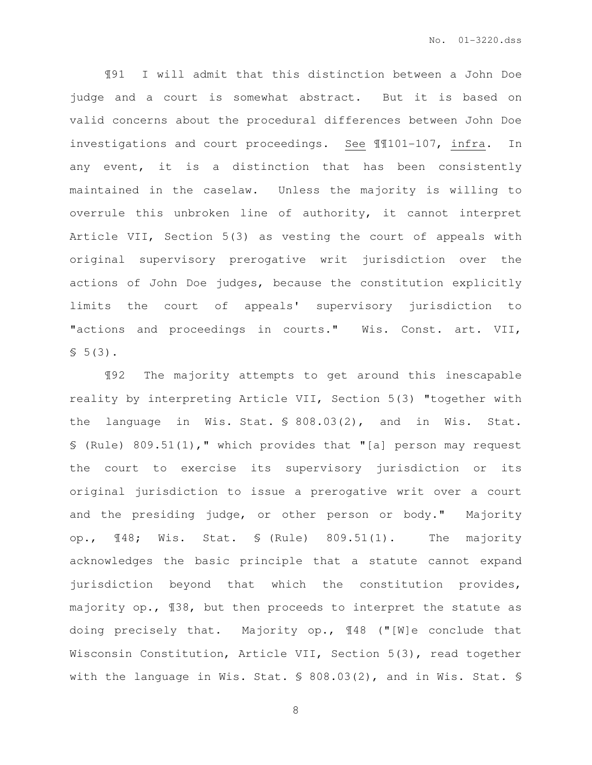¶91 I will admit that this distinction between a John Doe judge and a court is somewhat abstract. But it is based on valid concerns about the procedural differences between John Doe investigations and court proceedings. See ¶¶101-107, infra. In any event, it is a distinction that has been consistently maintained in the caselaw. Unless the majority is willing to overrule this unbroken line of authority, it cannot interpret Article VII, Section 5(3) as vesting the court of appeals with original supervisory prerogative writ jurisdiction over the actions of John Doe judges, because the constitution explicitly limits the court of appeals' supervisory jurisdiction to "actions and proceedings in courts." Wis. Const. art. VII, § 5(3).

¶92 The majority attempts to get around this inescapable reality by interpreting Article VII, Section 5(3) "together with the language in Wis. Stat. § 808.03(2), and in Wis. Stat. § (Rule) 809.51(1)," which provides that "[a] person may request the court to exercise its supervisory jurisdiction or its original jurisdiction to issue a prerogative writ over a court and the presiding judge, or other person or body." Majority op., ¶48; Wis. Stat. § (Rule) 809.51(1). The majority acknowledges the basic principle that a statute cannot expand jurisdiction beyond that which the constitution provides, majority op., ¶38, but then proceeds to interpret the statute as doing precisely that. Majority op., ¶48 ("[W]e conclude that Wisconsin Constitution, Article VII, Section 5(3), read together with the language in Wis. Stat. § 808.03(2), and in Wis. Stat. §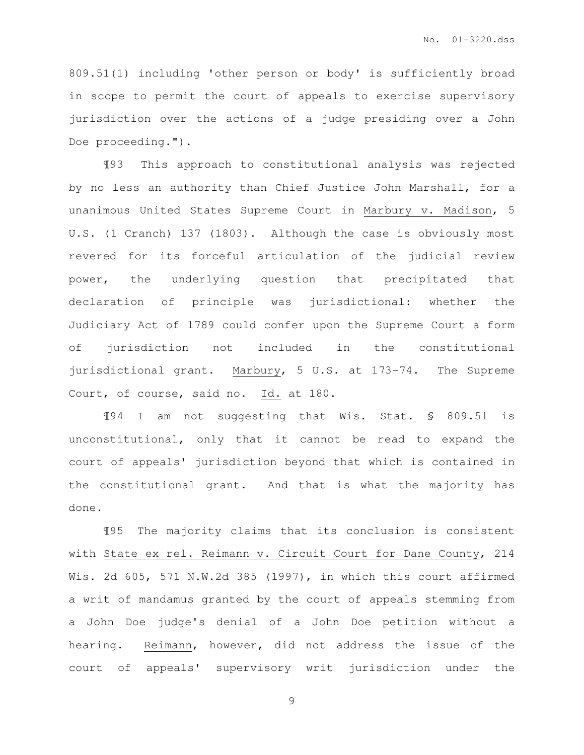809.51(1) including 'other person or body' is sufficiently broad in scope to permit the court of appeals to exercise supervisory jurisdiction over the actions of a judge presiding over a John Doe proceeding.").

¶93 This approach to constitutional analysis was rejected by no less an authority than Chief Justice John Marshall, for a unanimous United States Supreme Court in Marbury v. Madison, 5 U.S. (1 Cranch) 137 (1803). Although the case is obviously most revered for its forceful articulation of the judicial review power, the underlying question that precipitated that declaration of principle was jurisdictional: whether the Judiciary Act of 1789 could confer upon the Supreme Court a form of jurisdiction not included in the constitutional jurisdictional grant. Marbury, 5 U.S. at 173-74. The Supreme Court, of course, said no. Id. at 180.

¶94 I am not suggesting that Wis. Stat. § 809.51 is unconstitutional, only that it cannot be read to expand the court of appeals' jurisdiction beyond that which is contained in the constitutional grant. And that is what the majority has done.

¶95 The majority claims that its conclusion is consistent with State ex rel. Reimann v. Circuit Court for Dane County, 214 Wis. 2d 605, 571 N.W.2d 385 (1997), in which this court affirmed a writ of mandamus granted by the court of appeals stemming from a John Doe judge's denial of a John Doe petition without a hearing. Reimann, however, did not address the issue of the court of appeals' supervisory writ jurisdiction under the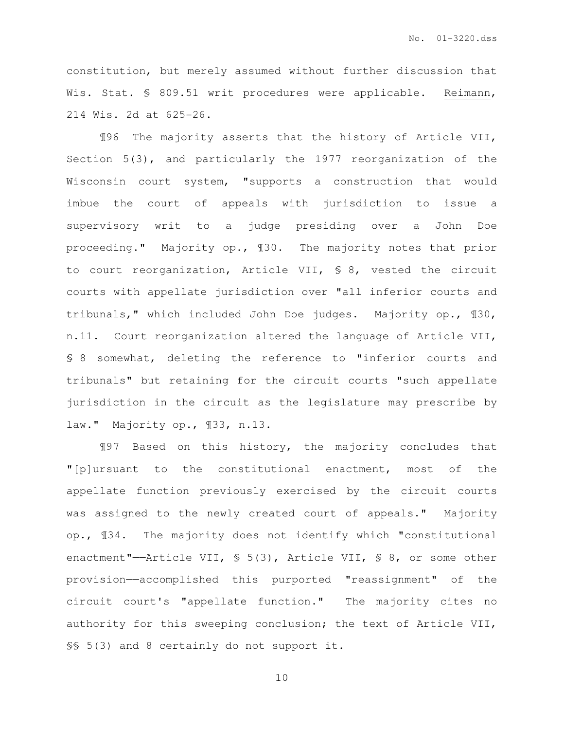constitution, but merely assumed without further discussion that Wis. Stat. § 809.51 writ procedures were applicable. Reimann, 214 Wis. 2d at 625-26.

¶96 The majority asserts that the history of Article VII, Section 5(3), and particularly the 1977 reorganization of the Wisconsin court system, "supports a construction that would imbue the court of appeals with jurisdiction to issue a supervisory writ to a judge presiding over a John Doe proceeding." Majority op., ¶30. The majority notes that prior to court reorganization, Article VII, § 8, vested the circuit courts with appellate jurisdiction over "all inferior courts and tribunals," which included John Doe judges. Majority op., ¶30, n.11. Court reorganization altered the language of Article VII, § 8 somewhat, deleting the reference to "inferior courts and tribunals" but retaining for the circuit courts "such appellate jurisdiction in the circuit as the legislature may prescribe by law." Majority op., ¶33, n.13.

¶97 Based on this history, the majority concludes that "[p]ursuant to the constitutional enactment, most of the appellate function previously exercised by the circuit courts was assigned to the newly created court of appeals." Majority op., ¶34. The majority does not identify which "constitutional enactment"——Article VII, § 5(3), Article VII, § 8, or some other provision——accomplished this purported "reassignment" of the circuit court's "appellate function." The majority cites no authority for this sweeping conclusion; the text of Article VII, §§ 5(3) and 8 certainly do not support it.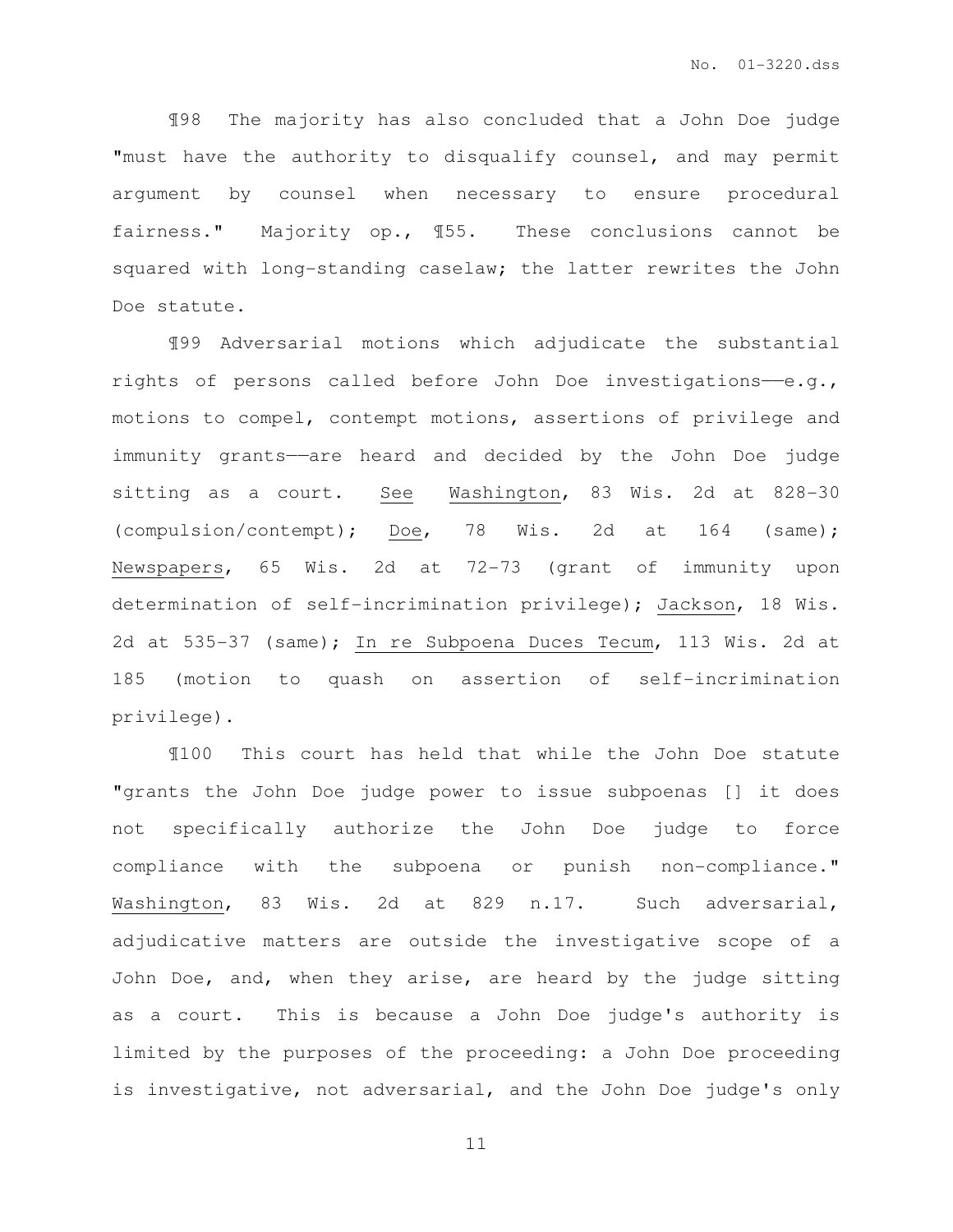¶98 The majority has also concluded that a John Doe judge "must have the authority to disqualify counsel, and may permit argument by counsel when necessary to ensure procedural fairness." Majority op., ¶55. These conclusions cannot be squared with long-standing caselaw; the latter rewrites the John Doe statute.

¶99 Adversarial motions which adjudicate the substantial rights of persons called before John Doe investigations——e.g., motions to compel, contempt motions, assertions of privilege and immunity grants——are heard and decided by the John Doe judge sitting as a court. See Washington, 83 Wis. 2d at 828-30 (compulsion/contempt); Doe, 78 Wis. 2d at 164 (same); Newspapers, 65 Wis. 2d at 72-73 (grant of immunity upon determination of self-incrimination privilege); Jackson, 18 Wis. 2d at 535-37 (same); In re Subpoena Duces Tecum, 113 Wis. 2d at 185 (motion to quash on assertion of self-incrimination privilege).

¶100 This court has held that while the John Doe statute "grants the John Doe judge power to issue subpoenas [] it does not specifically authorize the John Doe judge to force compliance with the subpoena or punish non-compliance." Washington, 83 Wis. 2d at 829 n.17. Such adversarial, adjudicative matters are outside the investigative scope of a John Doe, and, when they arise, are heard by the judge sitting as a court. This is because a John Doe judge's authority is limited by the purposes of the proceeding: a John Doe proceeding is investigative, not adversarial, and the John Doe judge's only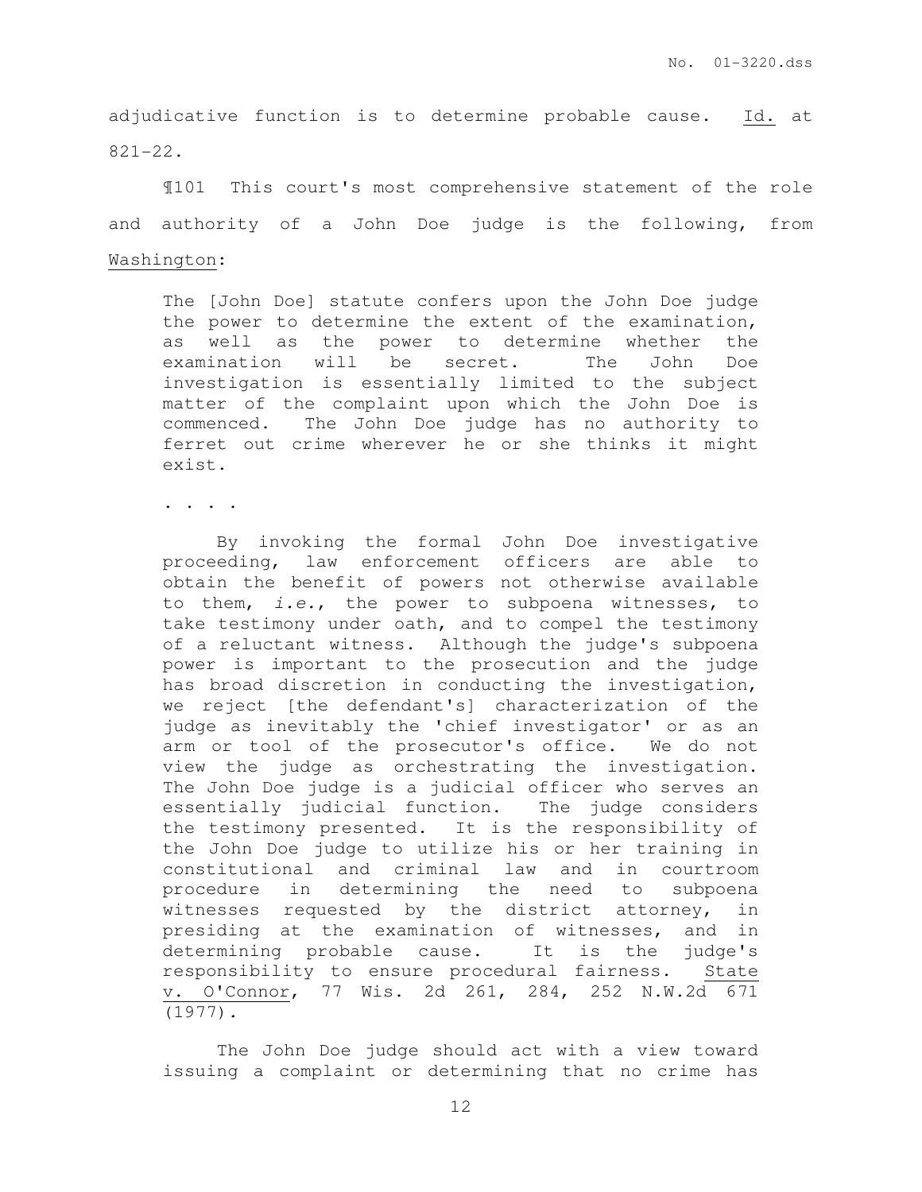adjudicative function is to determine probable cause. Id. at 821-22.

¶101 This court's most comprehensive statement of the role and authority of a John Doe judge is the following, from Washington:

> The [John Doe] statute confers upon the John Doe judge the power to determine the extent of the examination, as well as the power to determine whether the examination will be secret. The John Doe investigation is essentially limited to the subject matter of the complaint upon which the John Doe is commenced. The John Doe judge has no authority to ferret out crime wherever he or she thinks it might exist.
>
> . . . .
>
> By invoking the formal John Doe investigative proceeding, law enforcement officers are able to obtain the benefit of powers not otherwise available to them, *i.e.*, the power to subpoena witnesses, to take testimony under oath, and to compel the testimony of a reluctant witness. Although the judge's subpoena power is important to the prosecution and the judge has broad discretion in conducting the investigation, we reject [the defendant's] characterization of the judge as inevitably the 'chief investigator' or as an arm or tool of the prosecutor's office. We do not view the judge as orchestrating the investigation. The John Doe judge is a judicial officer who serves an essentially judicial function. The judge considers the testimony presented. It is the responsibility of the John Doe judge to utilize his or her training in constitutional and criminal law and in courtroom procedure in determining the need to subpoena witnesses requested by the district attorney, in presiding at the examination of witnesses, and in determining probable cause. It is the judge's responsibility to ensure procedural fairness. State v. O'Connor, 77 Wis. 2d 261, 284, 252 N.W.2d 671 (1977).
>
> The John Doe judge should act with a view toward issuing a complaint or determining that no crime has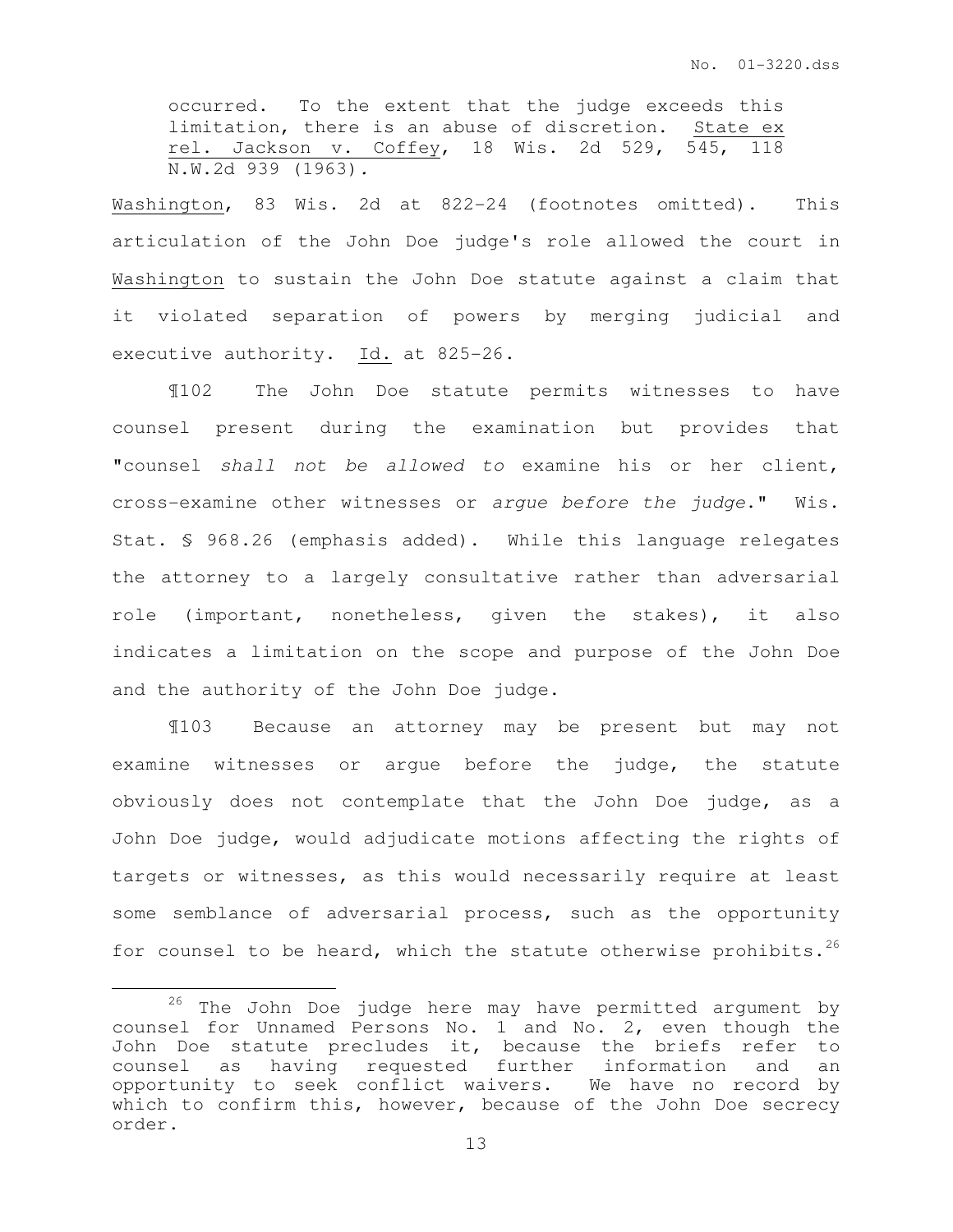> occurred. To the extent that the judge exceeds this limitation, there is an abuse of discretion. State ex rel. Jackson v. Coffey, 18 Wis. 2d 529, 545, 118 N.W.2d 939 (1963).

Washington, 83 Wis. 2d at 822-24 (footnotes omitted). This articulation of the John Doe judge's role allowed the court in Washington to sustain the John Doe statute against a claim that it violated separation of powers by merging judicial and executive authority. Id. at 825-26.

¶102 The John Doe statute permits witnesses to have counsel present during the examination but provides that "counsel *shall not be allowed to* examine his or her client, cross-examine other witnesses or *argue before the judge*." Wis. Stat. § 968.26 (emphasis added). While this language relegates the attorney to a largely consultative rather than adversarial role (important, nonetheless, given the stakes), it also indicates a limitation on the scope and purpose of the John Doe and the authority of the John Doe judge.

¶103 Because an attorney may be present but may not examine witnesses or argue before the judge, the statute obviously does not contemplate that the John Doe judge, as a John Doe judge, would adjudicate motions affecting the rights of targets or witnesses, as this would necessarily require at least some semblance of adversarial process, such as the opportunity for counsel to be heard, which the statute otherwise prohibits.[26]

[26] The John Doe judge here may have permitted argument by counsel for Unnamed Persons No. 1 and No. 2, even though the John Doe statute precludes it, because the briefs refer to counsel as having requested further information and an opportunity to seek conflict waivers. We have no record by which to confirm this, however, because of the John Doe secrecy order.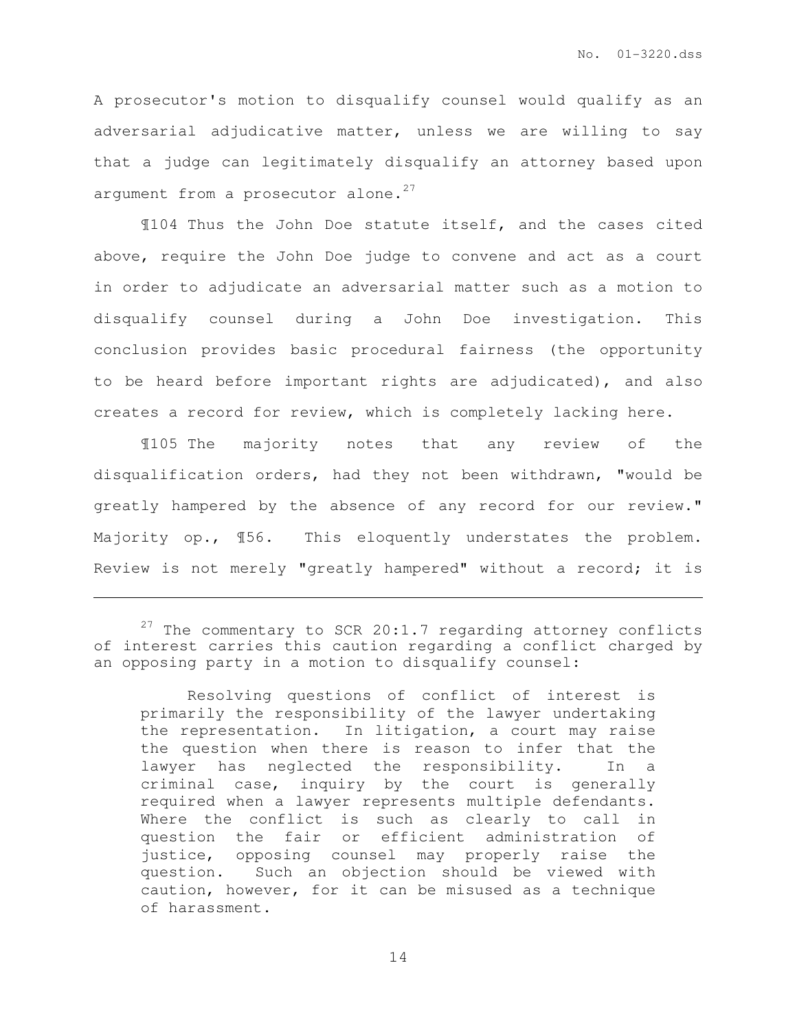A prosecutor's motion to disqualify counsel would qualify as an adversarial adjudicative matter, unless we are willing to say that a judge can legitimately disqualify an attorney based upon argument from a prosecutor alone.[27]

¶104 Thus the John Doe statute itself, and the cases cited above, require the John Doe judge to convene and act as a court in order to adjudicate an adversarial matter such as a motion to disqualify counsel during a John Doe investigation. This conclusion provides basic procedural fairness (the opportunity to be heard before important rights are adjudicated), and also creates a record for review, which is completely lacking here.

¶105 The majority notes that any review of the disqualification orders, had they not been withdrawn, "would be greatly hampered by the absence of any record for our review." Majority op., ¶56. This eloquently understates the problem. Review is not merely "greatly hampered" without a record; it is

---

[27] The commentary to SCR 20:1.7 regarding attorney conflicts of interest carries this caution regarding a conflict charged by an opposing party in a motion to disqualify counsel:

> Resolving questions of conflict of interest is primarily the responsibility of the lawyer undertaking the representation. In litigation, a court may raise the question when there is reason to infer that the lawyer has neglected the responsibility. In a criminal case, inquiry by the court is generally required when a lawyer represents multiple defendants. Where the conflict is such as clearly to call in question the fair or efficient administration of justice, opposing counsel may properly raise the question. Such an objection should be viewed with caution, however, for it can be misused as a technique of harassment.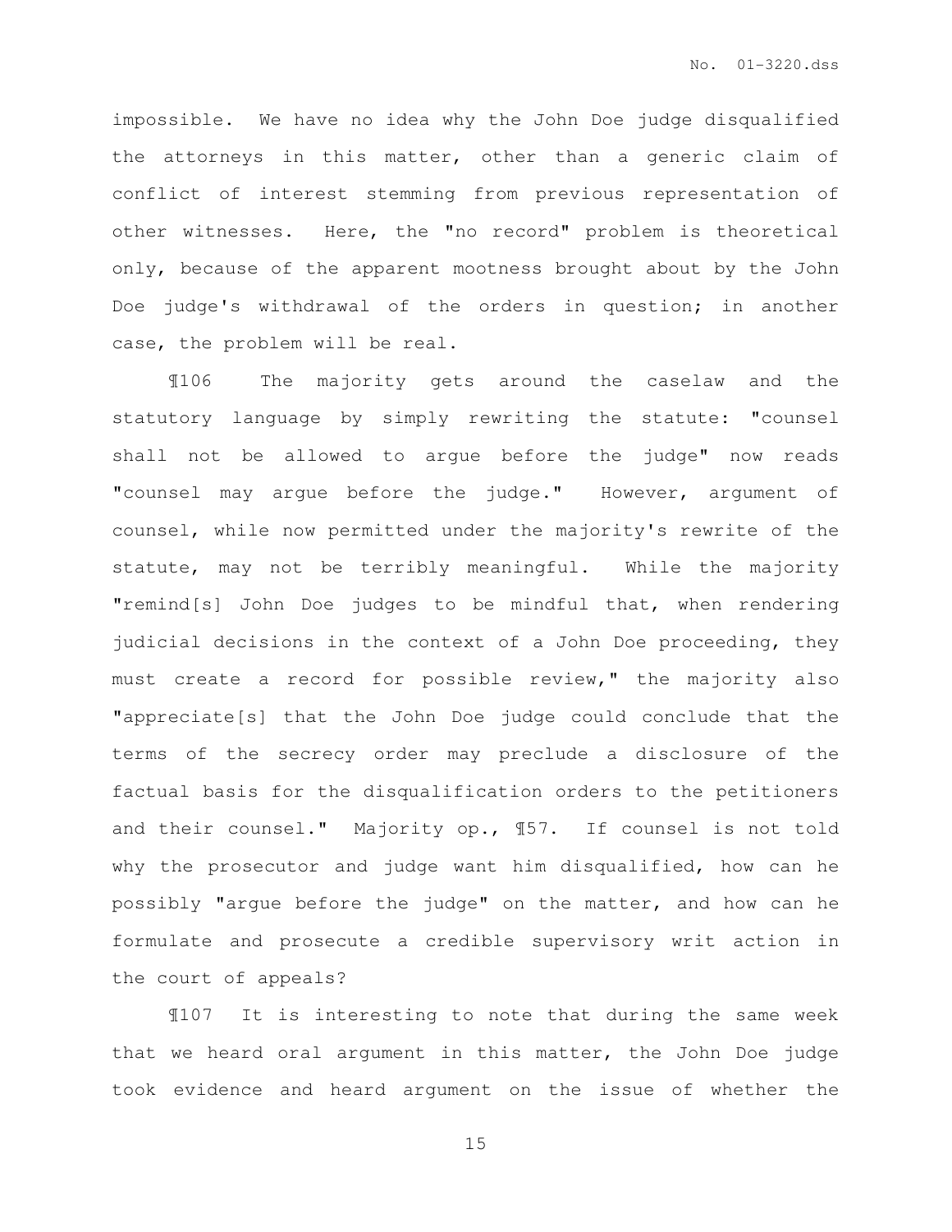impossible. We have no idea why the John Doe judge disqualified the attorneys in this matter, other than a generic claim of conflict of interest stemming from previous representation of other witnesses. Here, the "no record" problem is theoretical only, because of the apparent mootness brought about by the John Doe judge's withdrawal of the orders in question; in another case, the problem will be real.

¶106 The majority gets around the caselaw and the statutory language by simply rewriting the statute: "counsel shall not be allowed to argue before the judge" now reads "counsel may argue before the judge." However, argument of counsel, while now permitted under the majority's rewrite of the statute, may not be terribly meaningful. While the majority "remind[s] John Doe judges to be mindful that, when rendering judicial decisions in the context of a John Doe proceeding, they must create a record for possible review," the majority also "appreciate[s] that the John Doe judge could conclude that the terms of the secrecy order may preclude a disclosure of the factual basis for the disqualification orders to the petitioners and their counsel." Majority op., ¶57. If counsel is not told why the prosecutor and judge want him disqualified, how can he possibly "argue before the judge" on the matter, and how can he formulate and prosecute a credible supervisory writ action in the court of appeals?

¶107 It is interesting to note that during the same week that we heard oral argument in this matter, the John Doe judge took evidence and heard argument on the issue of whether the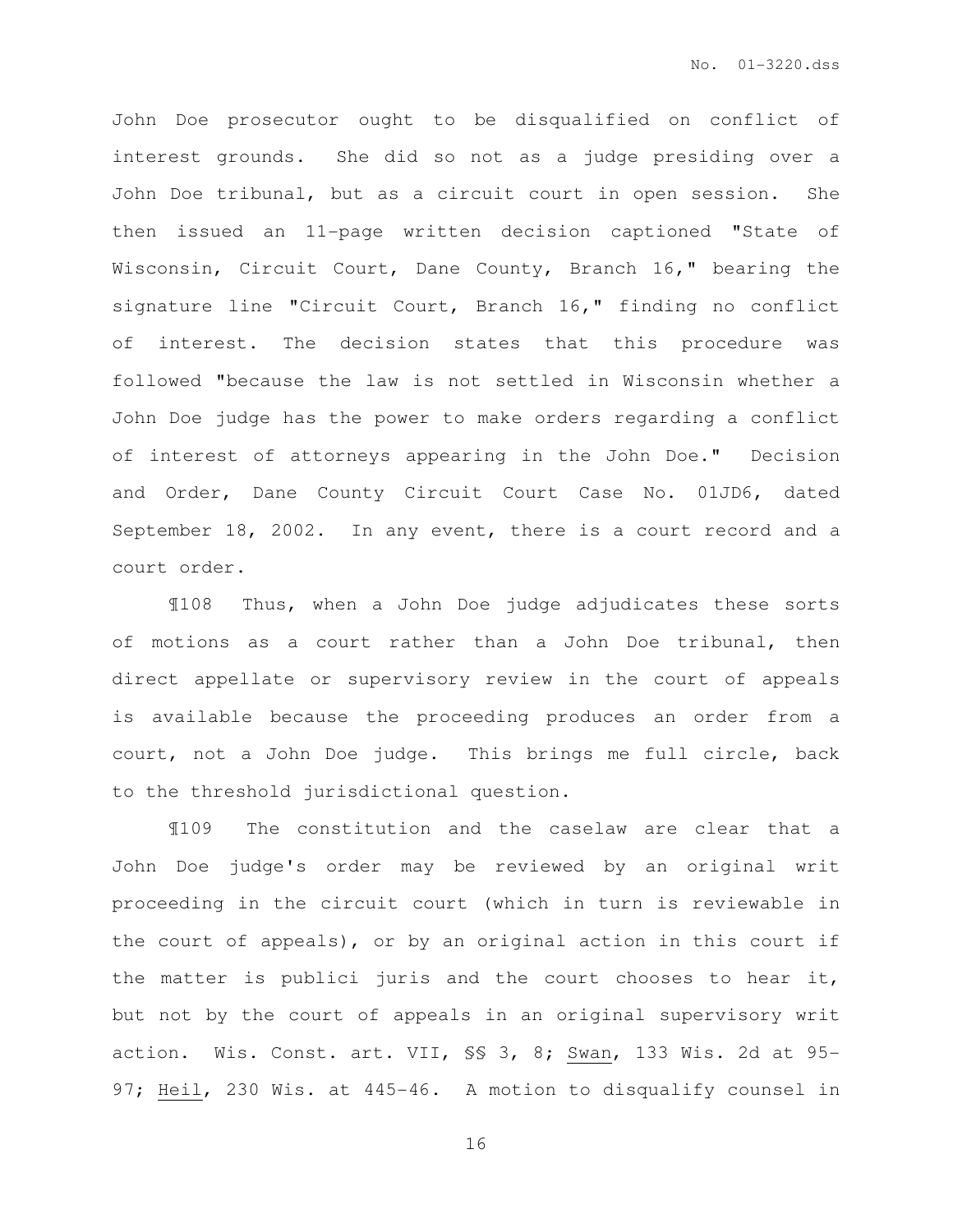John Doe prosecutor ought to be disqualified on conflict of interest grounds. She did so not as a judge presiding over a John Doe tribunal, but as a circuit court in open session. She then issued an 11-page written decision captioned "State of Wisconsin, Circuit Court, Dane County, Branch 16," bearing the signature line "Circuit Court, Branch 16," finding no conflict of interest. The decision states that this procedure was followed "because the law is not settled in Wisconsin whether a John Doe judge has the power to make orders regarding a conflict of interest of attorneys appearing in the John Doe." Decision and Order, Dane County Circuit Court Case No. 01JD6, dated September 18, 2002. In any event, there is a court record and a court order.

¶108 Thus, when a John Doe judge adjudicates these sorts of motions as a court rather than a John Doe tribunal, then direct appellate or supervisory review in the court of appeals is available because the proceeding produces an order from a court, not a John Doe judge. This brings me full circle, back to the threshold jurisdictional question.

¶109 The constitution and the caselaw are clear that a John Doe judge's order may be reviewed by an original writ proceeding in the circuit court (which in turn is reviewable in the court of appeals), or by an original action in this court if the matter is publici juris and the court chooses to hear it, but not by the court of appeals in an original supervisory writ action. Wis. Const. art. VII, §§ 3, 8; Swan, 133 Wis. 2d at 95-97; Heil, 230 Wis. at 445-46. A motion to disqualify counsel in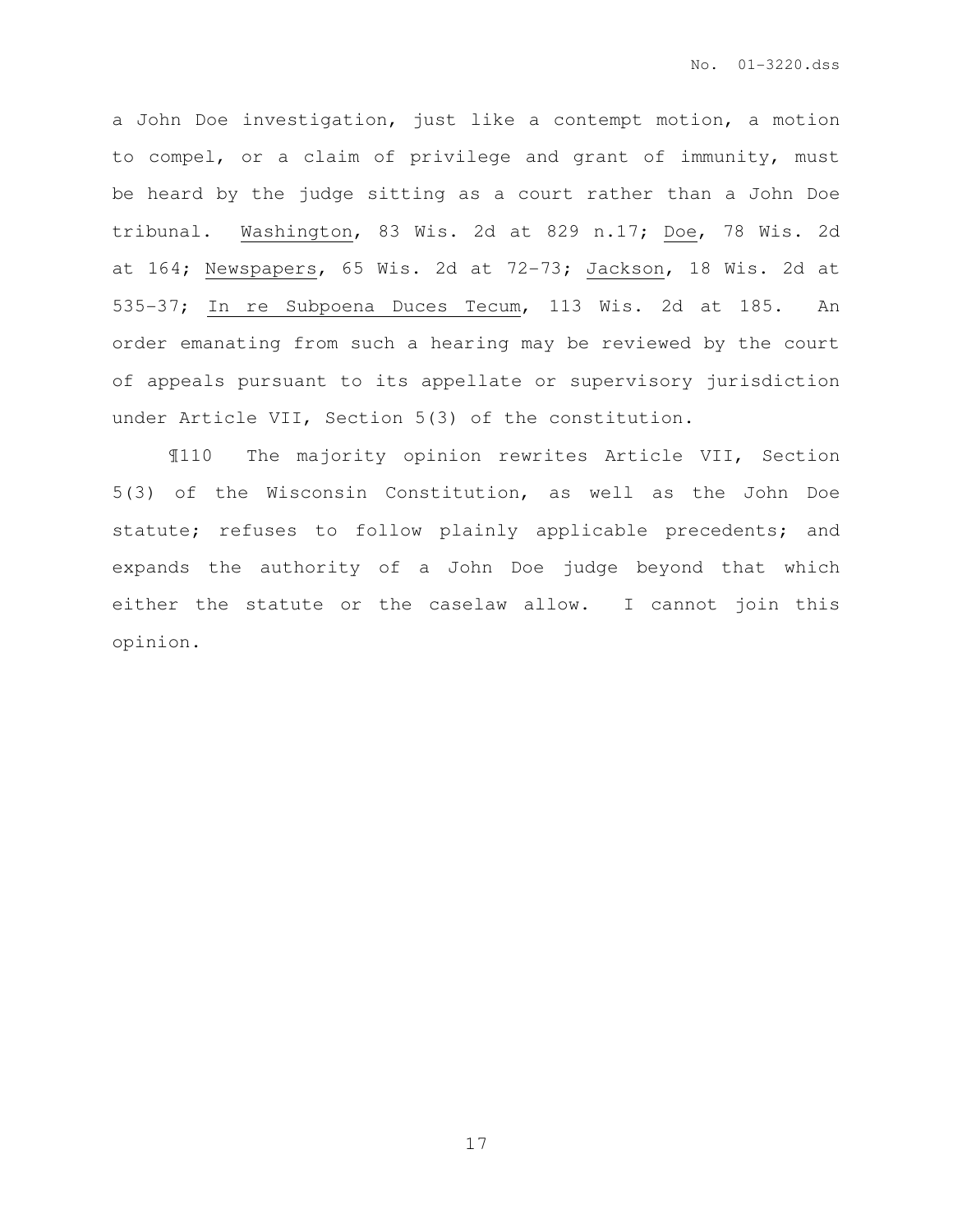a John Doe investigation, just like a contempt motion, a motion to compel, or a claim of privilege and grant of immunity, must be heard by the judge sitting as a court rather than a John Doe tribunal. Washington, 83 Wis. 2d at 829 n.17; Doe, 78 Wis. 2d at 164; Newspapers, 65 Wis. 2d at 72-73; Jackson, 18 Wis. 2d at 535-37; In re Subpoena Duces Tecum, 113 Wis. 2d at 185. An order emanating from such a hearing may be reviewed by the court of appeals pursuant to its appellate or supervisory jurisdiction under Article VII, Section 5(3) of the constitution.

¶110 The majority opinion rewrites Article VII, Section 5(3) of the Wisconsin Constitution, as well as the John Doe statute; refuses to follow plainly applicable precedents; and expands the authority of a John Doe judge beyond that which either the statute or the caselaw allow. I cannot join this opinion.